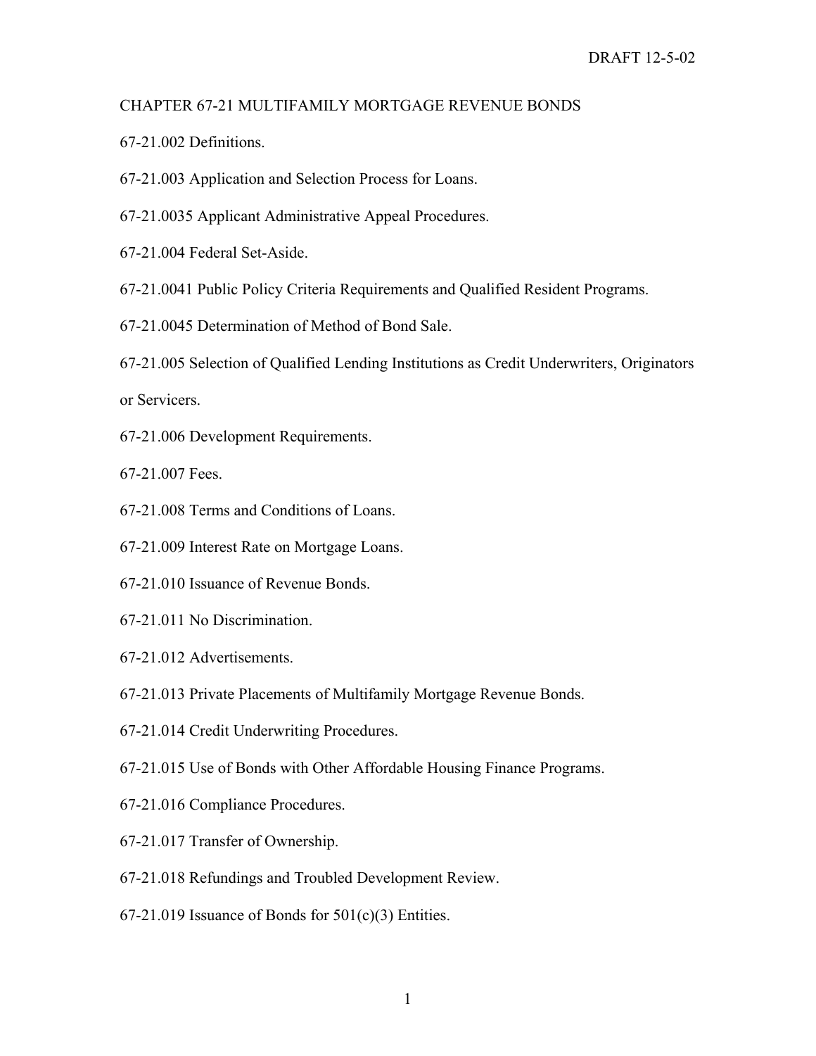DRAFT 12-5-02

# CHAPTER 67-21 MULTIFAMILY MORTGAGE REVENUE BONDS

67-21.002 Definitions.

67-21.003 Application and Selection Process for Loans.

67-21.0035 Applicant Administrative Appeal Procedures.

67-21.004 Federal Set-Aside.

67-21.0041 Public Policy Criteria Requirements and Qualified Resident Programs.

67-21.0045 Determination of Method of Bond Sale.

67-21.005 Selection of Qualified Lending Institutions as Credit Underwriters, Originators or Servicers.

67-21.006 Development Requirements.

67-21.007 Fees.

67-21.008 Terms and Conditions of Loans.

67-21.009 Interest Rate on Mortgage Loans.

67-21.010 Issuance of Revenue Bonds.

67-21.011 No Discrimination.

67-21.012 Advertisements.

67-21.013 Private Placements of Multifamily Mortgage Revenue Bonds.

67-21.014 Credit Underwriting Procedures.

67-21.015 Use of Bonds with Other Affordable Housing Finance Programs.

67-21.016 Compliance Procedures.

67-21.017 Transfer of Ownership.

67-21.018 Refundings and Troubled Development Review.

67-21.019 Issuance of Bonds for 501(c)(3) Entities.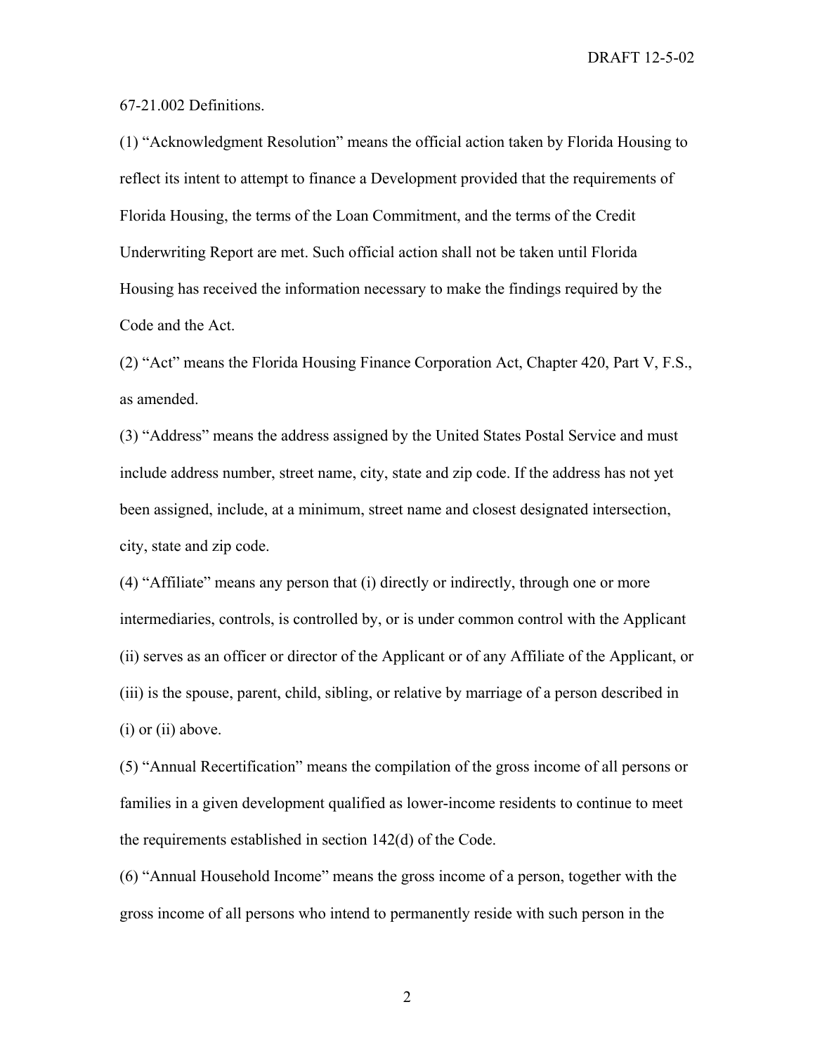67-21.002 Definitions.

(1) "Acknowledgment Resolution" means the official action taken by Florida Housing to reflect its intent to attempt to finance a Development provided that the requirements of Florida Housing, the terms of the Loan Commitment, and the terms of the Credit Underwriting Report are met. Such official action shall not be taken until Florida Housing has received the information necessary to make the findings required by the Code and the Act.

(2) "Act" means the Florida Housing Finance Corporation Act, Chapter 420, Part V, F.S., as amended.

(3) "Address" means the address assigned by the United States Postal Service and must include address number, street name, city, state and zip code. If the address has not yet been assigned, include, at a minimum, street name and closest designated intersection, city, state and zip code.

(4) "Affiliate" means any person that (i) directly or indirectly, through one or more intermediaries, controls, is controlled by, or is under common control with the Applicant (ii) serves as an officer or director of the Applicant or of any Affiliate of the Applicant, or (iii) is the spouse, parent, child, sibling, or relative by marriage of a person described in (i) or (ii) above.

(5) "Annual Recertification" means the compilation of the gross income of all persons or families in a given development qualified as lower-income residents to continue to meet the requirements established in section 142(d) of the Code.

(6) "Annual Household Income" means the gross income of a person, together with the gross income of all persons who intend to permanently reside with such person in the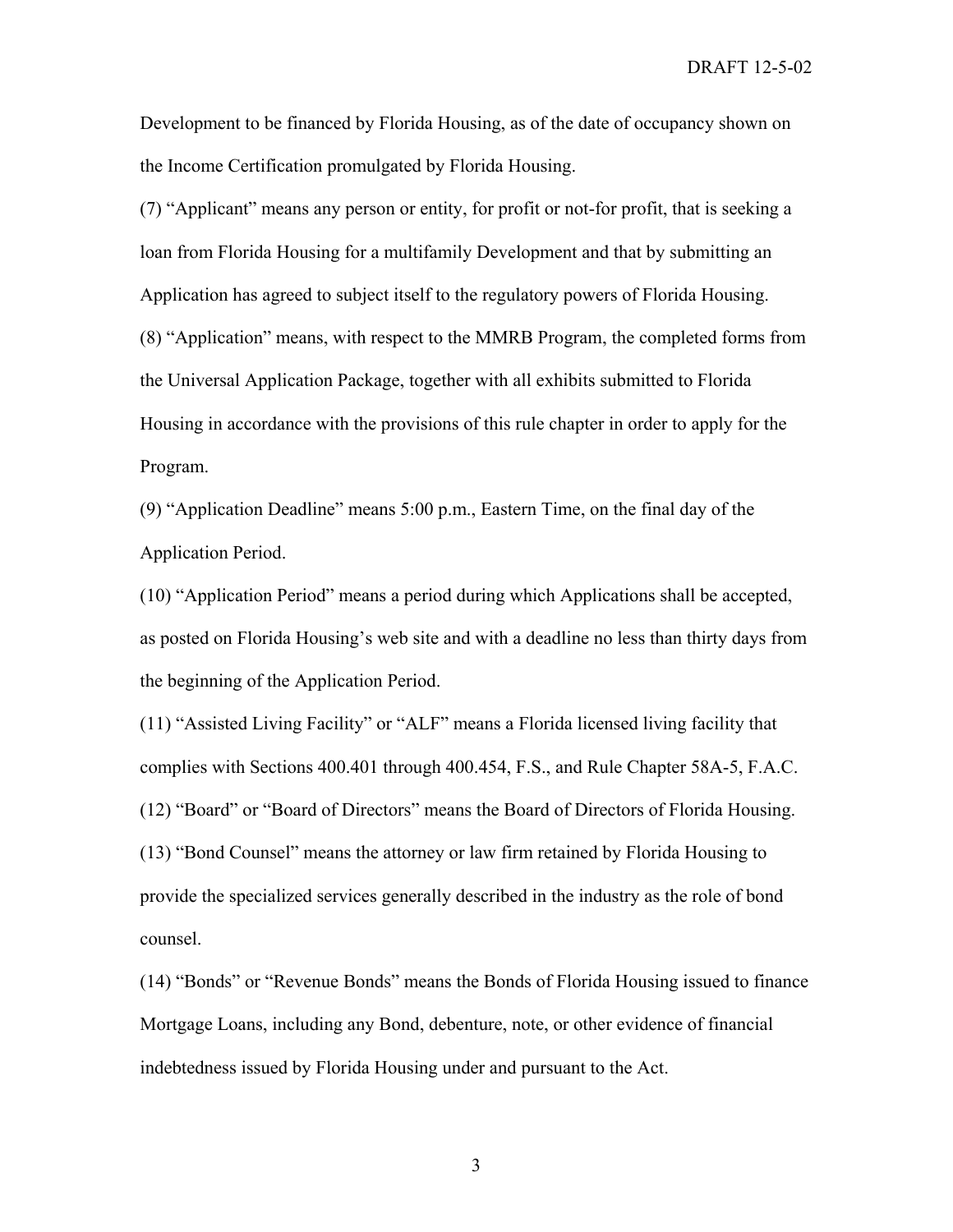Development to be financed by Florida Housing, as of the date of occupancy shown on the Income Certification promulgated by Florida Housing.

(7) "Applicant" means any person or entity, for profit or not-for profit, that is seeking a loan from Florida Housing for a multifamily Development and that by submitting an Application has agreed to subject itself to the regulatory powers of Florida Housing.

(8) "Application" means, with respect to the MMRB Program, the completed forms from the Universal Application Package, together with all exhibits submitted to Florida Housing in accordance with the provisions of this rule chapter in order to apply for the Program.

(9) "Application Deadline" means 5:00 p.m., Eastern Time, on the final day of the Application Period.

(10) "Application Period" means a period during which Applications shall be accepted, as posted on Florida Housing's web site and with a deadline no less than thirty days from the beginning of the Application Period.

(11) "Assisted Living Facility" or "ALF" means a Florida licensed living facility that complies with Sections 400.401 through 400.454, F.S., and Rule Chapter 58A-5, F.A.C.

(12) "Board" or "Board of Directors" means the Board of Directors of Florida Housing.

(13) "Bond Counsel" means the attorney or law firm retained by Florida Housing to provide the specialized services generally described in the industry as the role of bond counsel.

(14) "Bonds" or "Revenue Bonds" means the Bonds of Florida Housing issued to finance Mortgage Loans, including any Bond, debenture, note, or other evidence of financial indebtedness issued by Florida Housing under and pursuant to the Act.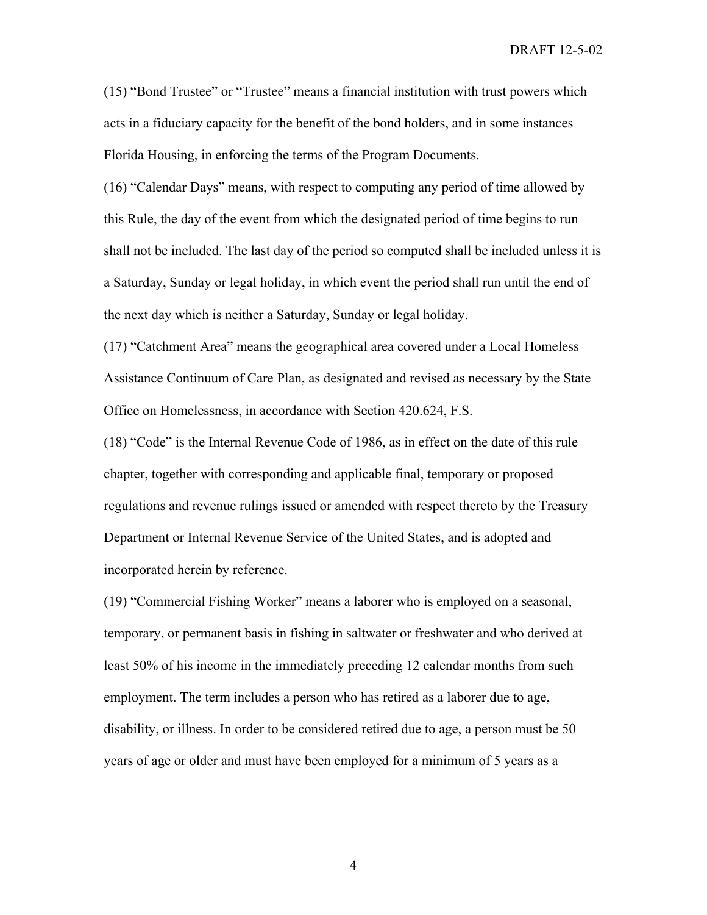(15) "Bond Trustee" or "Trustee" means a financial institution with trust powers which acts in a fiduciary capacity for the benefit of the bond holders, and in some instances Florida Housing, in enforcing the terms of the Program Documents.

(16) "Calendar Days" means, with respect to computing any period of time allowed by this Rule, the day of the event from which the designated period of time begins to run shall not be included. The last day of the period so computed shall be included unless it is a Saturday, Sunday or legal holiday, in which event the period shall run until the end of the next day which is neither a Saturday, Sunday or legal holiday.

(17) "Catchment Area" means the geographical area covered under a Local Homeless Assistance Continuum of Care Plan, as designated and revised as necessary by the State Office on Homelessness, in accordance with Section 420.624, F.S.

(18) "Code" is the Internal Revenue Code of 1986, as in effect on the date of this rule chapter, together with corresponding and applicable final, temporary or proposed regulations and revenue rulings issued or amended with respect thereto by the Treasury Department or Internal Revenue Service of the United States, and is adopted and incorporated herein by reference.

(19) "Commercial Fishing Worker" means a laborer who is employed on a seasonal, temporary, or permanent basis in fishing in saltwater or freshwater and who derived at least 50% of his income in the immediately preceding 12 calendar months from such employment. The term includes a person who has retired as a laborer due to age, disability, or illness. In order to be considered retired due to age, a person must be 50 years of age or older and must have been employed for a minimum of 5 years as a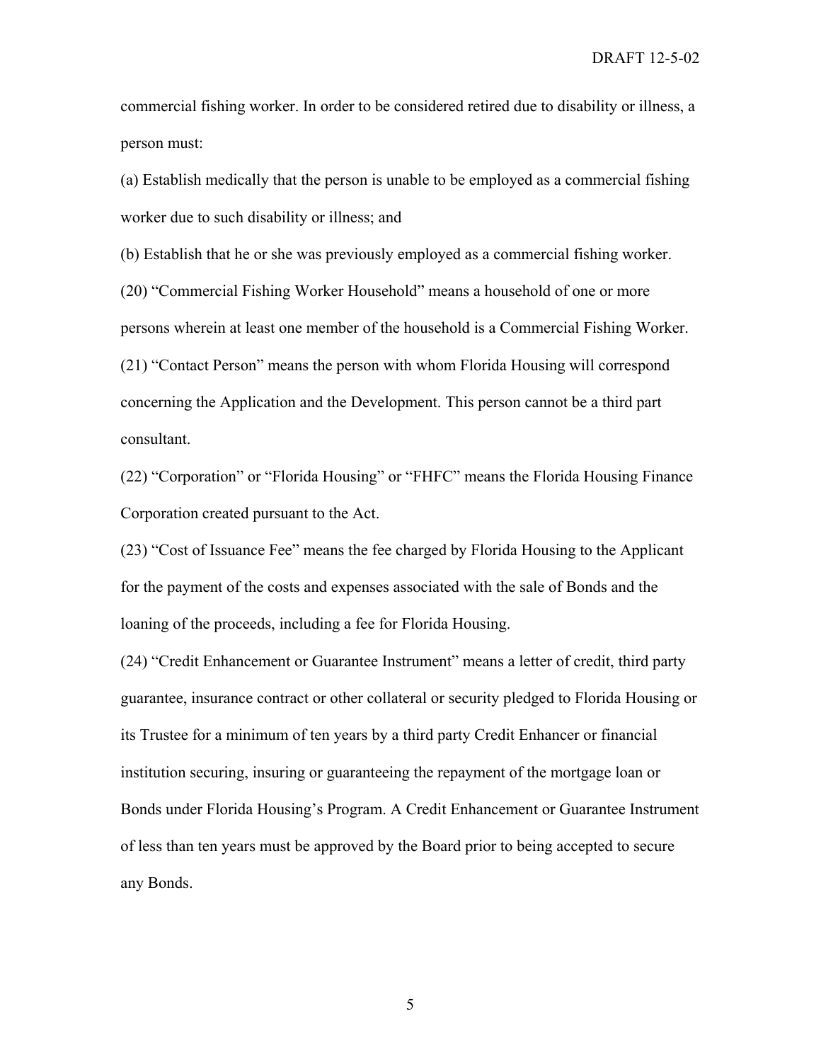commercial fishing worker. In order to be considered retired due to disability or illness, a person must:

(a) Establish medically that the person is unable to be employed as a commercial fishing worker due to such disability or illness; and

(b) Establish that he or she was previously employed as a commercial fishing worker.

(20) "Commercial Fishing Worker Household" means a household of one or more persons wherein at least one member of the household is a Commercial Fishing Worker.

(21) "Contact Person" means the person with whom Florida Housing will correspond concerning the Application and the Development. This person cannot be a third part consultant.

(22) "Corporation" or "Florida Housing" or "FHFC" means the Florida Housing Finance Corporation created pursuant to the Act.

(23) "Cost of Issuance Fee" means the fee charged by Florida Housing to the Applicant for the payment of the costs and expenses associated with the sale of Bonds and the loaning of the proceeds, including a fee for Florida Housing.

(24) "Credit Enhancement or Guarantee Instrument" means a letter of credit, third party guarantee, insurance contract or other collateral or security pledged to Florida Housing or its Trustee for a minimum of ten years by a third party Credit Enhancer or financial institution securing, insuring or guaranteeing the repayment of the mortgage loan or Bonds under Florida Housing's Program. A Credit Enhancement or Guarantee Instrument of less than ten years must be approved by the Board prior to being accepted to secure any Bonds.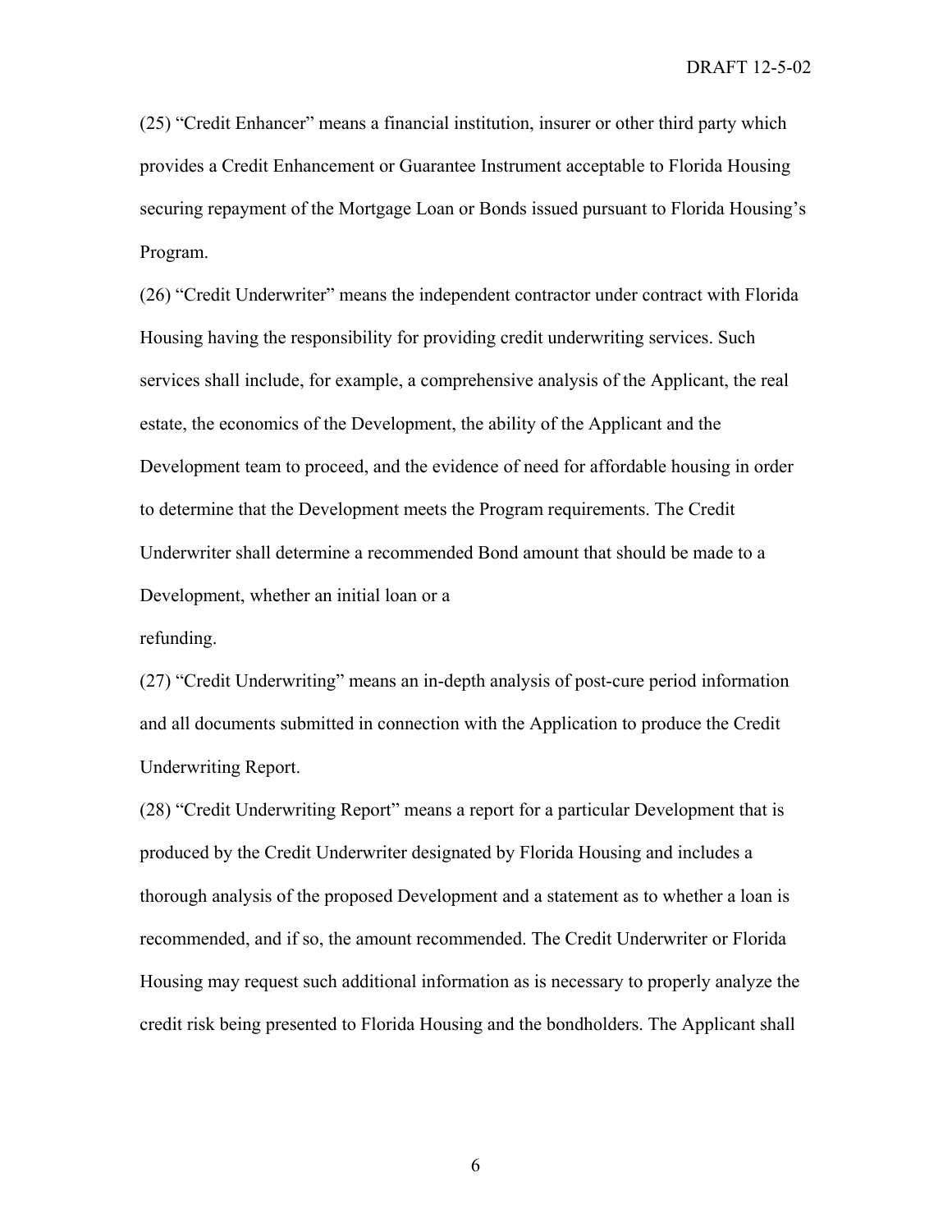(25) "Credit Enhancer" means a financial institution, insurer or other third party which provides a Credit Enhancement or Guarantee Instrument acceptable to Florida Housing securing repayment of the Mortgage Loan or Bonds issued pursuant to Florida Housing's Program.

(26) "Credit Underwriter" means the independent contractor under contract with Florida Housing having the responsibility for providing credit underwriting services. Such services shall include, for example, a comprehensive analysis of the Applicant, the real estate, the economics of the Development, the ability of the Applicant and the Development team to proceed, and the evidence of need for affordable housing in order to determine that the Development meets the Program requirements. The Credit Underwriter shall determine a recommended Bond amount that should be made to a Development, whether an initial loan or a refunding.

(27) "Credit Underwriting" means an in-depth analysis of post-cure period information and all documents submitted in connection with the Application to produce the Credit Underwriting Report.

(28) "Credit Underwriting Report" means a report for a particular Development that is produced by the Credit Underwriter designated by Florida Housing and includes a thorough analysis of the proposed Development and a statement as to whether a loan is recommended, and if so, the amount recommended. The Credit Underwriter or Florida Housing may request such additional information as is necessary to properly analyze the credit risk being presented to Florida Housing and the bondholders. The Applicant shall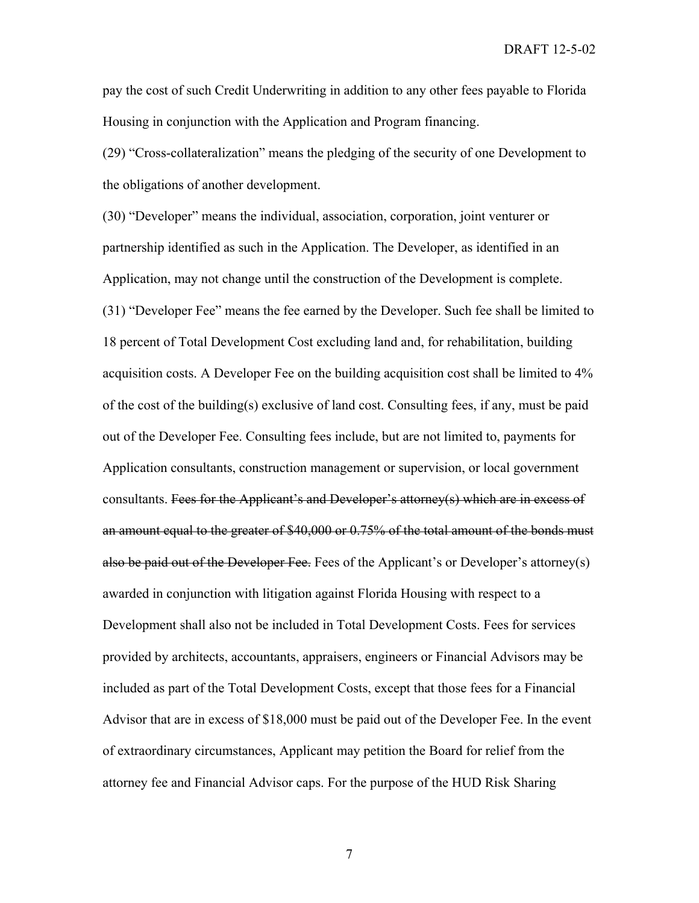pay the cost of such Credit Underwriting in addition to any other fees payable to Florida Housing in conjunction with the Application and Program financing.

(29) "Cross-collateralization" means the pledging of the security of one Development to the obligations of another development.

(30) "Developer" means the individual, association, corporation, joint venturer or partnership identified as such in the Application. The Developer, as identified in an Application, may not change until the construction of the Development is complete.

(31) "Developer Fee" means the fee earned by the Developer. Such fee shall be limited to 18 percent of Total Development Cost excluding land and, for rehabilitation, building acquisition costs. A Developer Fee on the building acquisition cost shall be limited to 4% of the cost of the building(s) exclusive of land cost. Consulting fees, if any, must be paid out of the Developer Fee. Consulting fees include, but are not limited to, payments for Application consultants, construction management or supervision, or local government consultants. ~~Fees for the Applicant's and Developer's attorney(s) which are in excess of an amount equal to the greater of $40,000 or 0.75% of the total amount of the bonds must also be paid out of the Developer Fee.~~ Fees of the Applicant's or Developer's attorney(s) awarded in conjunction with litigation against Florida Housing with respect to a Development shall also not be included in Total Development Costs. Fees for services provided by architects, accountants, appraisers, engineers or Financial Advisors may be included as part of the Total Development Costs, except that those fees for a Financial Advisor that are in excess of $18,000 must be paid out of the Developer Fee. In the event of extraordinary circumstances, Applicant may petition the Board for relief from the attorney fee and Financial Advisor caps. For the purpose of the HUD Risk Sharing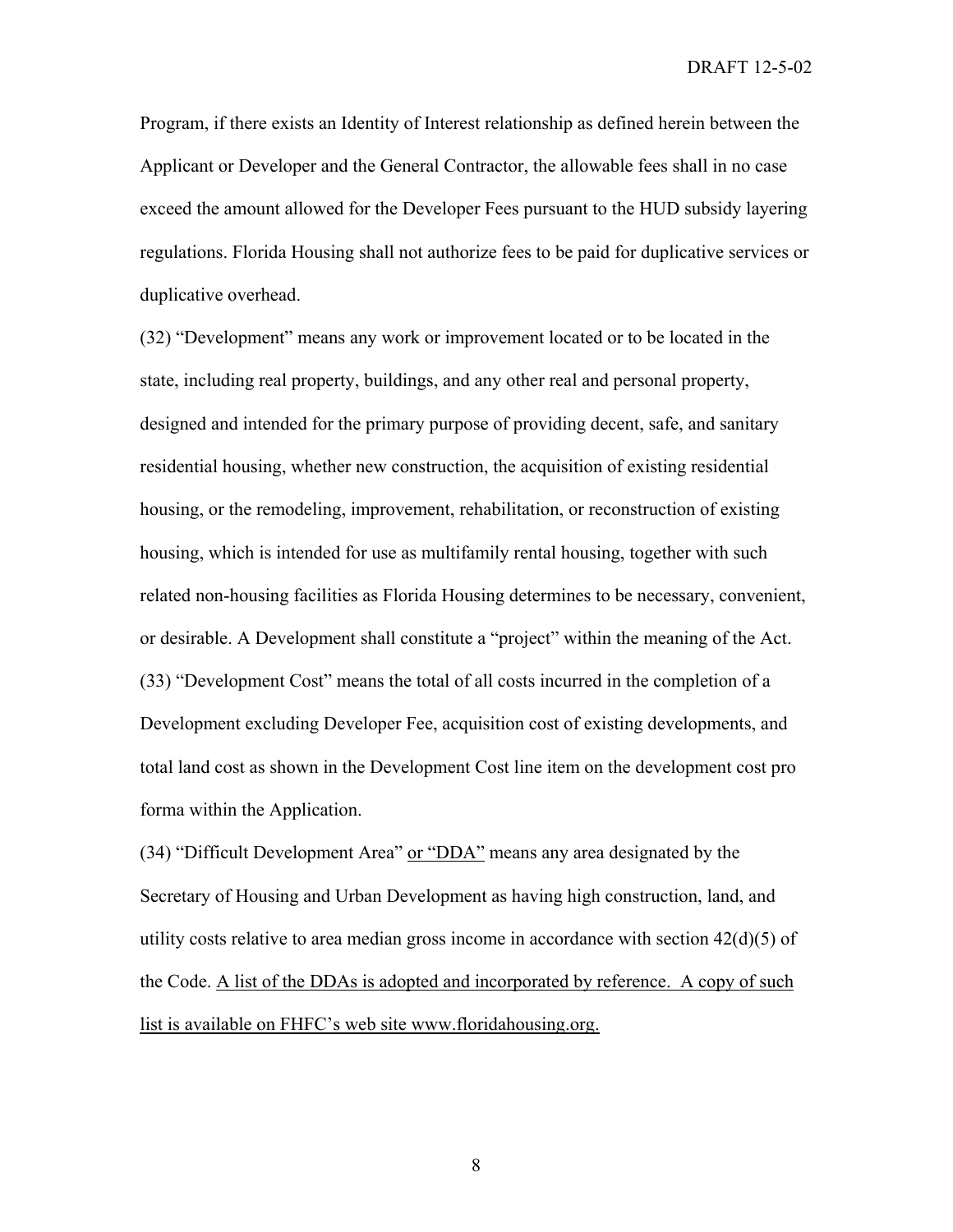Program, if there exists an Identity of Interest relationship as defined herein between the Applicant or Developer and the General Contractor, the allowable fees shall in no case exceed the amount allowed for the Developer Fees pursuant to the HUD subsidy layering regulations. Florida Housing shall not authorize fees to be paid for duplicative services or duplicative overhead.

(32) "Development" means any work or improvement located or to be located in the state, including real property, buildings, and any other real and personal property, designed and intended for the primary purpose of providing decent, safe, and sanitary residential housing, whether new construction, the acquisition of existing residential housing, or the remodeling, improvement, rehabilitation, or reconstruction of existing housing, which is intended for use as multifamily rental housing, together with such related non-housing facilities as Florida Housing determines to be necessary, convenient, or desirable. A Development shall constitute a "project" within the meaning of the Act.

(33) "Development Cost" means the total of all costs incurred in the completion of a Development excluding Developer Fee, acquisition cost of existing developments, and total land cost as shown in the Development Cost line item on the development cost pro forma within the Application.

(34) "Difficult Development Area" <u>or "DDA"</u> means any area designated by the Secretary of Housing and Urban Development as having high construction, land, and utility costs relative to area median gross income in accordance with section 42(d)(5) of the Code. <u>A list of the DDAs is adopted and incorporated by reference. A copy of such list is available on FHFC's web site www.floridahousing.org.</u>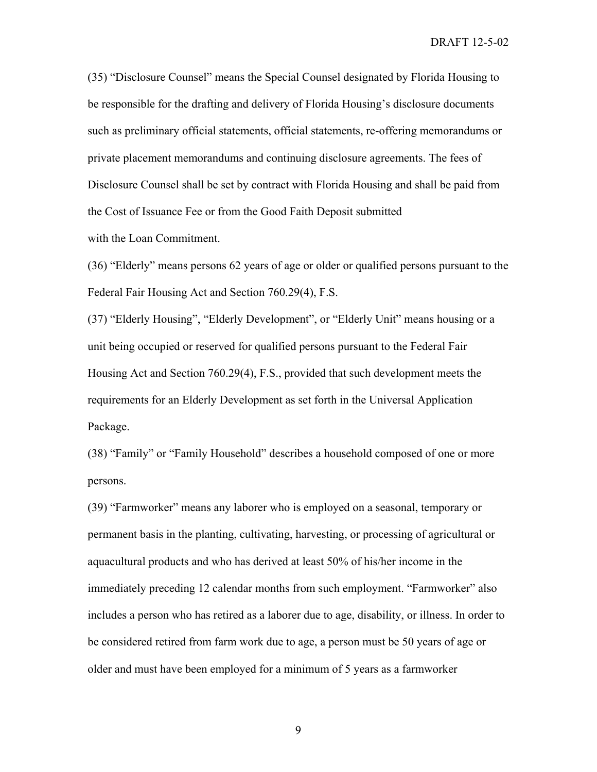(35) “Disclosure Counsel” means the Special Counsel designated by Florida Housing to be responsible for the drafting and delivery of Florida Housing’s disclosure documents such as preliminary official statements, official statements, re-offering memorandums or private placement memorandums and continuing disclosure agreements. The fees of Disclosure Counsel shall be set by contract with Florida Housing and shall be paid from the Cost of Issuance Fee or from the Good Faith Deposit submitted with the Loan Commitment.

(36) “Elderly” means persons 62 years of age or older or qualified persons pursuant to the Federal Fair Housing Act and Section 760.29(4), F.S.

(37) “Elderly Housing”, “Elderly Development”, or “Elderly Unit” means housing or a unit being occupied or reserved for qualified persons pursuant to the Federal Fair Housing Act and Section 760.29(4), F.S., provided that such development meets the requirements for an Elderly Development as set forth in the Universal Application Package.

(38) “Family” or “Family Household” describes a household composed of one or more persons.

(39) “Farmworker” means any laborer who is employed on a seasonal, temporary or permanent basis in the planting, cultivating, harvesting, or processing of agricultural or aquacultural products and who has derived at least 50% of his/her income in the immediately preceding 12 calendar months from such employment. “Farmworker” also includes a person who has retired as a laborer due to age, disability, or illness. In order to be considered retired from farm work due to age, a person must be 50 years of age or older and must have been employed for a minimum of 5 years as a farmworker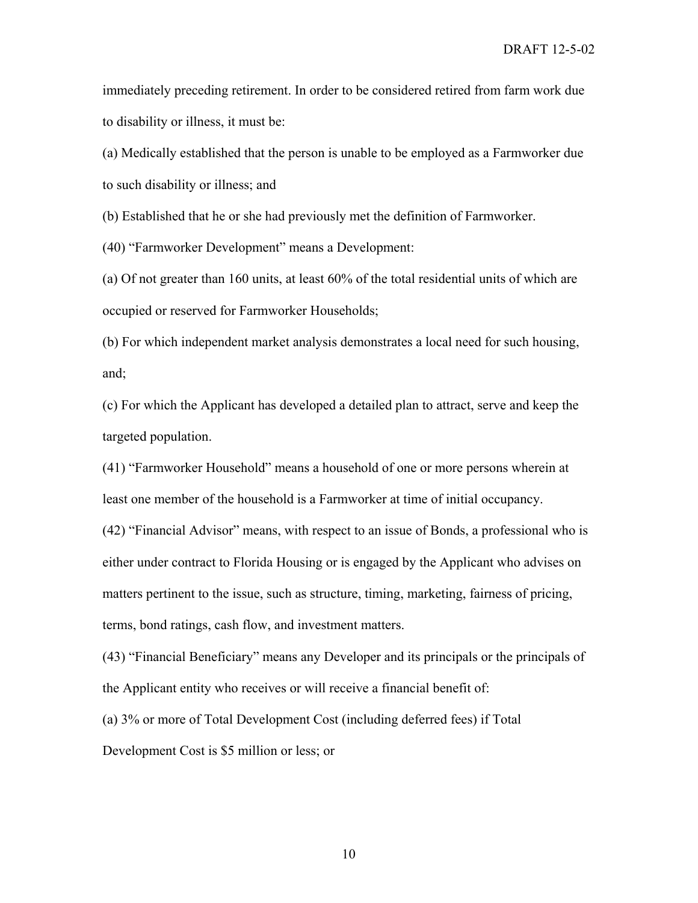immediately preceding retirement. In order to be considered retired from farm work due to disability or illness, it must be:

(a) Medically established that the person is unable to be employed as a Farmworker due to such disability or illness; and

(b) Established that he or she had previously met the definition of Farmworker.

(40) "Farmworker Development" means a Development:

(a) Of not greater than 160 units, at least 60% of the total residential units of which are occupied or reserved for Farmworker Households;

(b) For which independent market analysis demonstrates a local need for such housing, and;

(c) For which the Applicant has developed a detailed plan to attract, serve and keep the targeted population.

(41) "Farmworker Household" means a household of one or more persons wherein at least one member of the household is a Farmworker at time of initial occupancy.

(42) "Financial Advisor" means, with respect to an issue of Bonds, a professional who is either under contract to Florida Housing or is engaged by the Applicant who advises on matters pertinent to the issue, such as structure, timing, marketing, fairness of pricing, terms, bond ratings, cash flow, and investment matters.

(43) "Financial Beneficiary" means any Developer and its principals or the principals of the Applicant entity who receives or will receive a financial benefit of:

(a) 3% or more of Total Development Cost (including deferred fees) if Total Development Cost is $5 million or less; or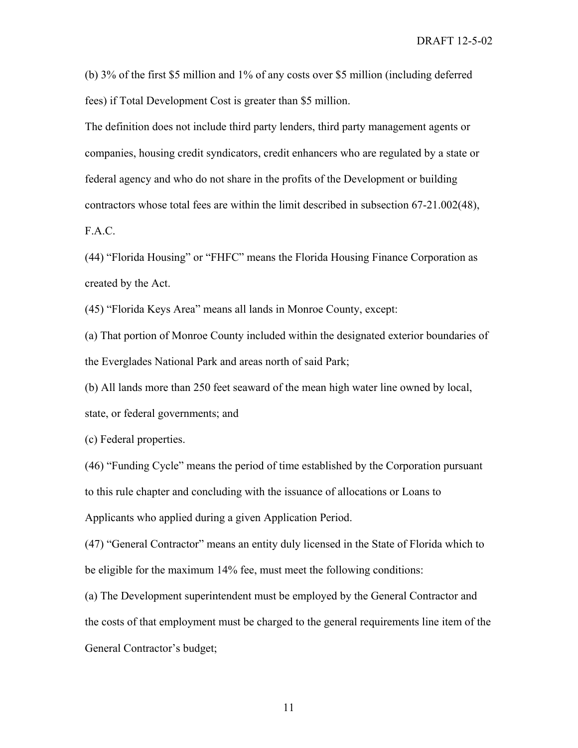(b) 3% of the first $5 million and 1% of any costs over $5 million (including deferred fees) if Total Development Cost is greater than $5 million.

The definition does not include third party lenders, third party management agents or companies, housing credit syndicators, credit enhancers who are regulated by a state or federal agency and who do not share in the profits of the Development or building contractors whose total fees are within the limit described in subsection 67-21.002(48), F.A.C.

(44) "Florida Housing" or "FHFC" means the Florida Housing Finance Corporation as created by the Act.

(45) "Florida Keys Area" means all lands in Monroe County, except:

(a) That portion of Monroe County included within the designated exterior boundaries of the Everglades National Park and areas north of said Park;

(b) All lands more than 250 feet seaward of the mean high water line owned by local, state, or federal governments; and

(c) Federal properties.

(46) "Funding Cycle" means the period of time established by the Corporation pursuant to this rule chapter and concluding with the issuance of allocations or Loans to Applicants who applied during a given Application Period.

(47) "General Contractor" means an entity duly licensed in the State of Florida which to be eligible for the maximum 14% fee, must meet the following conditions:

(a) The Development superintendent must be employed by the General Contractor and the costs of that employment must be charged to the general requirements line item of the General Contractor's budget;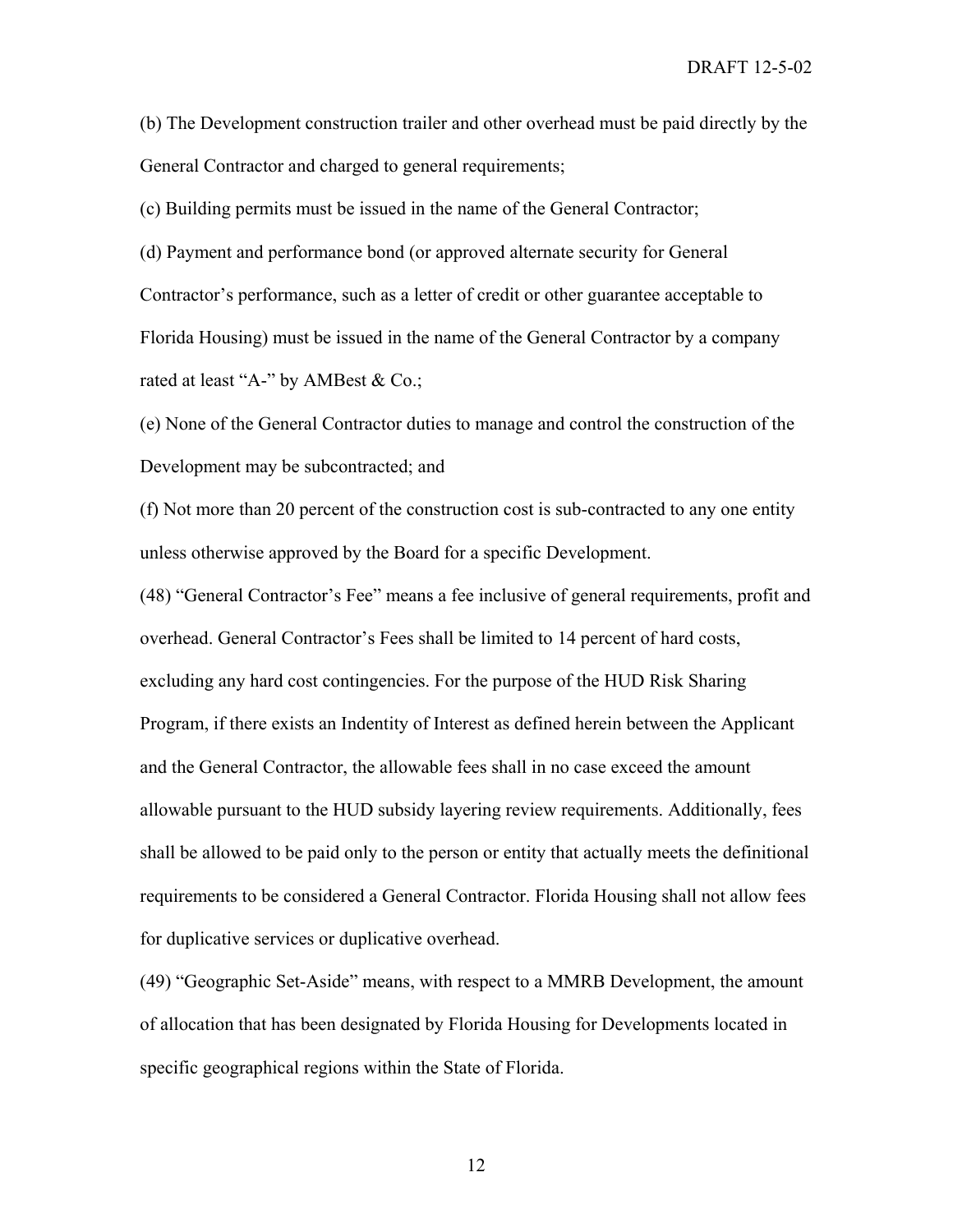(b) The Development construction trailer and other overhead must be paid directly by the General Contractor and charged to general requirements;

(c) Building permits must be issued in the name of the General Contractor;

(d) Payment and performance bond (or approved alternate security for General Contractor's performance, such as a letter of credit or other guarantee acceptable to Florida Housing) must be issued in the name of the General Contractor by a company rated at least "A-" by AMBest & Co.;

(e) None of the General Contractor duties to manage and control the construction of the Development may be subcontracted; and

(f) Not more than 20 percent of the construction cost is sub-contracted to any one entity unless otherwise approved by the Board for a specific Development.

(48) "General Contractor's Fee" means a fee inclusive of general requirements, profit and overhead. General Contractor's Fees shall be limited to 14 percent of hard costs, excluding any hard cost contingencies. For the purpose of the HUD Risk Sharing Program, if there exists an Indentity of Interest as defined herein between the Applicant and the General Contractor, the allowable fees shall in no case exceed the amount allowable pursuant to the HUD subsidy layering review requirements. Additionally, fees shall be allowed to be paid only to the person or entity that actually meets the definitional requirements to be considered a General Contractor. Florida Housing shall not allow fees for duplicative services or duplicative overhead.

(49) "Geographic Set-Aside" means, with respect to a MMRB Development, the amount of allocation that has been designated by Florida Housing for Developments located in specific geographical regions within the State of Florida.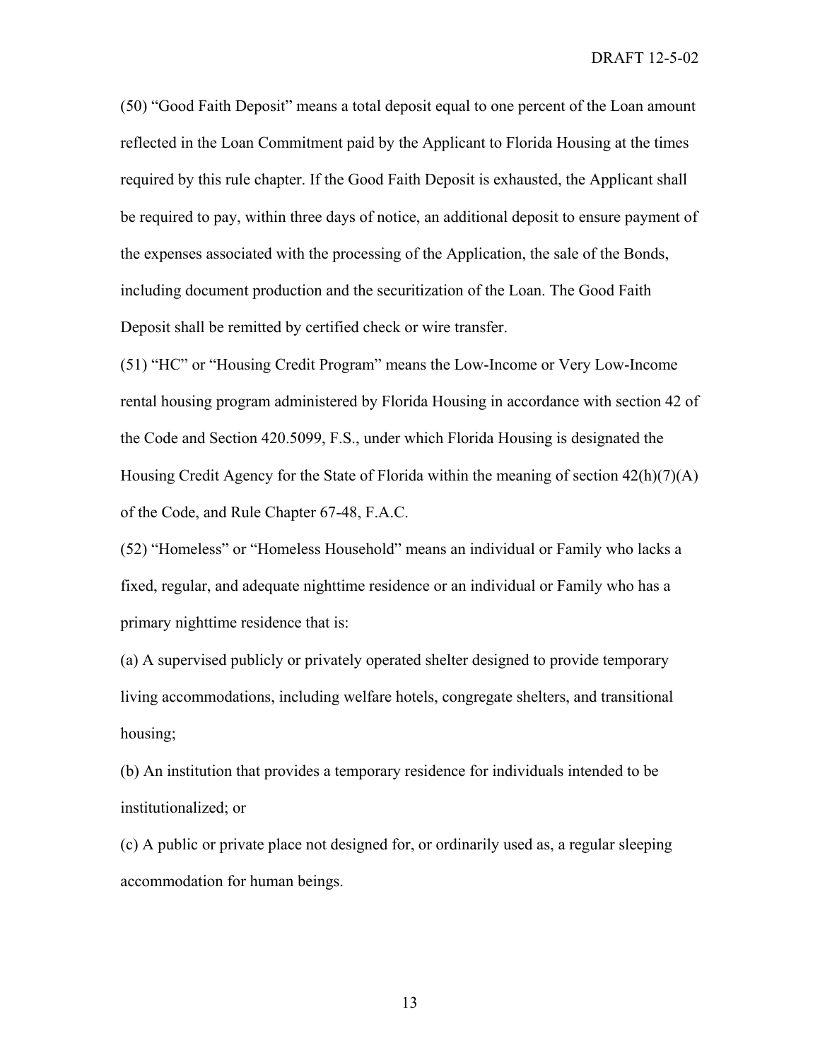(50) "Good Faith Deposit" means a total deposit equal to one percent of the Loan amount reflected in the Loan Commitment paid by the Applicant to Florida Housing at the times required by this rule chapter. If the Good Faith Deposit is exhausted, the Applicant shall be required to pay, within three days of notice, an additional deposit to ensure payment of the expenses associated with the processing of the Application, the sale of the Bonds, including document production and the securitization of the Loan. The Good Faith Deposit shall be remitted by certified check or wire transfer.

(51) "HC" or "Housing Credit Program" means the Low-Income or Very Low-Income rental housing program administered by Florida Housing in accordance with section 42 of the Code and Section 420.5099, F.S., under which Florida Housing is designated the Housing Credit Agency for the State of Florida within the meaning of section 42(h)(7)(A) of the Code, and Rule Chapter 67-48, F.A.C.

(52) "Homeless" or "Homeless Household" means an individual or Family who lacks a fixed, regular, and adequate nighttime residence or an individual or Family who has a primary nighttime residence that is:

(a) A supervised publicly or privately operated shelter designed to provide temporary living accommodations, including welfare hotels, congregate shelters, and transitional housing;

(b) An institution that provides a temporary residence for individuals intended to be institutionalized; or

(c) A public or private place not designed for, or ordinarily used as, a regular sleeping accommodation for human beings.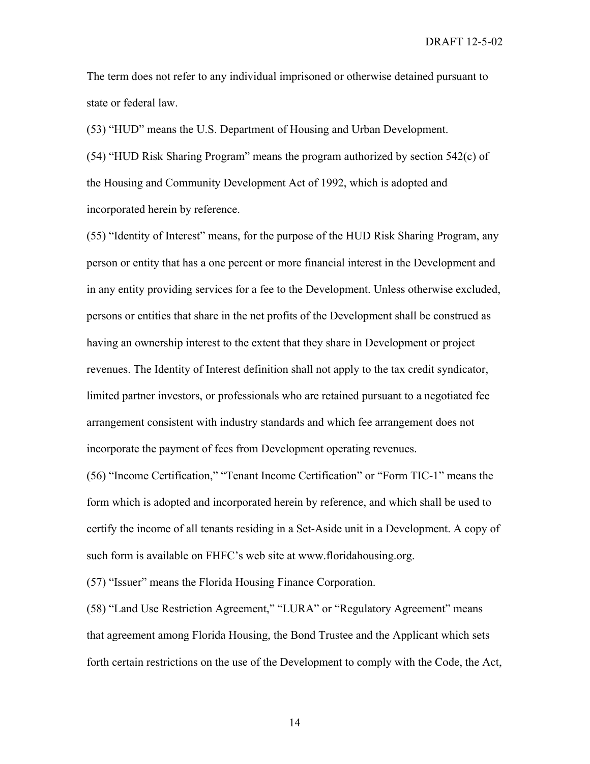The term does not refer to any individual imprisoned or otherwise detained pursuant to state or federal law.

(53) "HUD" means the U.S. Department of Housing and Urban Development.

(54) "HUD Risk Sharing Program" means the program authorized by section 542(c) of the Housing and Community Development Act of 1992, which is adopted and incorporated herein by reference.

(55) "Identity of Interest" means, for the purpose of the HUD Risk Sharing Program, any person or entity that has a one percent or more financial interest in the Development and in any entity providing services for a fee to the Development. Unless otherwise excluded, persons or entities that share in the net profits of the Development shall be construed as having an ownership interest to the extent that they share in Development or project revenues. The Identity of Interest definition shall not apply to the tax credit syndicator, limited partner investors, or professionals who are retained pursuant to a negotiated fee arrangement consistent with industry standards and which fee arrangement does not incorporate the payment of fees from Development operating revenues.

(56) "Income Certification," "Tenant Income Certification" or "Form TIC-1" means the form which is adopted and incorporated herein by reference, and which shall be used to certify the income of all tenants residing in a Set-Aside unit in a Development. A copy of such form is available on FHFC's web site at www.floridahousing.org.

(57) "Issuer" means the Florida Housing Finance Corporation.

(58) "Land Use Restriction Agreement," "LURA" or "Regulatory Agreement" means that agreement among Florida Housing, the Bond Trustee and the Applicant which sets forth certain restrictions on the use of the Development to comply with the Code, the Act,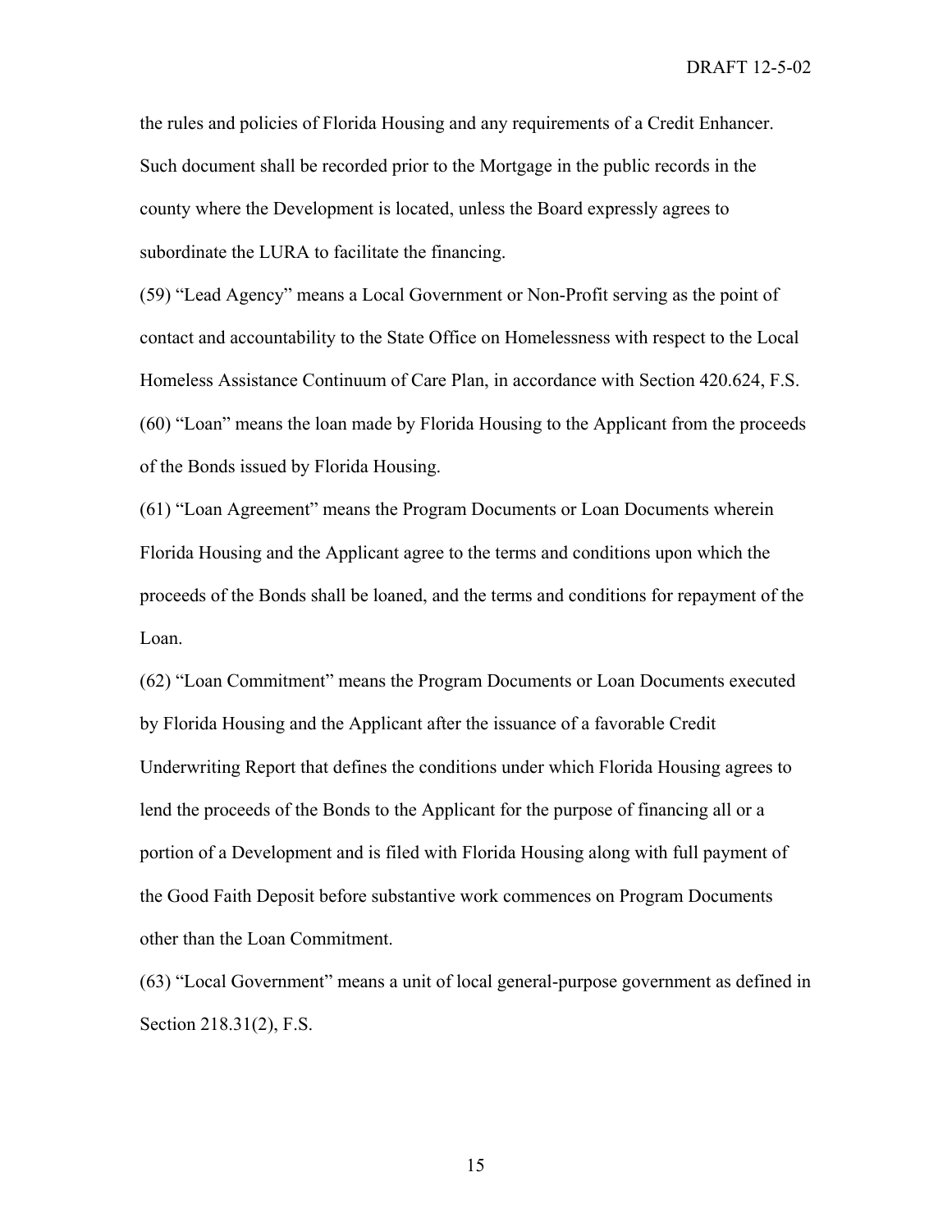the rules and policies of Florida Housing and any requirements of a Credit Enhancer. Such document shall be recorded prior to the Mortgage in the public records in the county where the Development is located, unless the Board expressly agrees to subordinate the LURA to facilitate the financing.

(59) "Lead Agency" means a Local Government or Non-Profit serving as the point of contact and accountability to the State Office on Homelessness with respect to the Local Homeless Assistance Continuum of Care Plan, in accordance with Section 420.624, F.S.

(60) "Loan" means the loan made by Florida Housing to the Applicant from the proceeds of the Bonds issued by Florida Housing.

(61) "Loan Agreement" means the Program Documents or Loan Documents wherein Florida Housing and the Applicant agree to the terms and conditions upon which the proceeds of the Bonds shall be loaned, and the terms and conditions for repayment of the Loan.

(62) "Loan Commitment" means the Program Documents or Loan Documents executed by Florida Housing and the Applicant after the issuance of a favorable Credit Underwriting Report that defines the conditions under which Florida Housing agrees to lend the proceeds of the Bonds to the Applicant for the purpose of financing all or a portion of a Development and is filed with Florida Housing along with full payment of the Good Faith Deposit before substantive work commences on Program Documents other than the Loan Commitment.

(63) "Local Government" means a unit of local general-purpose government as defined in Section 218.31(2), F.S.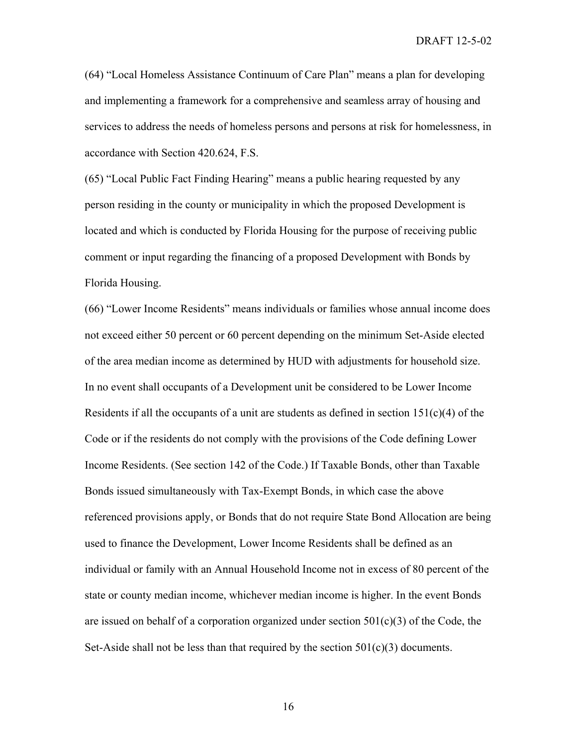(64) “Local Homeless Assistance Continuum of Care Plan” means a plan for developing and implementing a framework for a comprehensive and seamless array of housing and services to address the needs of homeless persons and persons at risk for homelessness, in accordance with Section 420.624, F.S.

(65) “Local Public Fact Finding Hearing” means a public hearing requested by any person residing in the county or municipality in which the proposed Development is located and which is conducted by Florida Housing for the purpose of receiving public comment or input regarding the financing of a proposed Development with Bonds by Florida Housing.

(66) “Lower Income Residents” means individuals or families whose annual income does not exceed either 50 percent or 60 percent depending on the minimum Set-Aside elected of the area median income as determined by HUD with adjustments for household size. In no event shall occupants of a Development unit be considered to be Lower Income Residents if all the occupants of a unit are students as defined in section 151(c)(4) of the Code or if the residents do not comply with the provisions of the Code defining Lower Income Residents. (See section 142 of the Code.) If Taxable Bonds, other than Taxable Bonds issued simultaneously with Tax-Exempt Bonds, in which case the above referenced provisions apply, or Bonds that do not require State Bond Allocation are being used to finance the Development, Lower Income Residents shall be defined as an individual or family with an Annual Household Income not in excess of 80 percent of the state or county median income, whichever median income is higher. In the event Bonds are issued on behalf of a corporation organized under section 501(c)(3) of the Code, the Set-Aside shall not be less than that required by the section 501(c)(3) documents.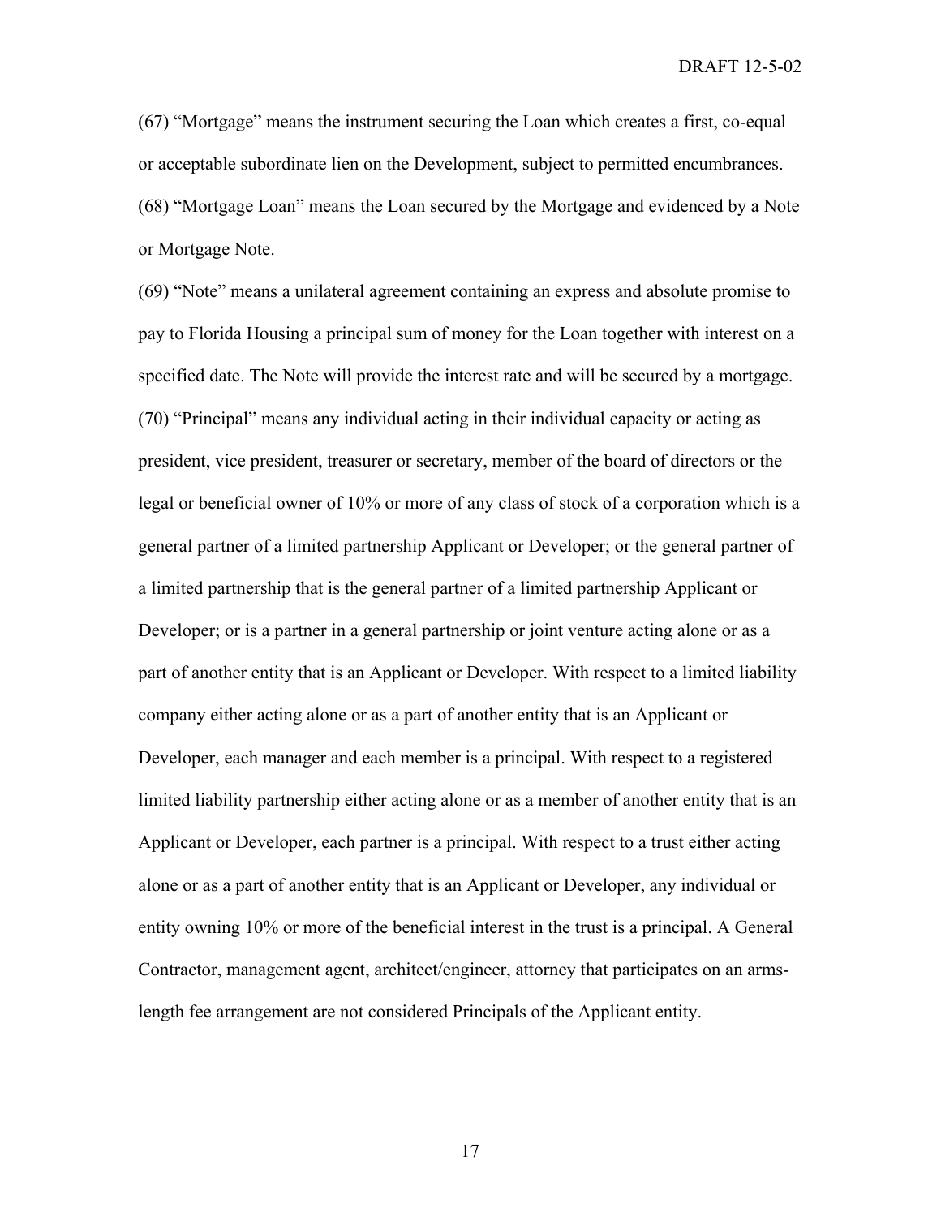(67) “Mortgage” means the instrument securing the Loan which creates a first, co-equal or acceptable subordinate lien on the Development, subject to permitted encumbrances.

(68) “Mortgage Loan” means the Loan secured by the Mortgage and evidenced by a Note or Mortgage Note.

(69) “Note” means a unilateral agreement containing an express and absolute promise to pay to Florida Housing a principal sum of money for the Loan together with interest on a specified date. The Note will provide the interest rate and will be secured by a mortgage.

(70) “Principal” means any individual acting in their individual capacity or acting as president, vice president, treasurer or secretary, member of the board of directors or the legal or beneficial owner of 10% or more of any class of stock of a corporation which is a general partner of a limited partnership Applicant or Developer; or the general partner of a limited partnership that is the general partner of a limited partnership Applicant or Developer; or is a partner in a general partnership or joint venture acting alone or as a part of another entity that is an Applicant or Developer. With respect to a limited liability company either acting alone or as a part of another entity that is an Applicant or Developer, each manager and each member is a principal. With respect to a registered limited liability partnership either acting alone or as a member of another entity that is an Applicant or Developer, each partner is a principal. With respect to a trust either acting alone or as a part of another entity that is an Applicant or Developer, any individual or entity owning 10% or more of the beneficial interest in the trust is a principal. A General Contractor, management agent, architect/engineer, attorney that participates on an arms-length fee arrangement are not considered Principals of the Applicant entity.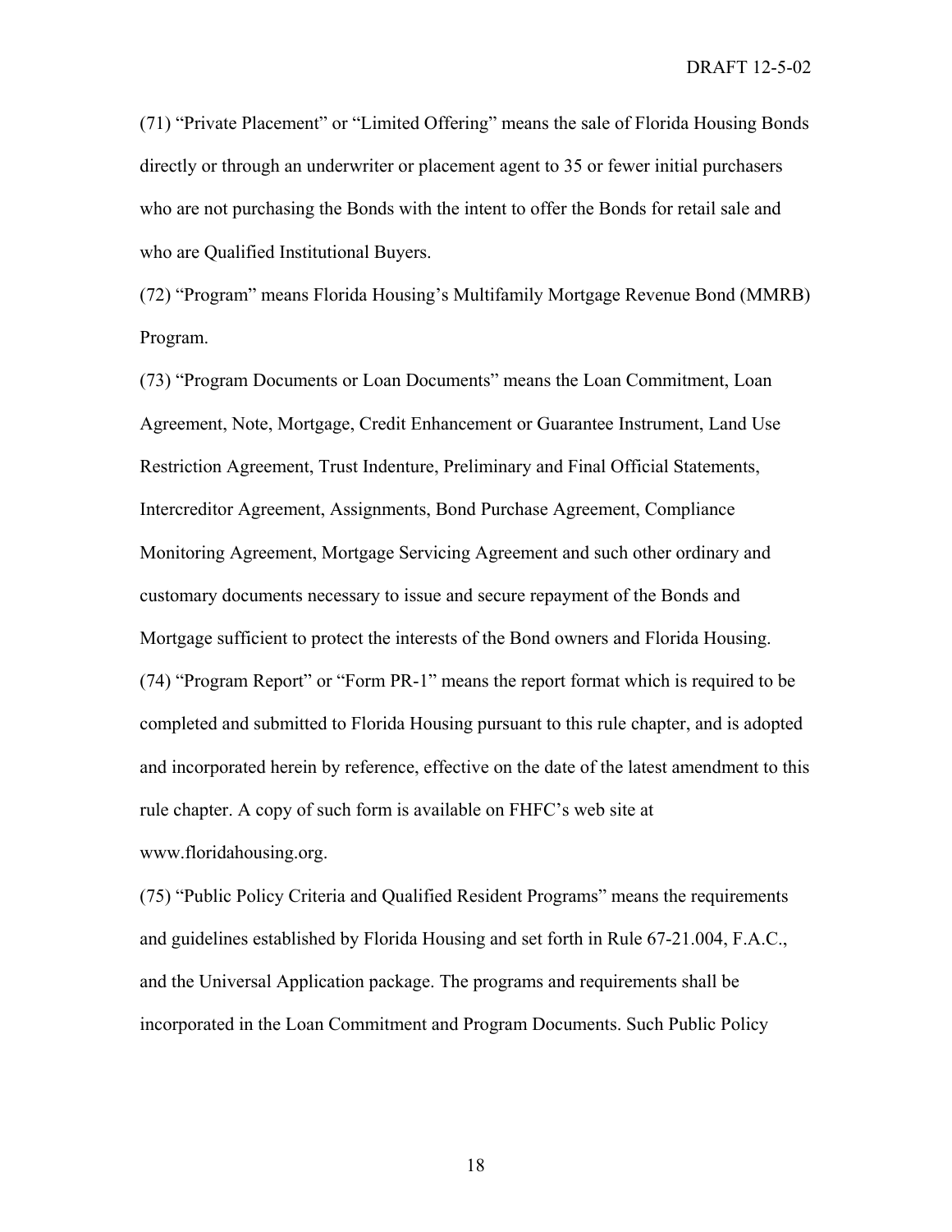(71) “Private Placement” or “Limited Offering” means the sale of Florida Housing Bonds directly or through an underwriter or placement agent to 35 or fewer initial purchasers who are not purchasing the Bonds with the intent to offer the Bonds for retail sale and who are Qualified Institutional Buyers.

(72) “Program” means Florida Housing’s Multifamily Mortgage Revenue Bond (MMRB) Program.

(73) “Program Documents or Loan Documents” means the Loan Commitment, Loan Agreement, Note, Mortgage, Credit Enhancement or Guarantee Instrument, Land Use Restriction Agreement, Trust Indenture, Preliminary and Final Official Statements, Intercreditor Agreement, Assignments, Bond Purchase Agreement, Compliance Monitoring Agreement, Mortgage Servicing Agreement and such other ordinary and customary documents necessary to issue and secure repayment of the Bonds and Mortgage sufficient to protect the interests of the Bond owners and Florida Housing.

(74) “Program Report” or “Form PR-1” means the report format which is required to be completed and submitted to Florida Housing pursuant to this rule chapter, and is adopted and incorporated herein by reference, effective on the date of the latest amendment to this rule chapter. A copy of such form is available on FHFC’s web site at www.floridahousing.org.

(75) “Public Policy Criteria and Qualified Resident Programs” means the requirements and guidelines established by Florida Housing and set forth in Rule 67-21.004, F.A.C., and the Universal Application package. The programs and requirements shall be incorporated in the Loan Commitment and Program Documents. Such Public Policy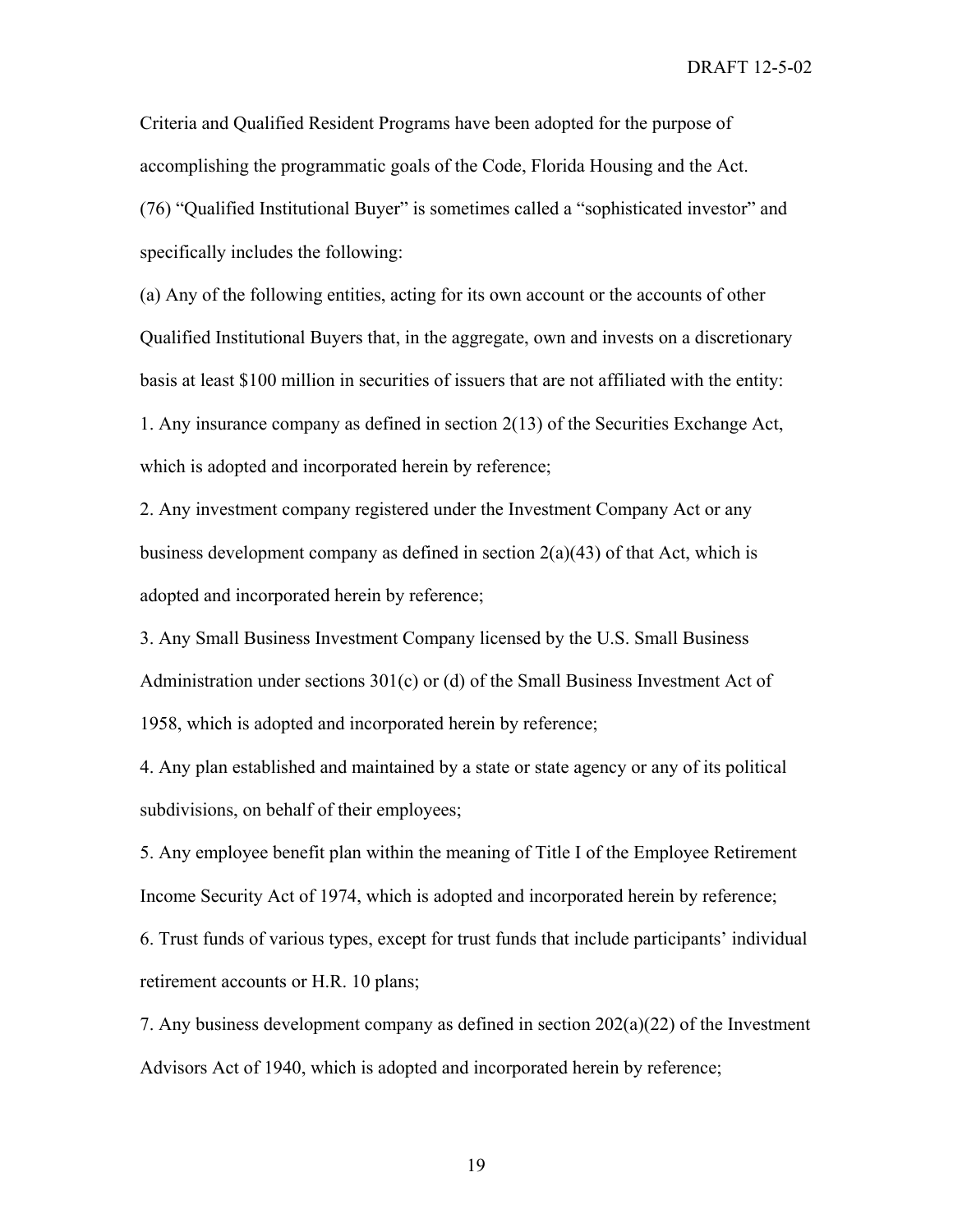Criteria and Qualified Resident Programs have been adopted for the purpose of accomplishing the programmatic goals of the Code, Florida Housing and the Act.

(76) "Qualified Institutional Buyer" is sometimes called a "sophisticated investor" and specifically includes the following:

(a) Any of the following entities, acting for its own account or the accounts of other Qualified Institutional Buyers that, in the aggregate, own and invests on a discretionary basis at least $100 million in securities of issuers that are not affiliated with the entity:

1. Any insurance company as defined in section 2(13) of the Securities Exchange Act, which is adopted and incorporated herein by reference;

2. Any investment company registered under the Investment Company Act or any business development company as defined in section 2(a)(43) of that Act, which is adopted and incorporated herein by reference;

3. Any Small Business Investment Company licensed by the U.S. Small Business Administration under sections 301(c) or (d) of the Small Business Investment Act of 1958, which is adopted and incorporated herein by reference;

4. Any plan established and maintained by a state or state agency or any of its political subdivisions, on behalf of their employees;

5. Any employee benefit plan within the meaning of Title I of the Employee Retirement Income Security Act of 1974, which is adopted and incorporated herein by reference;

6. Trust funds of various types, except for trust funds that include participants' individual retirement accounts or H.R. 10 plans;

7. Any business development company as defined in section 202(a)(22) of the Investment Advisors Act of 1940, which is adopted and incorporated herein by reference;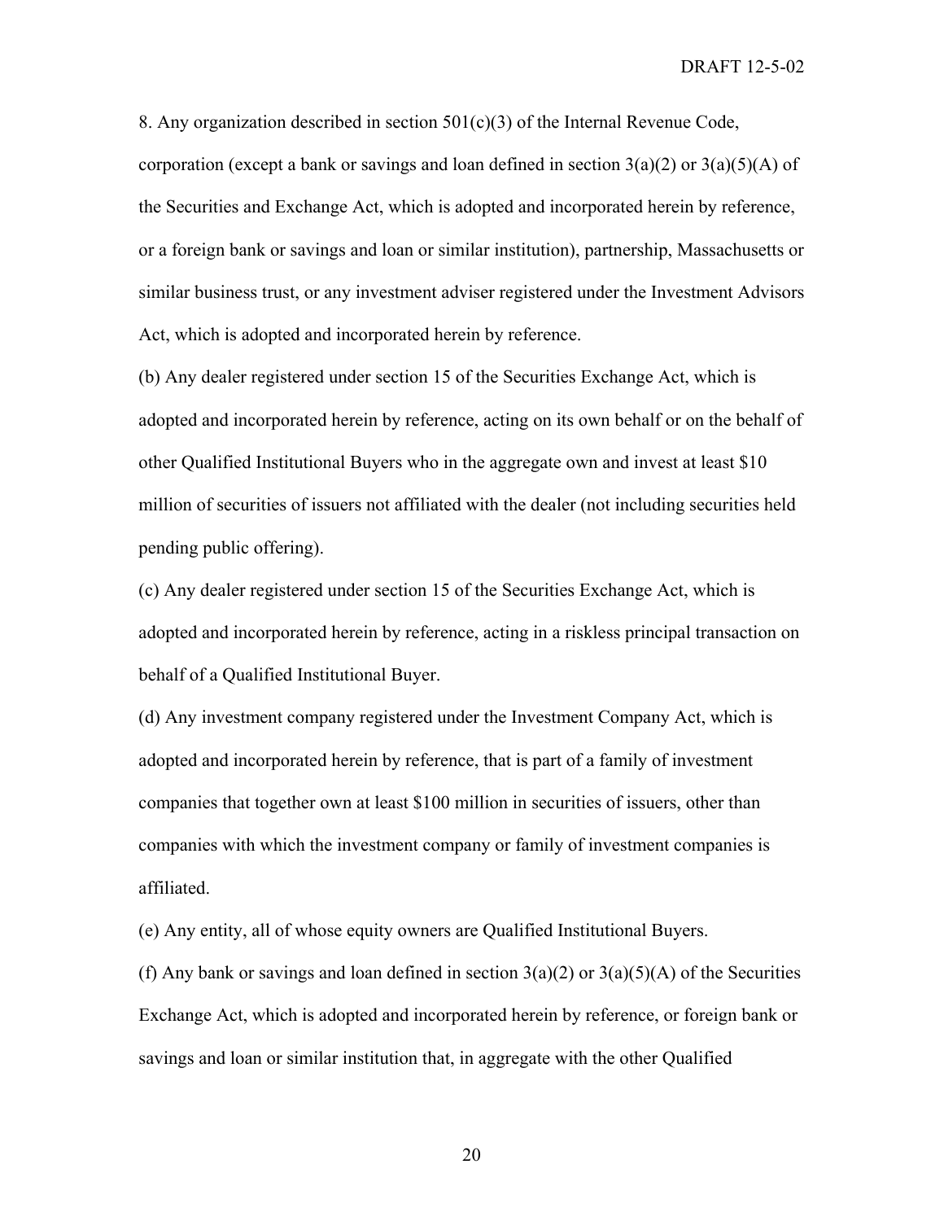8. Any organization described in section 501(c)(3) of the Internal Revenue Code, corporation (except a bank or savings and loan defined in section 3(a)(2) or 3(a)(5)(A) of the Securities and Exchange Act, which is adopted and incorporated herein by reference, or a foreign bank or savings and loan or similar institution), partnership, Massachusetts or similar business trust, or any investment adviser registered under the Investment Advisors Act, which is adopted and incorporated herein by reference.

(b) Any dealer registered under section 15 of the Securities Exchange Act, which is adopted and incorporated herein by reference, acting on its own behalf or on the behalf of other Qualified Institutional Buyers who in the aggregate own and invest at least $10 million of securities of issuers not affiliated with the dealer (not including securities held pending public offering).

(c) Any dealer registered under section 15 of the Securities Exchange Act, which is adopted and incorporated herein by reference, acting in a riskless principal transaction on behalf of a Qualified Institutional Buyer.

(d) Any investment company registered under the Investment Company Act, which is adopted and incorporated herein by reference, that is part of a family of investment companies that together own at least $100 million in securities of issuers, other than companies with which the investment company or family of investment companies is affiliated.

(e) Any entity, all of whose equity owners are Qualified Institutional Buyers.

(f) Any bank or savings and loan defined in section 3(a)(2) or 3(a)(5)(A) of the Securities Exchange Act, which is adopted and incorporated herein by reference, or foreign bank or savings and loan or similar institution that, in aggregate with the other Qualified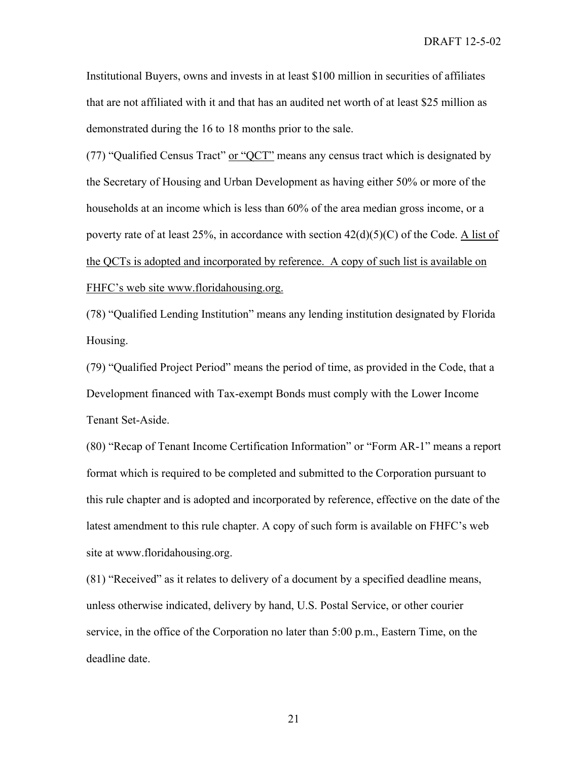Institutional Buyers, owns and invests in at least $100 million in securities of affiliates that are not affiliated with it and that has an audited net worth of at least $25 million as demonstrated during the 16 to 18 months prior to the sale.

(77) "Qualified Census Tract" or "QCT" means any census tract which is designated by the Secretary of Housing and Urban Development as having either 50% or more of the households at an income which is less than 60% of the area median gross income, or a poverty rate of at least 25%, in accordance with section 42(d)(5)(C) of the Code. A list of the QCTs is adopted and incorporated by reference. A copy of such list is available on FHFC's web site www.floridahousing.org.

(78) "Qualified Lending Institution" means any lending institution designated by Florida Housing.

(79) "Qualified Project Period" means the period of time, as provided in the Code, that a Development financed with Tax-exempt Bonds must comply with the Lower Income Tenant Set-Aside.

(80) "Recap of Tenant Income Certification Information" or "Form AR-1" means a report format which is required to be completed and submitted to the Corporation pursuant to this rule chapter and is adopted and incorporated by reference, effective on the date of the latest amendment to this rule chapter. A copy of such form is available on FHFC's web site at www.floridahousing.org.

(81) "Received" as it relates to delivery of a document by a specified deadline means, unless otherwise indicated, delivery by hand, U.S. Postal Service, or other courier service, in the office of the Corporation no later than 5:00 p.m., Eastern Time, on the deadline date.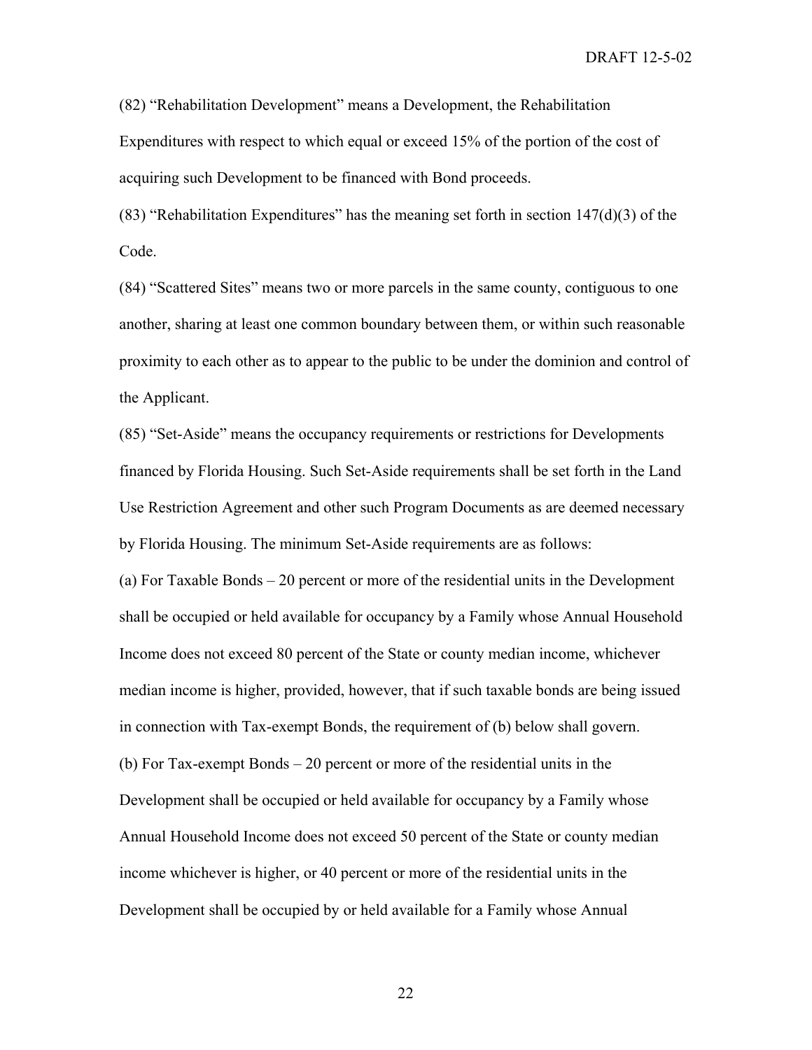(82) "Rehabilitation Development" means a Development, the Rehabilitation Expenditures with respect to which equal or exceed 15% of the portion of the cost of acquiring such Development to be financed with Bond proceeds.

(83) "Rehabilitation Expenditures" has the meaning set forth in section 147(d)(3) of the Code.

(84) "Scattered Sites" means two or more parcels in the same county, contiguous to one another, sharing at least one common boundary between them, or within such reasonable proximity to each other as to appear to the public to be under the dominion and control of the Applicant.

(85) "Set-Aside" means the occupancy requirements or restrictions for Developments financed by Florida Housing. Such Set-Aside requirements shall be set forth in the Land Use Restriction Agreement and other such Program Documents as are deemed necessary by Florida Housing. The minimum Set-Aside requirements are as follows:

(a) For Taxable Bonds – 20 percent or more of the residential units in the Development shall be occupied or held available for occupancy by a Family whose Annual Household Income does not exceed 80 percent of the State or county median income, whichever median income is higher, provided, however, that if such taxable bonds are being issued in connection with Tax-exempt Bonds, the requirement of (b) below shall govern.

(b) For Tax-exempt Bonds – 20 percent or more of the residential units in the Development shall be occupied or held available for occupancy by a Family whose Annual Household Income does not exceed 50 percent of the State or county median income whichever is higher, or 40 percent or more of the residential units in the Development shall be occupied by or held available for a Family whose Annual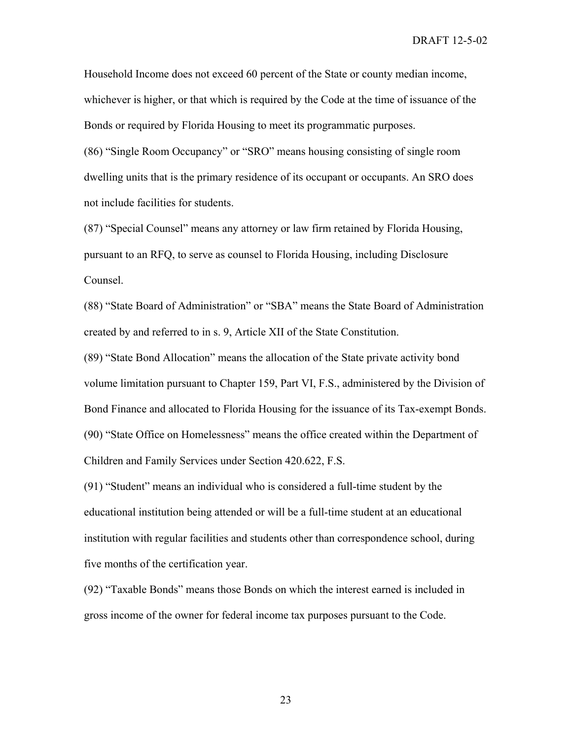Household Income does not exceed 60 percent of the State or county median income, whichever is higher, or that which is required by the Code at the time of issuance of the Bonds or required by Florida Housing to meet its programmatic purposes.

(86) "Single Room Occupancy" or "SRO" means housing consisting of single room dwelling units that is the primary residence of its occupant or occupants. An SRO does not include facilities for students.

(87) "Special Counsel" means any attorney or law firm retained by Florida Housing, pursuant to an RFQ, to serve as counsel to Florida Housing, including Disclosure Counsel.

(88) "State Board of Administration" or "SBA" means the State Board of Administration created by and referred to in s. 9, Article XII of the State Constitution.

(89) "State Bond Allocation" means the allocation of the State private activity bond volume limitation pursuant to Chapter 159, Part VI, F.S., administered by the Division of Bond Finance and allocated to Florida Housing for the issuance of its Tax-exempt Bonds.

(90) "State Office on Homelessness" means the office created within the Department of Children and Family Services under Section 420.622, F.S.

(91) "Student" means an individual who is considered a full-time student by the educational institution being attended or will be a full-time student at an educational institution with regular facilities and students other than correspondence school, during five months of the certification year.

(92) "Taxable Bonds" means those Bonds on which the interest earned is included in gross income of the owner for federal income tax purposes pursuant to the Code.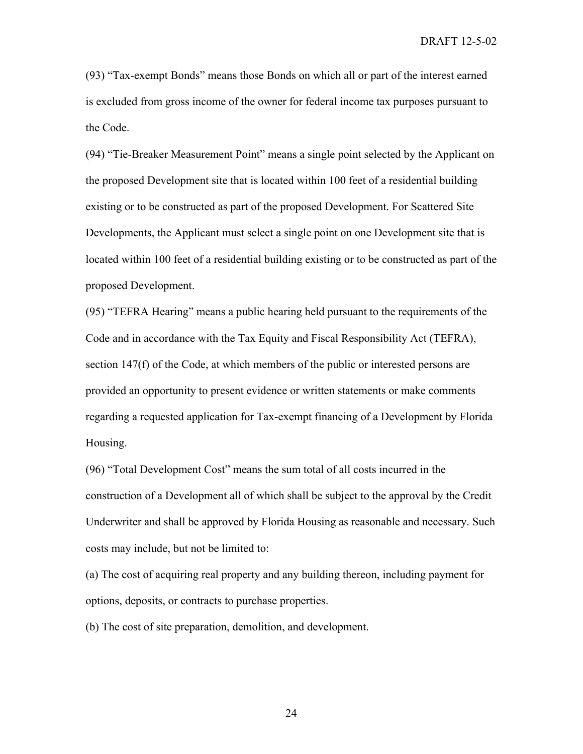(93) “Tax-exempt Bonds” means those Bonds on which all or part of the interest earned is excluded from gross income of the owner for federal income tax purposes pursuant to the Code.

(94) “Tie-Breaker Measurement Point” means a single point selected by the Applicant on the proposed Development site that is located within 100 feet of a residential building existing or to be constructed as part of the proposed Development. For Scattered Site Developments, the Applicant must select a single point on one Development site that is located within 100 feet of a residential building existing or to be constructed as part of the proposed Development.

(95) “TEFRA Hearing” means a public hearing held pursuant to the requirements of the Code and in accordance with the Tax Equity and Fiscal Responsibility Act (TEFRA), section 147(f) of the Code, at which members of the public or interested persons are provided an opportunity to present evidence or written statements or make comments regarding a requested application for Tax-exempt financing of a Development by Florida Housing.

(96) “Total Development Cost” means the sum total of all costs incurred in the construction of a Development all of which shall be subject to the approval by the Credit Underwriter and shall be approved by Florida Housing as reasonable and necessary. Such costs may include, but not be limited to:

(a) The cost of acquiring real property and any building thereon, including payment for options, deposits, or contracts to purchase properties.

(b) The cost of site preparation, demolition, and development.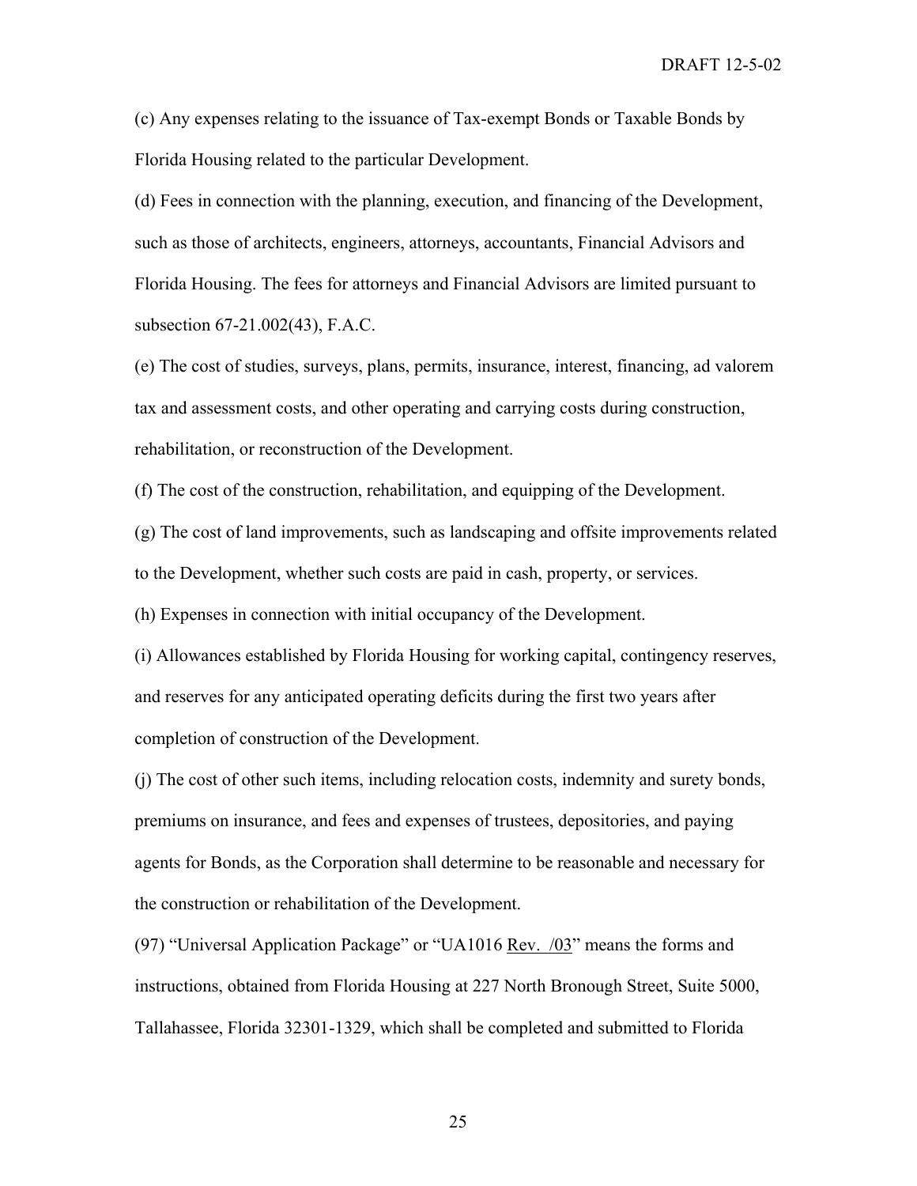(c) Any expenses relating to the issuance of Tax-exempt Bonds or Taxable Bonds by Florida Housing related to the particular Development.

(d) Fees in connection with the planning, execution, and financing of the Development, such as those of architects, engineers, attorneys, accountants, Financial Advisors and Florida Housing. The fees for attorneys and Financial Advisors are limited pursuant to subsection 67-21.002(43), F.A.C.

(e) The cost of studies, surveys, plans, permits, insurance, interest, financing, ad valorem tax and assessment costs, and other operating and carrying costs during construction, rehabilitation, or reconstruction of the Development.

(f) The cost of the construction, rehabilitation, and equipping of the Development.

(g) The cost of land improvements, such as landscaping and offsite improvements related to the Development, whether such costs are paid in cash, property, or services.

(h) Expenses in connection with initial occupancy of the Development.

(i) Allowances established by Florida Housing for working capital, contingency reserves, and reserves for any anticipated operating deficits during the first two years after completion of construction of the Development.

(j) The cost of other such items, including relocation costs, indemnity and surety bonds, premiums on insurance, and fees and expenses of trustees, depositories, and paying agents for Bonds, as the Corporation shall determine to be reasonable and necessary for the construction or rehabilitation of the Development.

(97) "Universal Application Package" or "UA1016 <u>Rev. /03</u>" means the forms and instructions, obtained from Florida Housing at 227 North Bronough Street, Suite 5000, Tallahassee, Florida 32301-1329, which shall be completed and submitted to Florida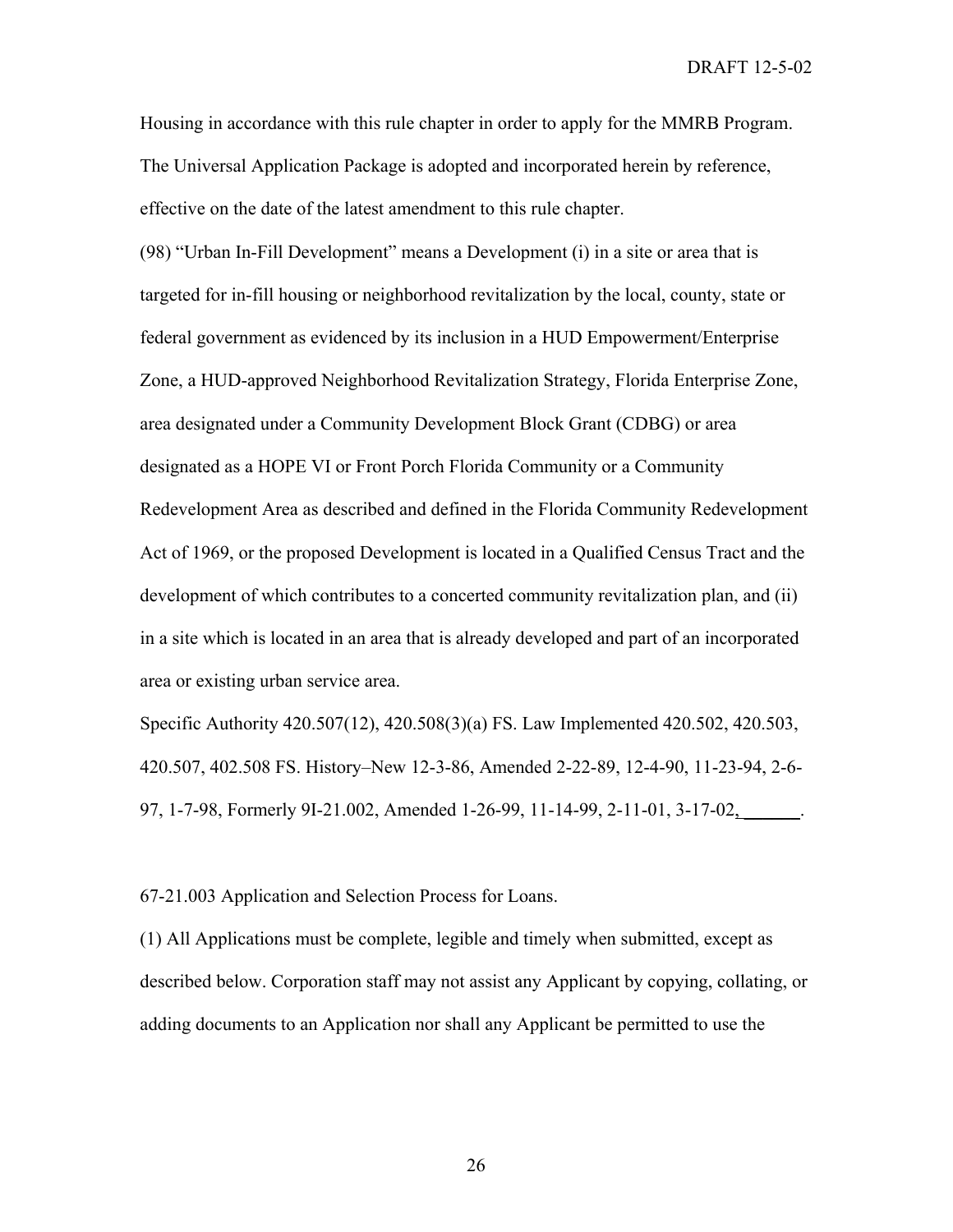Housing in accordance with this rule chapter in order to apply for the MMRB Program. The Universal Application Package is adopted and incorporated herein by reference, effective on the date of the latest amendment to this rule chapter.

(98) "Urban In-Fill Development" means a Development (i) in a site or area that is targeted for in-fill housing or neighborhood revitalization by the local, county, state or federal government as evidenced by its inclusion in a HUD Empowerment/Enterprise Zone, a HUD-approved Neighborhood Revitalization Strategy, Florida Enterprise Zone, area designated under a Community Development Block Grant (CDBG) or area designated as a HOPE VI or Front Porch Florida Community or a Community Redevelopment Area as described and defined in the Florida Community Redevelopment Act of 1969, or the proposed Development is located in a Qualified Census Tract and the development of which contributes to a concerted community revitalization plan, and (ii) in a site which is located in an area that is already developed and part of an incorporated area or existing urban service area.

Specific Authority 420.507(12), 420.508(3)(a) FS. Law Implemented 420.502, 420.503, 420.507, 402.508 FS. History–New 12-3-86, Amended 2-22-89, 12-4-90, 11-23-94, 2-6-97, 1-7-98, Formerly 9I-21.002, Amended 1-26-99, 11-14-99, 2-11-01, 3-17-02, ______.

67-21.003 Application and Selection Process for Loans.

(1) All Applications must be complete, legible and timely when submitted, except as described below. Corporation staff may not assist any Applicant by copying, collating, or adding documents to an Application nor shall any Applicant be permitted to use the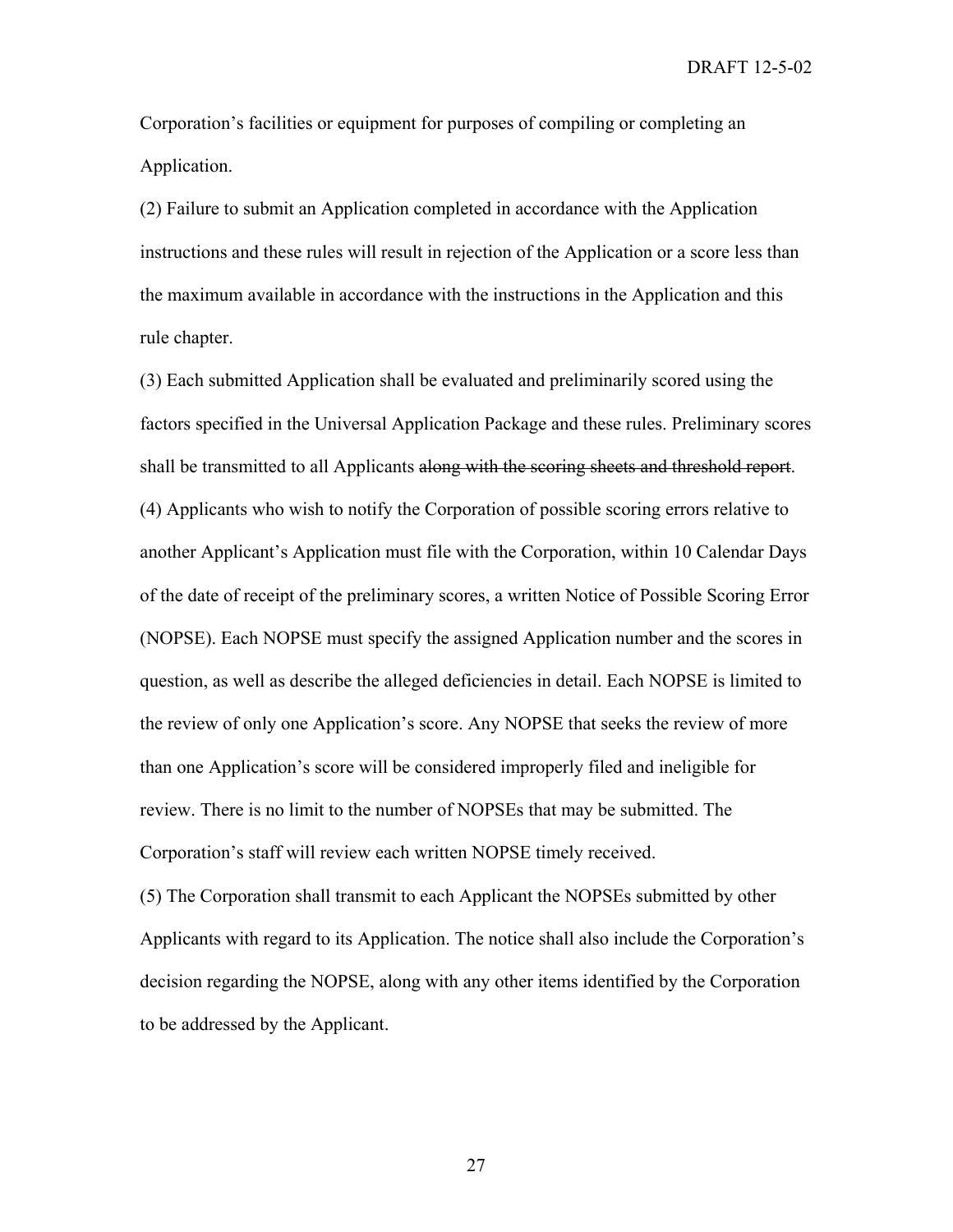Corporation's facilities or equipment for purposes of compiling or completing an Application.

(2) Failure to submit an Application completed in accordance with the Application instructions and these rules will result in rejection of the Application or a score less than the maximum available in accordance with the instructions in the Application and this rule chapter.

(3) Each submitted Application shall be evaluated and preliminarily scored using the factors specified in the Universal Application Package and these rules. Preliminary scores shall be transmitted to all Applicants ~~along with the scoring sheets and threshold report~~.

(4) Applicants who wish to notify the Corporation of possible scoring errors relative to another Applicant's Application must file with the Corporation, within 10 Calendar Days of the date of receipt of the preliminary scores, a written Notice of Possible Scoring Error (NOPSE). Each NOPSE must specify the assigned Application number and the scores in question, as well as describe the alleged deficiencies in detail. Each NOPSE is limited to the review of only one Application's score. Any NOPSE that seeks the review of more than one Application's score will be considered improperly filed and ineligible for review. There is no limit to the number of NOPSEs that may be submitted. The Corporation's staff will review each written NOPSE timely received.

(5) The Corporation shall transmit to each Applicant the NOPSEs submitted by other Applicants with regard to its Application. The notice shall also include the Corporation's decision regarding the NOPSE, along with any other items identified by the Corporation to be addressed by the Applicant.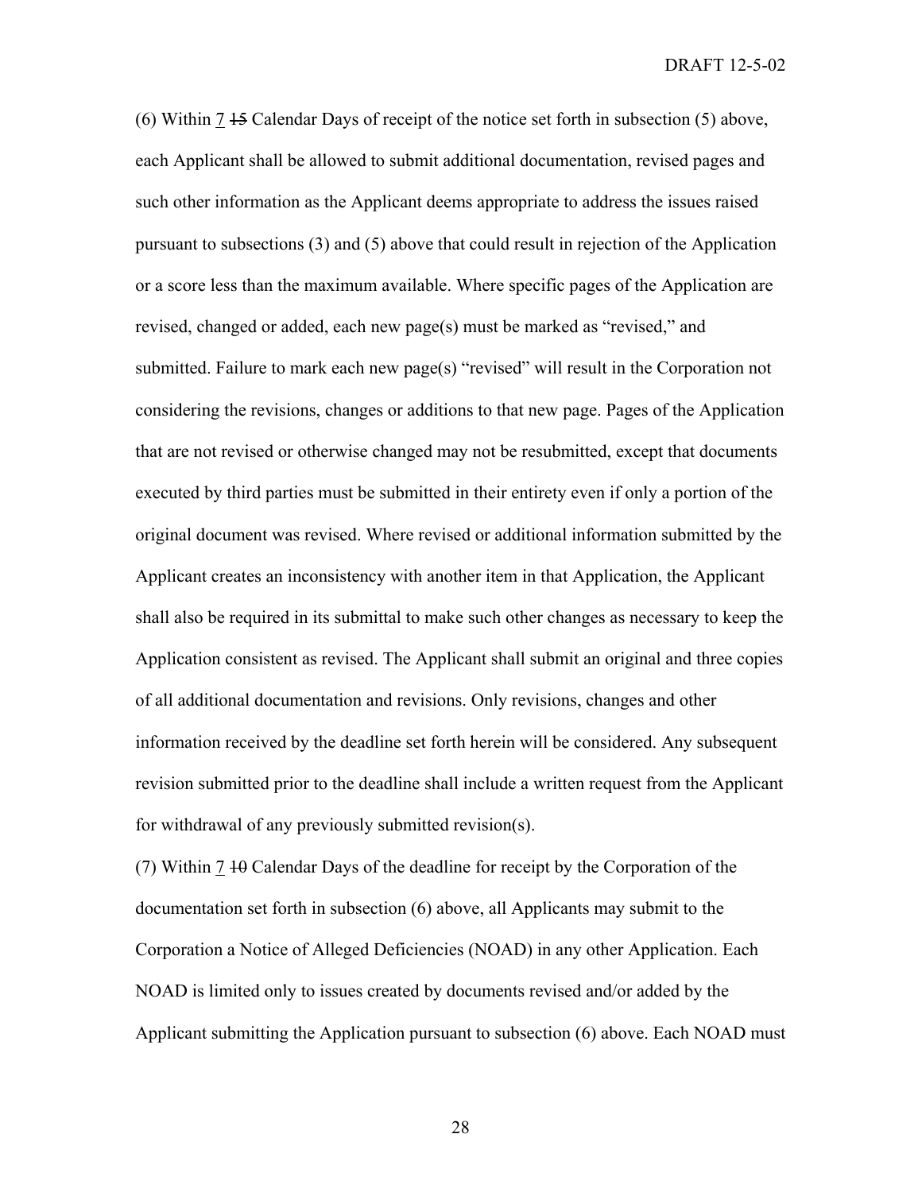(6) Within <u>7</u> ~~15~~ Calendar Days of receipt of the notice set forth in subsection (5) above, each Applicant shall be allowed to submit additional documentation, revised pages and such other information as the Applicant deems appropriate to address the issues raised pursuant to subsections (3) and (5) above that could result in rejection of the Application or a score less than the maximum available. Where specific pages of the Application are revised, changed or added, each new page(s) must be marked as "revised," and submitted. Failure to mark each new page(s) "revised" will result in the Corporation not considering the revisions, changes or additions to that new page. Pages of the Application that are not revised or otherwise changed may not be resubmitted, except that documents executed by third parties must be submitted in their entirety even if only a portion of the original document was revised. Where revised or additional information submitted by the Applicant creates an inconsistency with another item in that Application, the Applicant shall also be required in its submittal to make such other changes as necessary to keep the Application consistent as revised. The Applicant shall submit an original and three copies of all additional documentation and revisions. Only revisions, changes and other information received by the deadline set forth herein will be considered. Any subsequent revision submitted prior to the deadline shall include a written request from the Applicant for withdrawal of any previously submitted revision(s).

(7) Within <u>7</u> ~~10~~ Calendar Days of the deadline for receipt by the Corporation of the documentation set forth in subsection (6) above, all Applicants may submit to the Corporation a Notice of Alleged Deficiencies (NOAD) in any other Application. Each NOAD is limited only to issues created by documents revised and/or added by the Applicant submitting the Application pursuant to subsection (6) above. Each NOAD must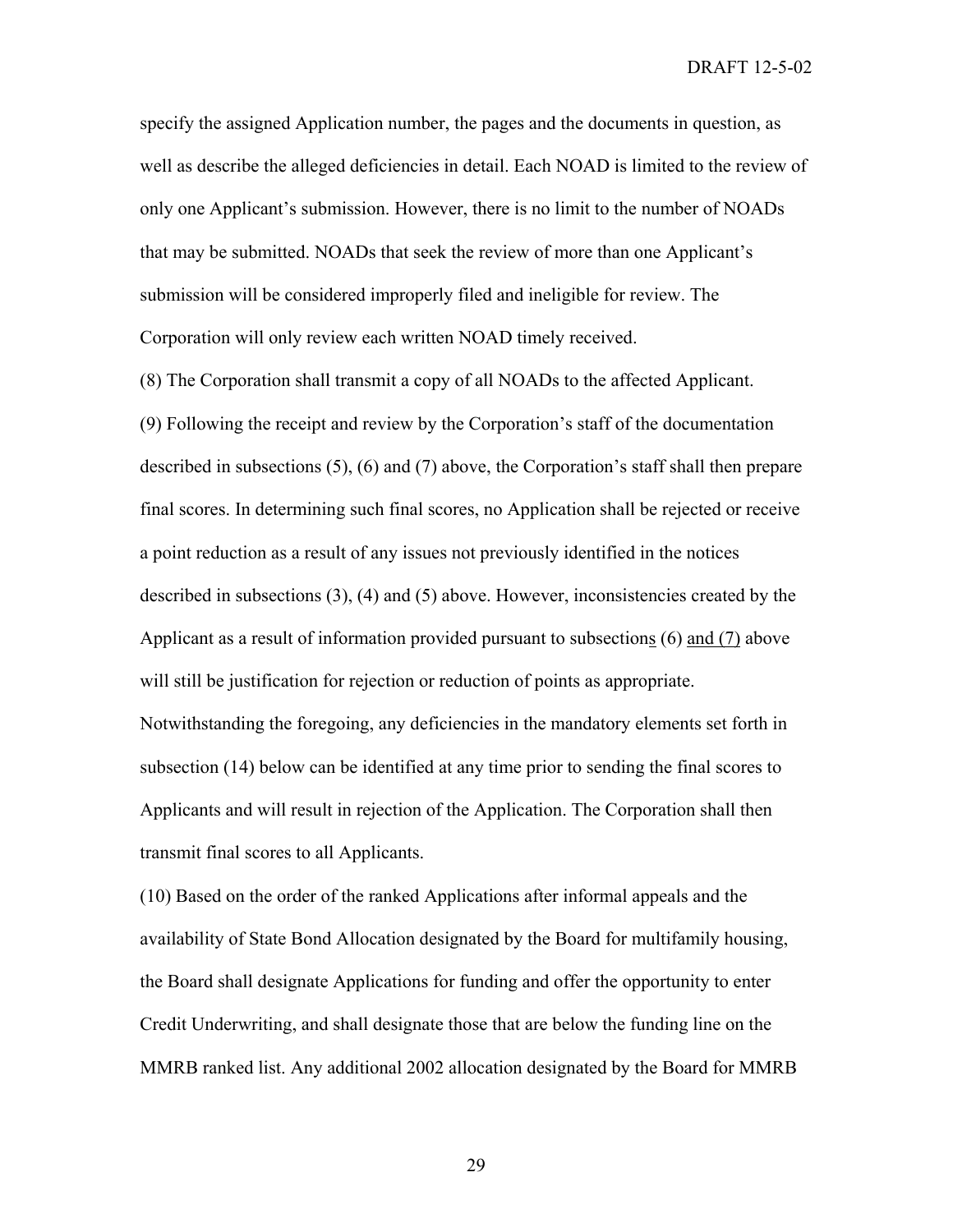specify the assigned Application number, the pages and the documents in question, as well as describe the alleged deficiencies in detail. Each NOAD is limited to the review of only one Applicant's submission. However, there is no limit to the number of NOADs that may be submitted. NOADs that seek the review of more than one Applicant's submission will be considered improperly filed and ineligible for review. The Corporation will only review each written NOAD timely received.

(8) The Corporation shall transmit a copy of all NOADs to the affected Applicant.

(9) Following the receipt and review by the Corporation's staff of the documentation described in subsections (5), (6) and (7) above, the Corporation's staff shall then prepare final scores. In determining such final scores, no Application shall be rejected or receive a point reduction as a result of any issues not previously identified in the notices described in subsections (3), (4) and (5) above. However, inconsistencies created by the Applicant as a result of information provided pursuant to subsections (6) and (7) above will still be justification for rejection or reduction of points as appropriate. Notwithstanding the foregoing, any deficiencies in the mandatory elements set forth in subsection (14) below can be identified at any time prior to sending the final scores to Applicants and will result in rejection of the Application. The Corporation shall then transmit final scores to all Applicants.

(10) Based on the order of the ranked Applications after informal appeals and the availability of State Bond Allocation designated by the Board for multifamily housing, the Board shall designate Applications for funding and offer the opportunity to enter Credit Underwriting, and shall designate those that are below the funding line on the MMRB ranked list. Any additional 2002 allocation designated by the Board for MMRB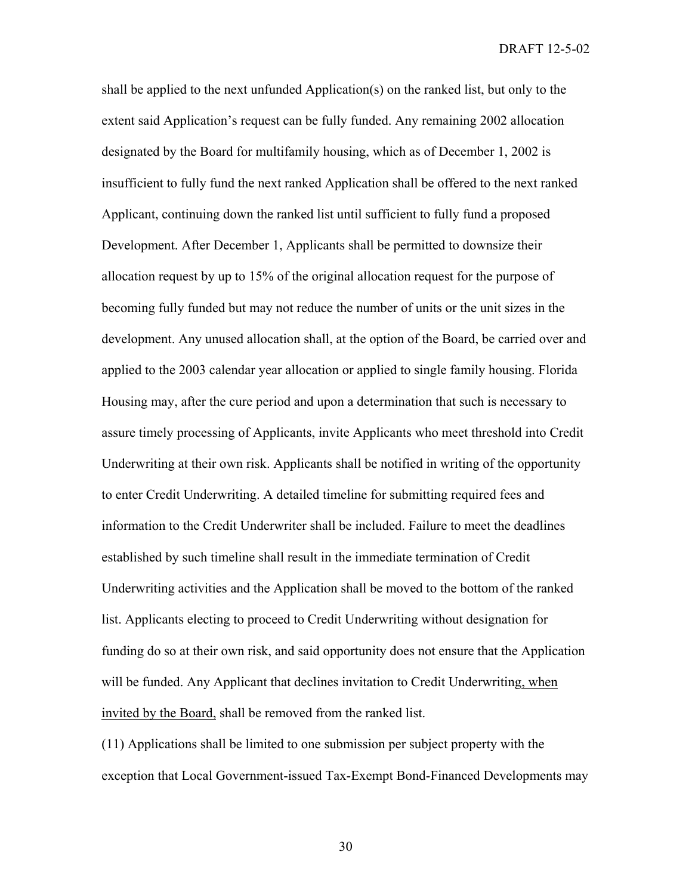shall be applied to the next unfunded Application(s) on the ranked list, but only to the extent said Application's request can be fully funded. Any remaining 2002 allocation designated by the Board for multifamily housing, which as of December 1, 2002 is insufficient to fully fund the next ranked Application shall be offered to the next ranked Applicant, continuing down the ranked list until sufficient to fully fund a proposed Development. After December 1, Applicants shall be permitted to downsize their allocation request by up to 15% of the original allocation request for the purpose of becoming fully funded but may not reduce the number of units or the unit sizes in the development. Any unused allocation shall, at the option of the Board, be carried over and applied to the 2003 calendar year allocation or applied to single family housing. Florida Housing may, after the cure period and upon a determination that such is necessary to assure timely processing of Applicants, invite Applicants who meet threshold into Credit Underwriting at their own risk. Applicants shall be notified in writing of the opportunity to enter Credit Underwriting. A detailed timeline for submitting required fees and information to the Credit Underwriter shall be included. Failure to meet the deadlines established by such timeline shall result in the immediate termination of Credit Underwriting activities and the Application shall be moved to the bottom of the ranked list. Applicants electing to proceed to Credit Underwriting without designation for funding do so at their own risk, and said opportunity does not ensure that the Application will be funded. Any Applicant that declines invitation to Credit Underwriting, when invited by the Board, shall be removed from the ranked list.

(11) Applications shall be limited to one submission per subject property with the exception that Local Government-issued Tax-Exempt Bond-Financed Developments may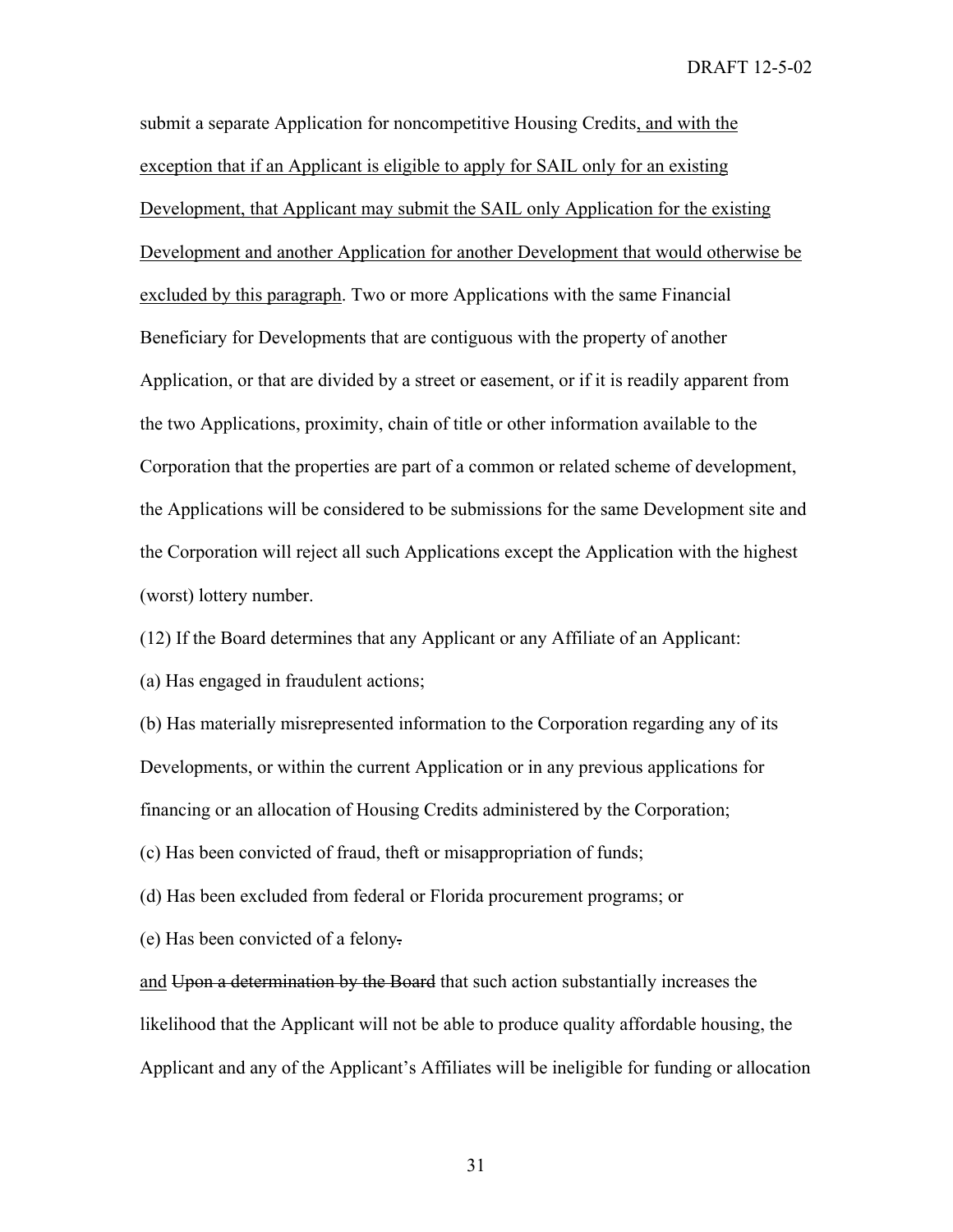submit a separate Application for noncompetitive Housing Credits<u>, and with the exception that if an Applicant is eligible to apply for SAIL only for an existing Development, that Applicant may submit the SAIL only Application for the existing Development and another Application for another Development that would otherwise be excluded by this paragraph</u>. Two or more Applications with the same Financial Beneficiary for Developments that are contiguous with the property of another Application, or that are divided by a street or easement, or if it is readily apparent from the two Applications, proximity, chain of title or other information available to the Corporation that the properties are part of a common or related scheme of development, the Applications will be considered to be submissions for the same Development site and the Corporation will reject all such Applications except the Application with the highest (worst) lottery number.

(12) If the Board determines that any Applicant or any Affiliate of an Applicant:

(a) Has engaged in fraudulent actions;

(b) Has materially misrepresented information to the Corporation regarding any of its Developments, or within the current Application or in any previous applications for financing or an allocation of Housing Credits administered by the Corporation;

(c) Has been convicted of fraud, theft or misappropriation of funds;

(d) Has been excluded from federal or Florida procurement programs; or

(e) Has been convicted of a felony~~.~~

<u>and</u> ~~Upon a determination by the Board~~ that such action substantially increases the likelihood that the Applicant will not be able to produce quality affordable housing, the Applicant and any of the Applicant's Affiliates will be ineligible for funding or allocation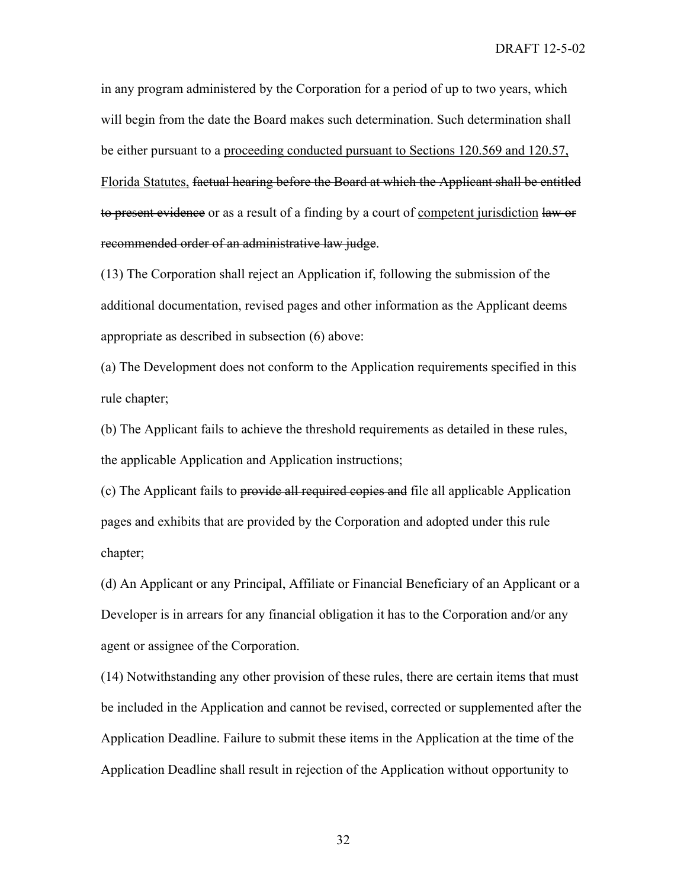in any program administered by the Corporation for a period of up to two years, which will begin from the date the Board makes such determination. Such determination shall be either pursuant to a <u>proceeding conducted pursuant to Sections 120.569 and 120.57, Florida Statutes,</u> ~~factual hearing before the Board at which the Applicant shall be entitled to present evidence~~ or as a result of a finding by a court of <u>competent jurisdiction</u> ~~law or recommended order of an administrative law judge~~.

(13) The Corporation shall reject an Application if, following the submission of the additional documentation, revised pages and other information as the Applicant deems appropriate as described in subsection (6) above:

(a) The Development does not conform to the Application requirements specified in this rule chapter;

(b) The Applicant fails to achieve the threshold requirements as detailed in these rules, the applicable Application and Application instructions;

(c) The Applicant fails to ~~provide all required copies and~~ file all applicable Application pages and exhibits that are provided by the Corporation and adopted under this rule chapter;

(d) An Applicant or any Principal, Affiliate or Financial Beneficiary of an Applicant or a Developer is in arrears for any financial obligation it has to the Corporation and/or any agent or assignee of the Corporation.

(14) Notwithstanding any other provision of these rules, there are certain items that must be included in the Application and cannot be revised, corrected or supplemented after the Application Deadline. Failure to submit these items in the Application at the time of the Application Deadline shall result in rejection of the Application without opportunity to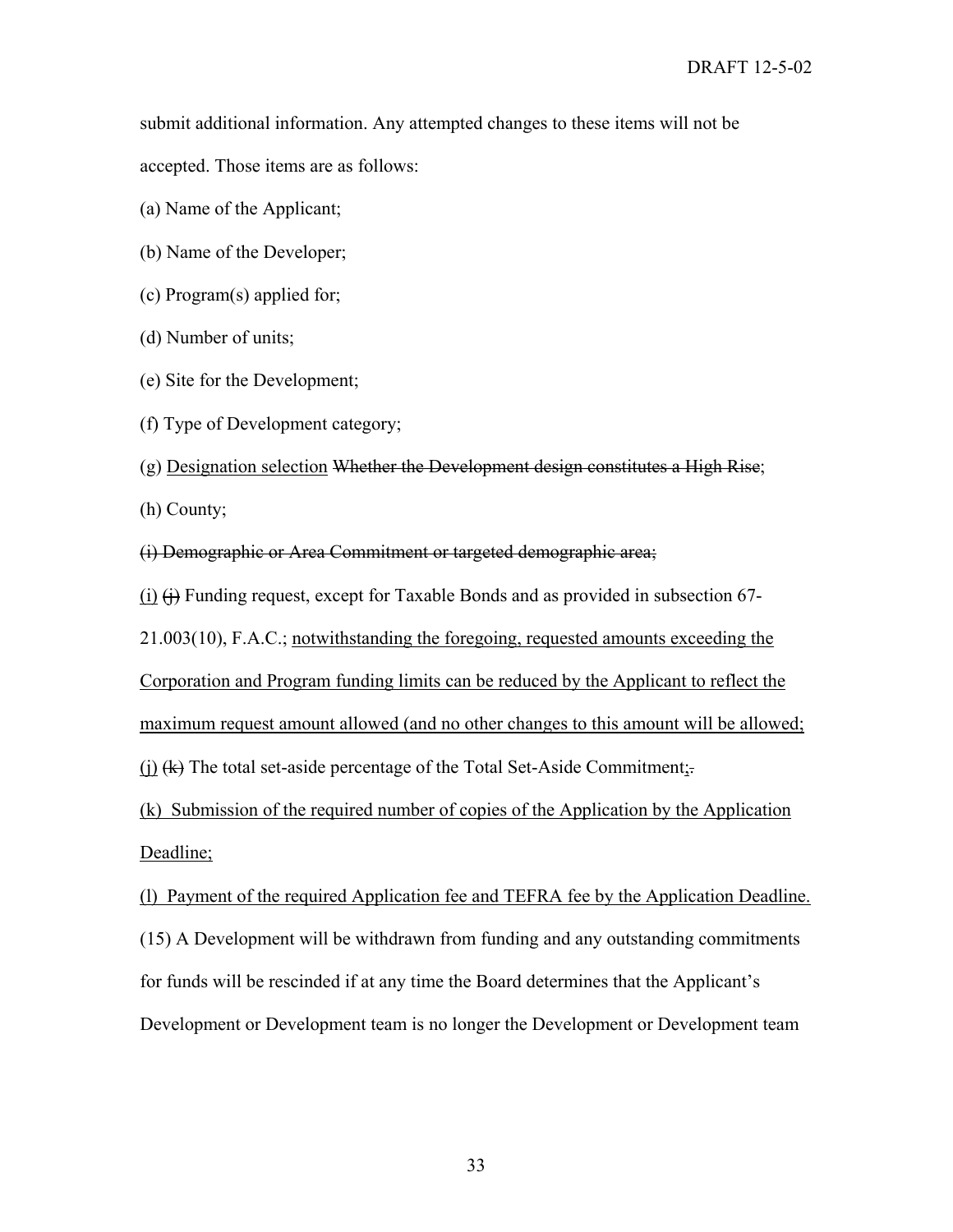submit additional information. Any attempted changes to these items will not be accepted. Those items are as follows:

(a) Name of the Applicant;

(b) Name of the Developer;

(c) Program(s) applied for;

(d) Number of units;

(e) Site for the Development;

(f) Type of Development category;

(g) <u>Designation selection</u> ~~Whether the Development design constitutes a High Rise~~;

(h) County;

~~(i) Demographic or Area Commitment or targeted demographic area;~~

<u>(i)</u> ~~(j)~~ Funding request, except for Taxable Bonds and as provided in subsection 67-21.003(10), F.A.C.; <u>notwithstanding the foregoing, requested amounts exceeding the Corporation and Program funding limits can be reduced by the Applicant to reflect the maximum request amount allowed (and no other changes to this amount will be allowed;</u>

<u>(j)</u> ~~(k)~~ The total set-aside percentage of the Total Set-Aside Commitment<u>;</u>~~.~~

<u>(k) Submission of the required number of copies of the Application by the Application Deadline;</u>

<u>(l) Payment of the required Application fee and TEFRA fee by the Application Deadline.</u>

(15) A Development will be withdrawn from funding and any outstanding commitments for funds will be rescinded if at any time the Board determines that the Applicant's Development or Development team is no longer the Development or Development team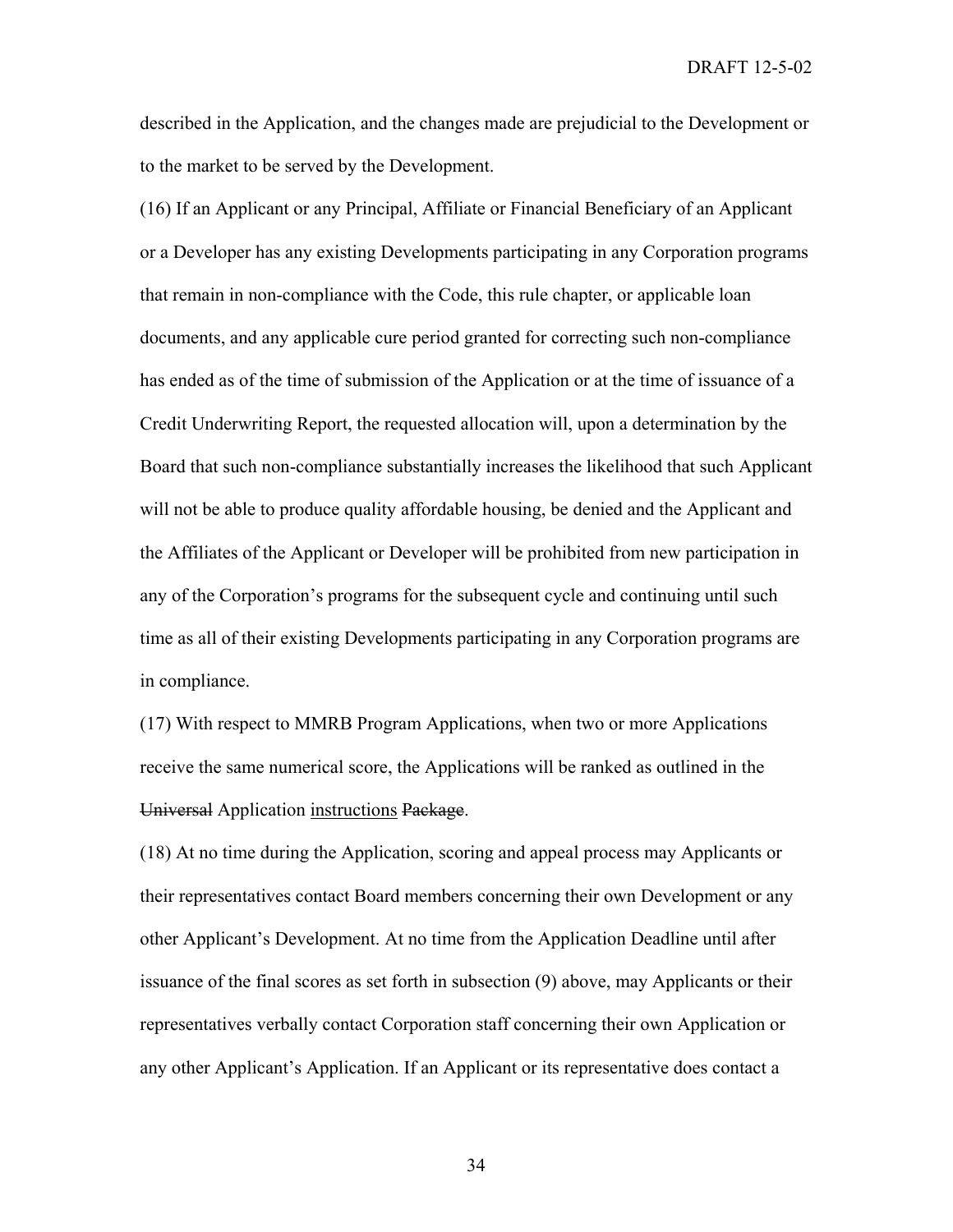described in the Application, and the changes made are prejudicial to the Development or to the market to be served by the Development.

(16) If an Applicant or any Principal, Affiliate or Financial Beneficiary of an Applicant or a Developer has any existing Developments participating in any Corporation programs that remain in non-compliance with the Code, this rule chapter, or applicable loan documents, and any applicable cure period granted for correcting such non-compliance has ended as of the time of submission of the Application or at the time of issuance of a Credit Underwriting Report, the requested allocation will, upon a determination by the Board that such non-compliance substantially increases the likelihood that such Applicant will not be able to produce quality affordable housing, be denied and the Applicant and the Affiliates of the Applicant or Developer will be prohibited from new participation in any of the Corporation's programs for the subsequent cycle and continuing until such time as all of their existing Developments participating in any Corporation programs are in compliance.

(17) With respect to MMRB Program Applications, when two or more Applications receive the same numerical score, the Applications will be ranked as outlined in the ~~Universal~~ Application <u>instructions</u> ~~Package~~.

(18) At no time during the Application, scoring and appeal process may Applicants or their representatives contact Board members concerning their own Development or any other Applicant's Development. At no time from the Application Deadline until after issuance of the final scores as set forth in subsection (9) above, may Applicants or their representatives verbally contact Corporation staff concerning their own Application or any other Applicant's Application. If an Applicant or its representative does contact a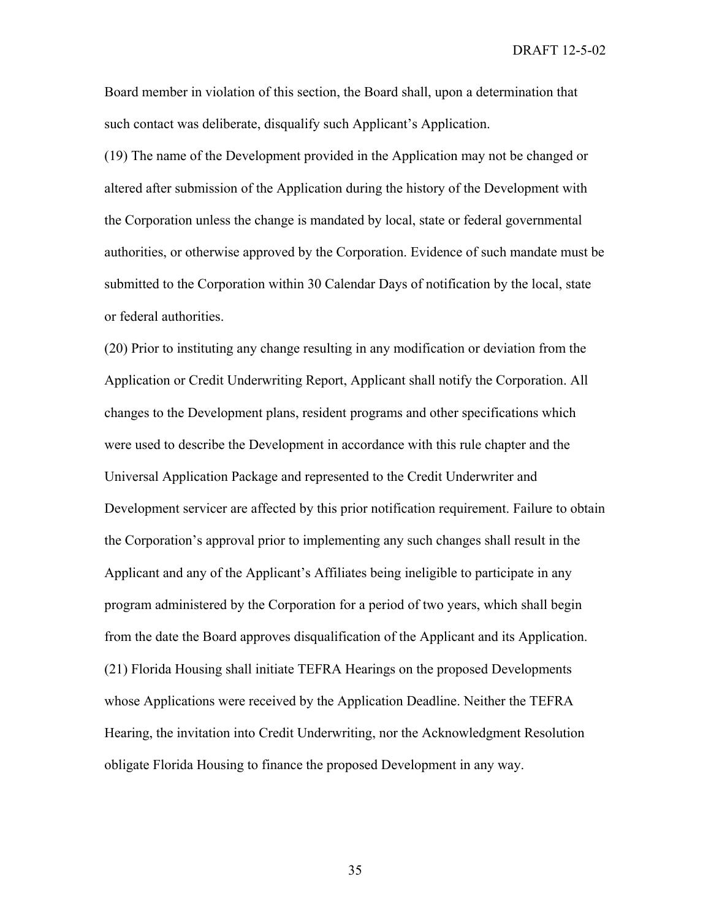Board member in violation of this section, the Board shall, upon a determination that such contact was deliberate, disqualify such Applicant's Application.

(19) The name of the Development provided in the Application may not be changed or altered after submission of the Application during the history of the Development with the Corporation unless the change is mandated by local, state or federal governmental authorities, or otherwise approved by the Corporation. Evidence of such mandate must be submitted to the Corporation within 30 Calendar Days of notification by the local, state or federal authorities.

(20) Prior to instituting any change resulting in any modification or deviation from the Application or Credit Underwriting Report, Applicant shall notify the Corporation. All changes to the Development plans, resident programs and other specifications which were used to describe the Development in accordance with this rule chapter and the Universal Application Package and represented to the Credit Underwriter and Development servicer are affected by this prior notification requirement. Failure to obtain the Corporation's approval prior to implementing any such changes shall result in the Applicant and any of the Applicant's Affiliates being ineligible to participate in any program administered by the Corporation for a period of two years, which shall begin from the date the Board approves disqualification of the Applicant and its Application.

(21) Florida Housing shall initiate TEFRA Hearings on the proposed Developments whose Applications were received by the Application Deadline. Neither the TEFRA Hearing, the invitation into Credit Underwriting, nor the Acknowledgment Resolution obligate Florida Housing to finance the proposed Development in any way.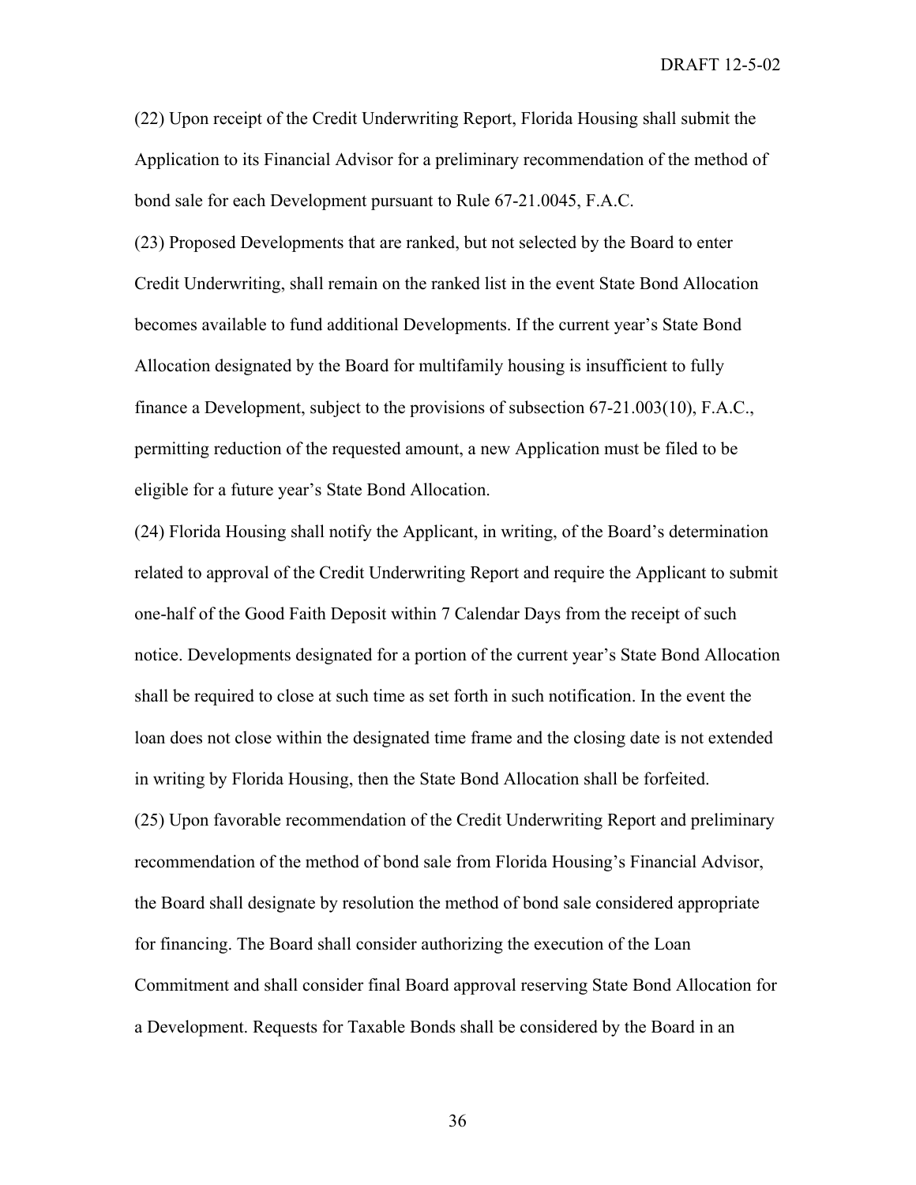(22) Upon receipt of the Credit Underwriting Report, Florida Housing shall submit the Application to its Financial Advisor for a preliminary recommendation of the method of bond sale for each Development pursuant to Rule 67-21.0045, F.A.C.

(23) Proposed Developments that are ranked, but not selected by the Board to enter Credit Underwriting, shall remain on the ranked list in the event State Bond Allocation becomes available to fund additional Developments. If the current year's State Bond Allocation designated by the Board for multifamily housing is insufficient to fully finance a Development, subject to the provisions of subsection 67-21.003(10), F.A.C., permitting reduction of the requested amount, a new Application must be filed to be eligible for a future year's State Bond Allocation.

(24) Florida Housing shall notify the Applicant, in writing, of the Board's determination related to approval of the Credit Underwriting Report and require the Applicant to submit one-half of the Good Faith Deposit within 7 Calendar Days from the receipt of such notice. Developments designated for a portion of the current year's State Bond Allocation shall be required to close at such time as set forth in such notification. In the event the loan does not close within the designated time frame and the closing date is not extended in writing by Florida Housing, then the State Bond Allocation shall be forfeited.

(25) Upon favorable recommendation of the Credit Underwriting Report and preliminary recommendation of the method of bond sale from Florida Housing's Financial Advisor, the Board shall designate by resolution the method of bond sale considered appropriate for financing. The Board shall consider authorizing the execution of the Loan Commitment and shall consider final Board approval reserving State Bond Allocation for a Development. Requests for Taxable Bonds shall be considered by the Board in an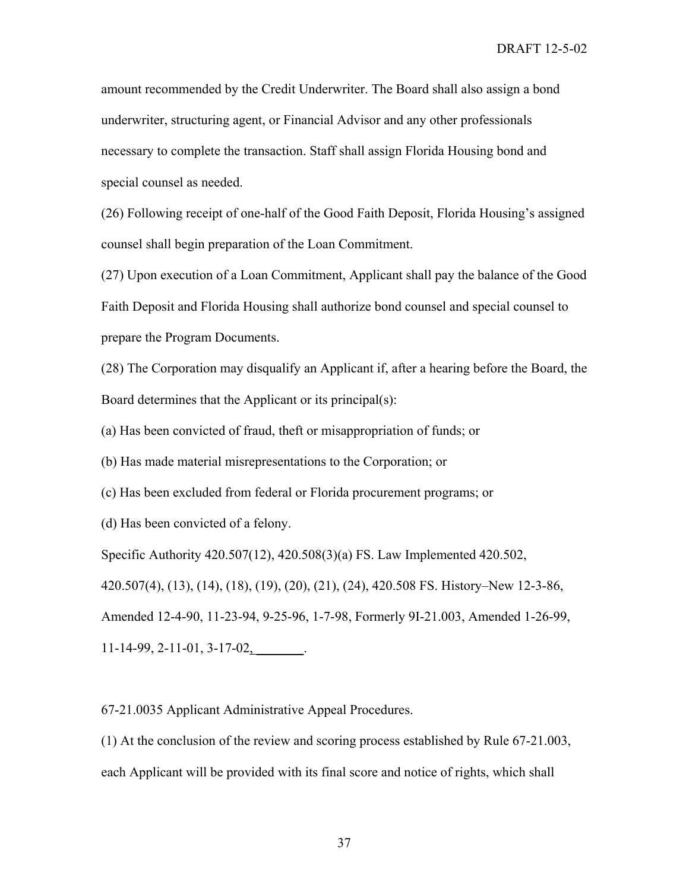amount recommended by the Credit Underwriter. The Board shall also assign a bond underwriter, structuring agent, or Financial Advisor and any other professionals necessary to complete the transaction. Staff shall assign Florida Housing bond and special counsel as needed.

(26) Following receipt of one-half of the Good Faith Deposit, Florida Housing's assigned counsel shall begin preparation of the Loan Commitment.

(27) Upon execution of a Loan Commitment, Applicant shall pay the balance of the Good Faith Deposit and Florida Housing shall authorize bond counsel and special counsel to prepare the Program Documents.

(28) The Corporation may disqualify an Applicant if, after a hearing before the Board, the Board determines that the Applicant or its principal(s):

(a) Has been convicted of fraud, theft or misappropriation of funds; or

(b) Has made material misrepresentations to the Corporation; or

(c) Has been excluded from federal or Florida procurement programs; or

(d) Has been convicted of a felony.

Specific Authority 420.507(12), 420.508(3)(a) FS. Law Implemented 420.502, 420.507(4), (13), (14), (18), (19), (20), (21), (24), 420.508 FS. History–New 12-3-86, Amended 12-4-90, 11-23-94, 9-25-96, 1-7-98, Formerly 9I-21.003, Amended 1-26-99, 11-14-99, 2-11-01, 3-17-02, ________.

67-21.0035 Applicant Administrative Appeal Procedures.

(1) At the conclusion of the review and scoring process established by Rule 67-21.003, each Applicant will be provided with its final score and notice of rights, which shall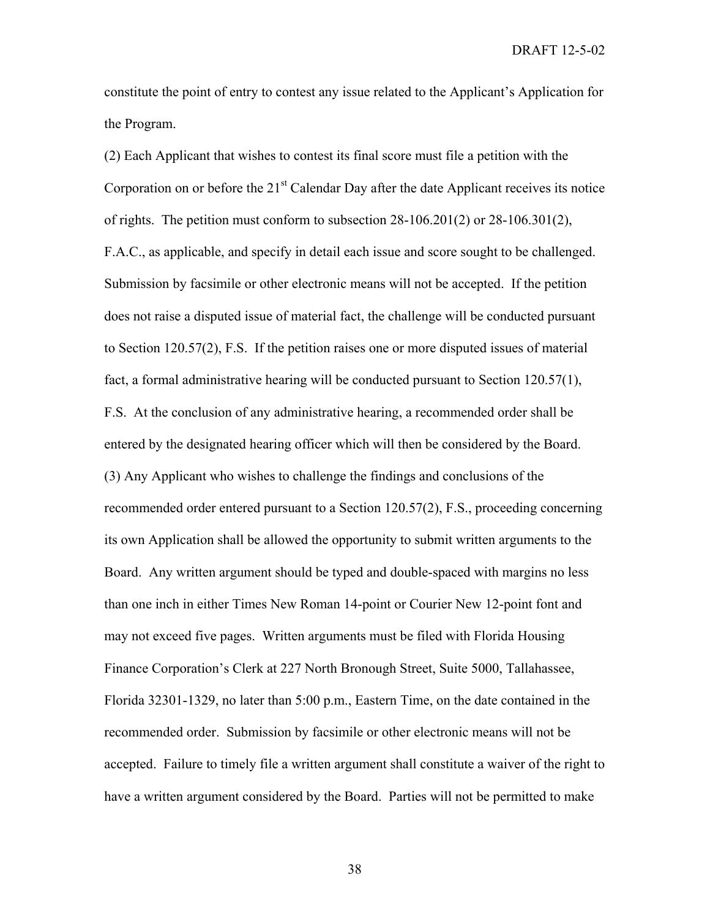constitute the point of entry to contest any issue related to the Applicant's Application for the Program.

(2) Each Applicant that wishes to contest its final score must file a petition with the Corporation on or before the 21st Calendar Day after the date Applicant receives its notice of rights. The petition must conform to subsection 28-106.201(2) or 28-106.301(2), F.A.C., as applicable, and specify in detail each issue and score sought to be challenged. Submission by facsimile or other electronic means will not be accepted. If the petition does not raise a disputed issue of material fact, the challenge will be conducted pursuant to Section 120.57(2), F.S. If the petition raises one or more disputed issues of material fact, a formal administrative hearing will be conducted pursuant to Section 120.57(1), F.S. At the conclusion of any administrative hearing, a recommended order shall be entered by the designated hearing officer which will then be considered by the Board.

(3) Any Applicant who wishes to challenge the findings and conclusions of the recommended order entered pursuant to a Section 120.57(2), F.S., proceeding concerning its own Application shall be allowed the opportunity to submit written arguments to the Board. Any written argument should be typed and double-spaced with margins no less than one inch in either Times New Roman 14-point or Courier New 12-point font and may not exceed five pages. Written arguments must be filed with Florida Housing Finance Corporation's Clerk at 227 North Bronough Street, Suite 5000, Tallahassee, Florida 32301-1329, no later than 5:00 p.m., Eastern Time, on the date contained in the recommended order. Submission by facsimile or other electronic means will not be accepted. Failure to timely file a written argument shall constitute a waiver of the right to have a written argument considered by the Board. Parties will not be permitted to make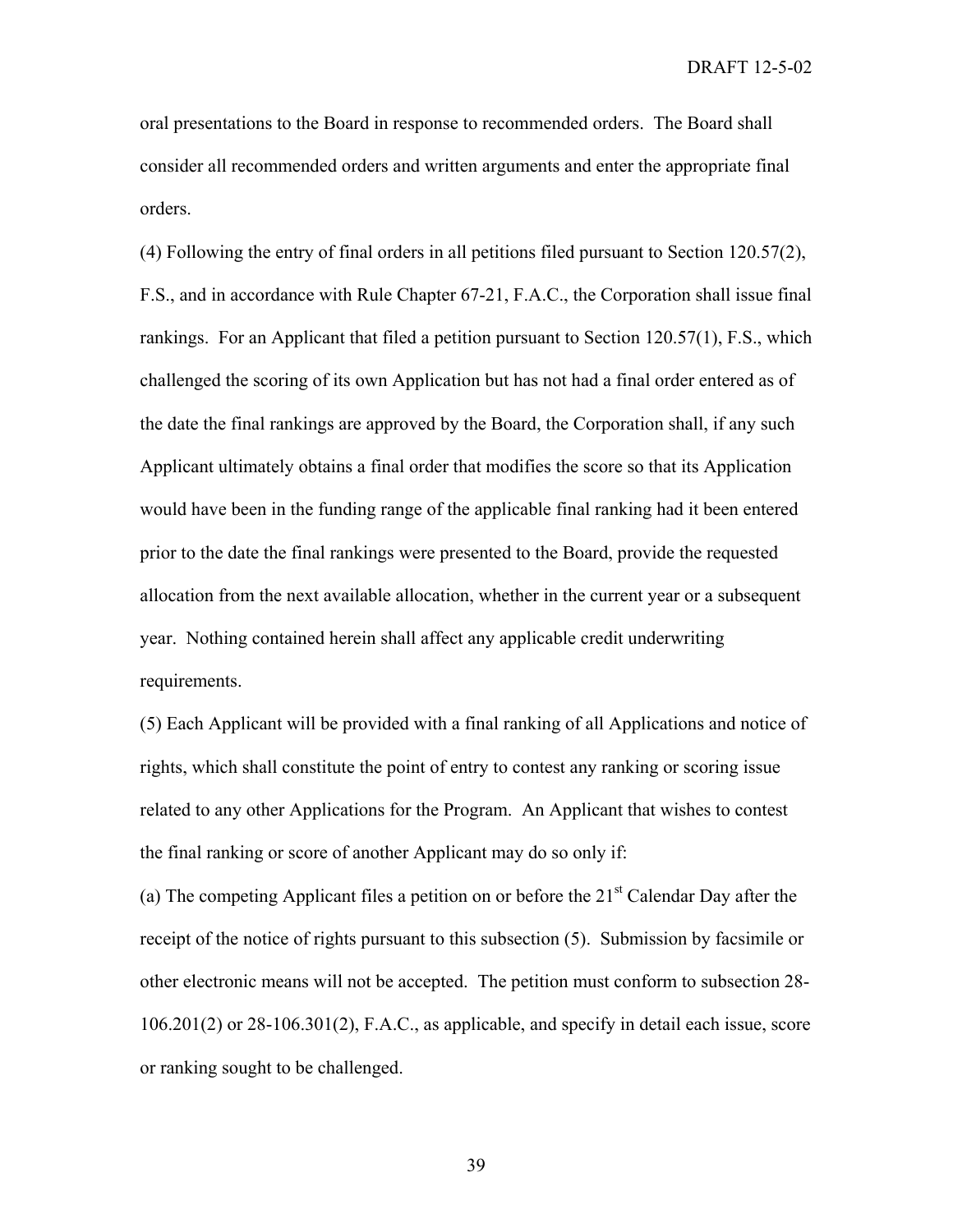oral presentations to the Board in response to recommended orders. The Board shall consider all recommended orders and written arguments and enter the appropriate final orders.

(4) Following the entry of final orders in all petitions filed pursuant to Section 120.57(2), F.S., and in accordance with Rule Chapter 67-21, F.A.C., the Corporation shall issue final rankings. For an Applicant that filed a petition pursuant to Section 120.57(1), F.S., which challenged the scoring of its own Application but has not had a final order entered as of the date the final rankings are approved by the Board, the Corporation shall, if any such Applicant ultimately obtains a final order that modifies the score so that its Application would have been in the funding range of the applicable final ranking had it been entered prior to the date the final rankings were presented to the Board, provide the requested allocation from the next available allocation, whether in the current year or a subsequent year. Nothing contained herein shall affect any applicable credit underwriting requirements.

(5) Each Applicant will be provided with a final ranking of all Applications and notice of rights, which shall constitute the point of entry to contest any ranking or scoring issue related to any other Applications for the Program. An Applicant that wishes to contest the final ranking or score of another Applicant may do so only if:

(a) The competing Applicant files a petition on or before the 21st Calendar Day after the receipt of the notice of rights pursuant to this subsection (5). Submission by facsimile or other electronic means will not be accepted. The petition must conform to subsection 28-106.201(2) or 28-106.301(2), F.A.C., as applicable, and specify in detail each issue, score or ranking sought to be challenged.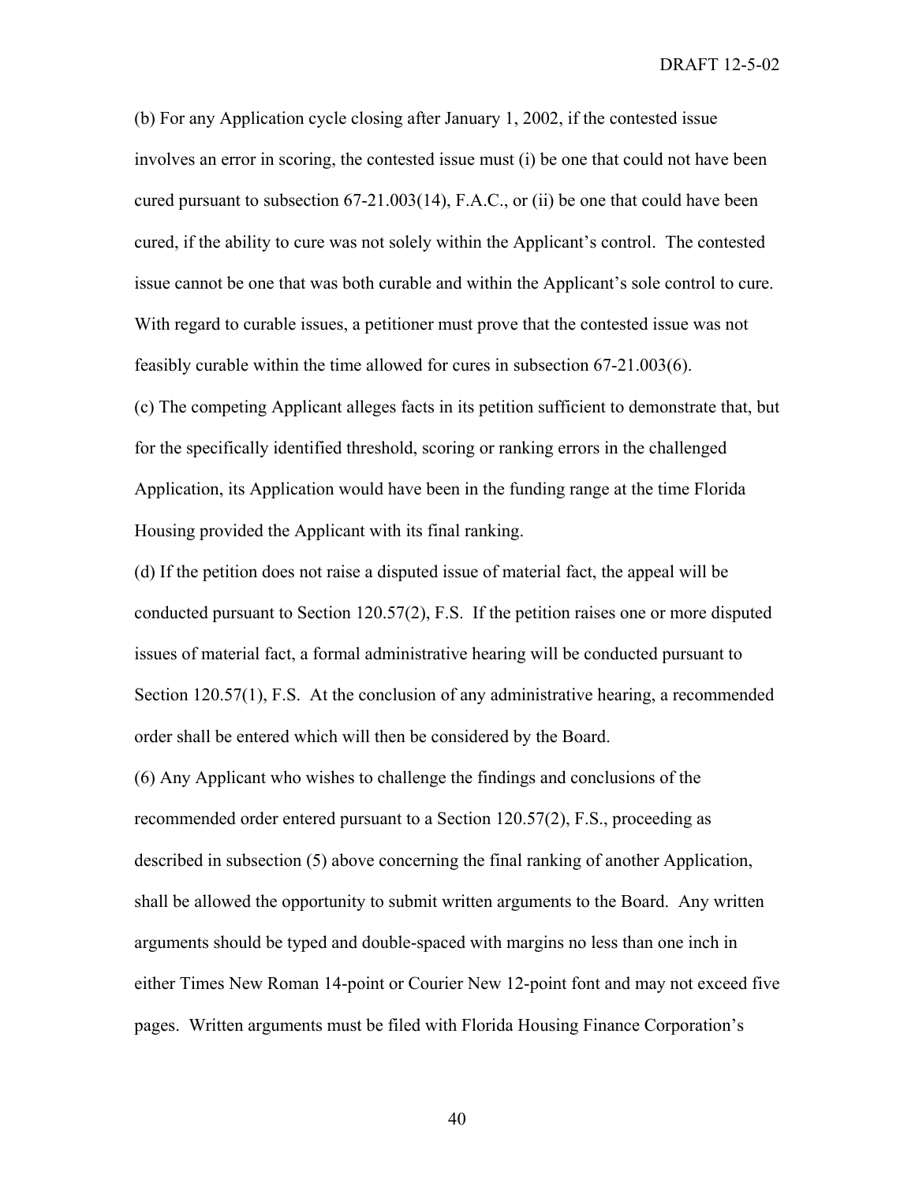(b) For any Application cycle closing after January 1, 2002, if the contested issue involves an error in scoring, the contested issue must (i) be one that could not have been cured pursuant to subsection 67-21.003(14), F.A.C., or (ii) be one that could have been cured, if the ability to cure was not solely within the Applicant's control. The contested issue cannot be one that was both curable and within the Applicant's sole control to cure. With regard to curable issues, a petitioner must prove that the contested issue was not feasibly curable within the time allowed for cures in subsection 67-21.003(6).

(c) The competing Applicant alleges facts in its petition sufficient to demonstrate that, but for the specifically identified threshold, scoring or ranking errors in the challenged Application, its Application would have been in the funding range at the time Florida Housing provided the Applicant with its final ranking.

(d) If the petition does not raise a disputed issue of material fact, the appeal will be conducted pursuant to Section 120.57(2), F.S. If the petition raises one or more disputed issues of material fact, a formal administrative hearing will be conducted pursuant to Section 120.57(1), F.S. At the conclusion of any administrative hearing, a recommended order shall be entered which will then be considered by the Board.

(6) Any Applicant who wishes to challenge the findings and conclusions of the recommended order entered pursuant to a Section 120.57(2), F.S., proceeding as described in subsection (5) above concerning the final ranking of another Application, shall be allowed the opportunity to submit written arguments to the Board. Any written arguments should be typed and double-spaced with margins no less than one inch in either Times New Roman 14-point or Courier New 12-point font and may not exceed five pages. Written arguments must be filed with Florida Housing Finance Corporation's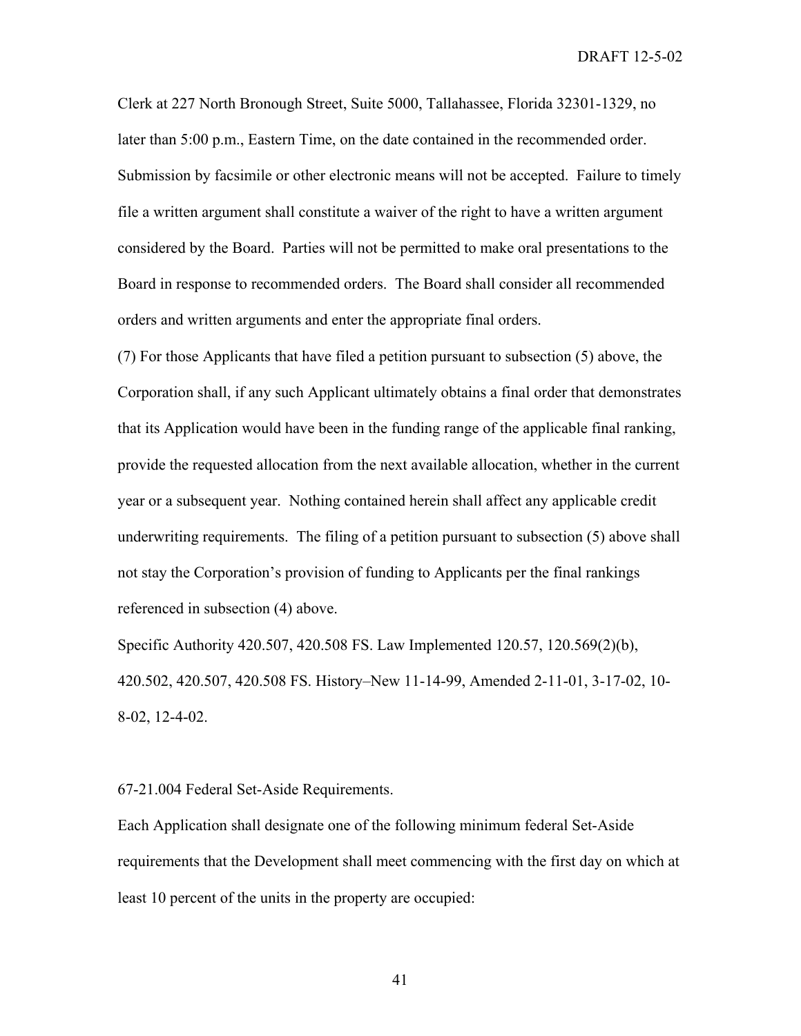Clerk at 227 North Bronough Street, Suite 5000, Tallahassee, Florida 32301-1329, no later than 5:00 p.m., Eastern Time, on the date contained in the recommended order. Submission by facsimile or other electronic means will not be accepted. Failure to timely file a written argument shall constitute a waiver of the right to have a written argument considered by the Board. Parties will not be permitted to make oral presentations to the Board in response to recommended orders. The Board shall consider all recommended orders and written arguments and enter the appropriate final orders.

(7) For those Applicants that have filed a petition pursuant to subsection (5) above, the Corporation shall, if any such Applicant ultimately obtains a final order that demonstrates that its Application would have been in the funding range of the applicable final ranking, provide the requested allocation from the next available allocation, whether in the current year or a subsequent year. Nothing contained herein shall affect any applicable credit underwriting requirements. The filing of a petition pursuant to subsection (5) above shall not stay the Corporation's provision of funding to Applicants per the final rankings referenced in subsection (4) above.

Specific Authority 420.507, 420.508 FS. Law Implemented 120.57, 120.569(2)(b), 420.502, 420.507, 420.508 FS. History–New 11-14-99, Amended 2-11-01, 3-17-02, 10-8-02, 12-4-02.

67-21.004 Federal Set-Aside Requirements.

Each Application shall designate one of the following minimum federal Set-Aside requirements that the Development shall meet commencing with the first day on which at least 10 percent of the units in the property are occupied: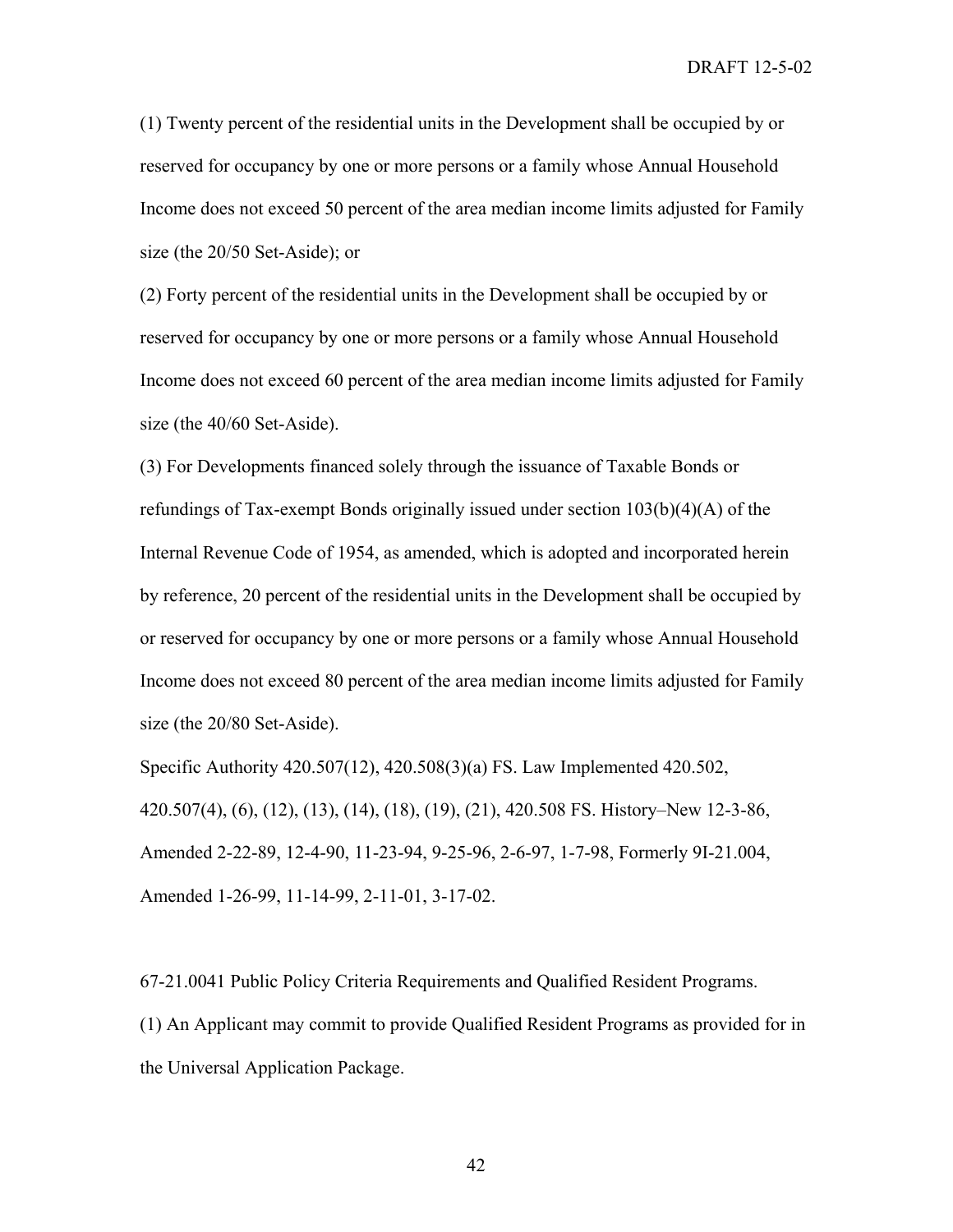(1) Twenty percent of the residential units in the Development shall be occupied by or reserved for occupancy by one or more persons or a family whose Annual Household Income does not exceed 50 percent of the area median income limits adjusted for Family size (the 20/50 Set-Aside); or

(2) Forty percent of the residential units in the Development shall be occupied by or reserved for occupancy by one or more persons or a family whose Annual Household Income does not exceed 60 percent of the area median income limits adjusted for Family size (the 40/60 Set-Aside).

(3) For Developments financed solely through the issuance of Taxable Bonds or refundings of Tax-exempt Bonds originally issued under section 103(b)(4)(A) of the Internal Revenue Code of 1954, as amended, which is adopted and incorporated herein by reference, 20 percent of the residential units in the Development shall be occupied by or reserved for occupancy by one or more persons or a family whose Annual Household Income does not exceed 80 percent of the area median income limits adjusted for Family size (the 20/80 Set-Aside).

Specific Authority 420.507(12), 420.508(3)(a) FS. Law Implemented 420.502, 420.507(4), (6), (12), (13), (14), (18), (19), (21), 420.508 FS. History–New 12-3-86, Amended 2-22-89, 12-4-90, 11-23-94, 9-25-96, 2-6-97, 1-7-98, Formerly 9I-21.004, Amended 1-26-99, 11-14-99, 2-11-01, 3-17-02.

67-21.0041 Public Policy Criteria Requirements and Qualified Resident Programs.

(1) An Applicant may commit to provide Qualified Resident Programs as provided for in the Universal Application Package.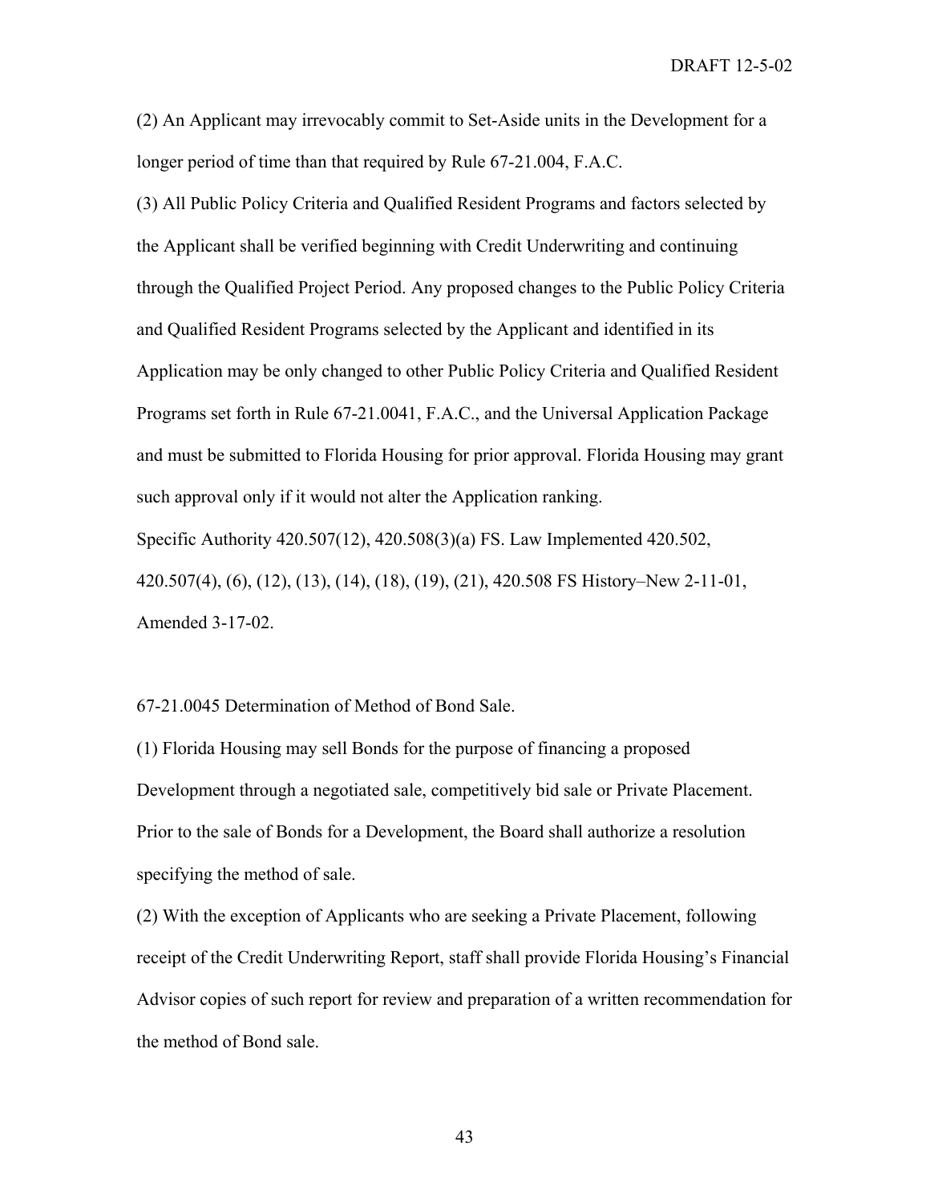(2) An Applicant may irrevocably commit to Set-Aside units in the Development for a longer period of time than that required by Rule 67-21.004, F.A.C.

(3) All Public Policy Criteria and Qualified Resident Programs and factors selected by the Applicant shall be verified beginning with Credit Underwriting and continuing through the Qualified Project Period. Any proposed changes to the Public Policy Criteria and Qualified Resident Programs selected by the Applicant and identified in its Application may be only changed to other Public Policy Criteria and Qualified Resident Programs set forth in Rule 67-21.0041, F.A.C., and the Universal Application Package and must be submitted to Florida Housing for prior approval. Florida Housing may grant such approval only if it would not alter the Application ranking.

Specific Authority 420.507(12), 420.508(3)(a) FS. Law Implemented 420.502, 420.507(4), (6), (12), (13), (14), (18), (19), (21), 420.508 FS History–New 2-11-01, Amended 3-17-02.

67-21.0045 Determination of Method of Bond Sale.

(1) Florida Housing may sell Bonds for the purpose of financing a proposed Development through a negotiated sale, competitively bid sale or Private Placement. Prior to the sale of Bonds for a Development, the Board shall authorize a resolution specifying the method of sale.

(2) With the exception of Applicants who are seeking a Private Placement, following receipt of the Credit Underwriting Report, staff shall provide Florida Housing's Financial Advisor copies of such report for review and preparation of a written recommendation for the method of Bond sale.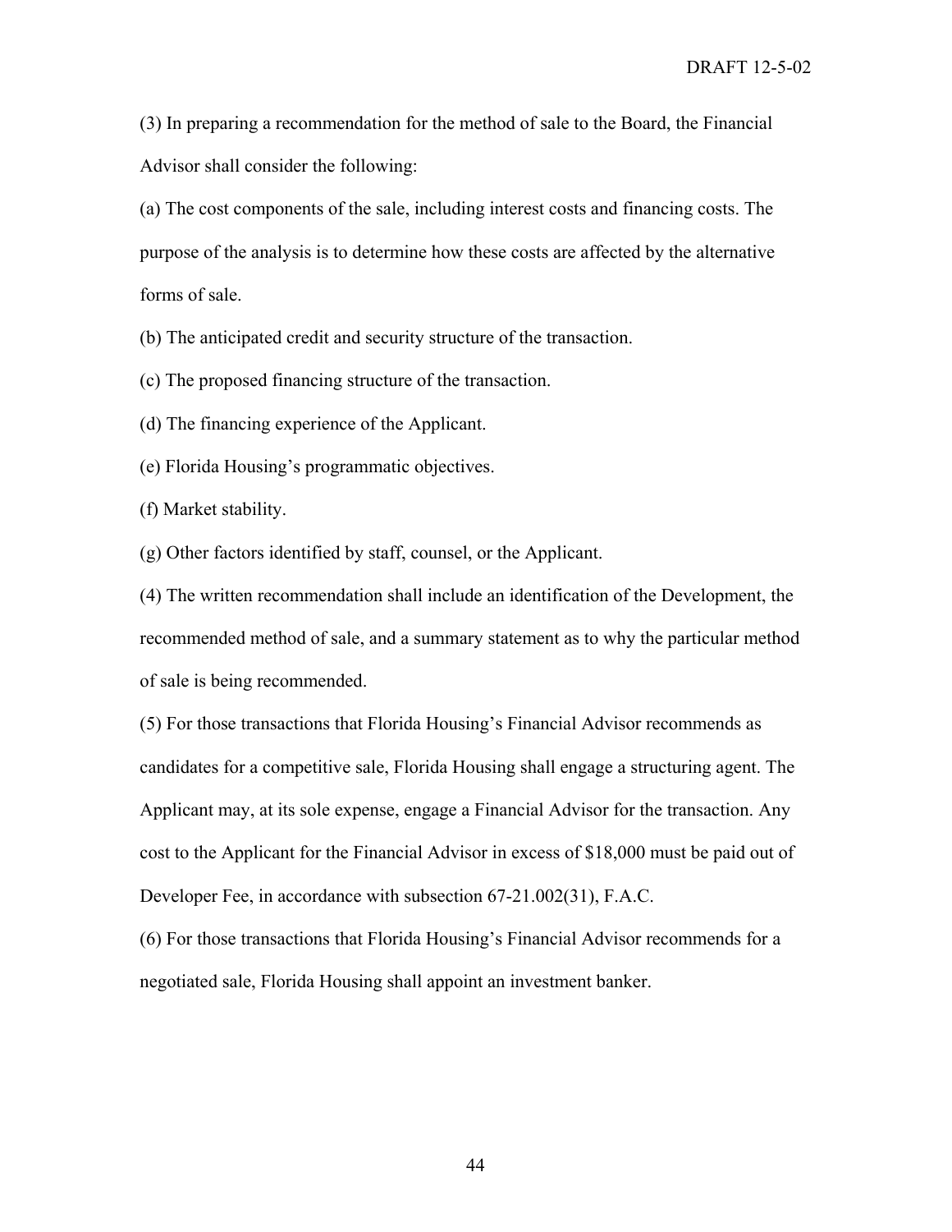(3) In preparing a recommendation for the method of sale to the Board, the Financial Advisor shall consider the following:

(a) The cost components of the sale, including interest costs and financing costs. The purpose of the analysis is to determine how these costs are affected by the alternative forms of sale.

(b) The anticipated credit and security structure of the transaction.

(c) The proposed financing structure of the transaction.

(d) The financing experience of the Applicant.

(e) Florida Housing's programmatic objectives.

(f) Market stability.

(g) Other factors identified by staff, counsel, or the Applicant.

(4) The written recommendation shall include an identification of the Development, the recommended method of sale, and a summary statement as to why the particular method of sale is being recommended.

(5) For those transactions that Florida Housing's Financial Advisor recommends as candidates for a competitive sale, Florida Housing shall engage a structuring agent. The Applicant may, at its sole expense, engage a Financial Advisor for the transaction. Any cost to the Applicant for the Financial Advisor in excess of $18,000 must be paid out of Developer Fee, in accordance with subsection 67-21.002(31), F.A.C.

(6) For those transactions that Florida Housing's Financial Advisor recommends for a negotiated sale, Florida Housing shall appoint an investment banker.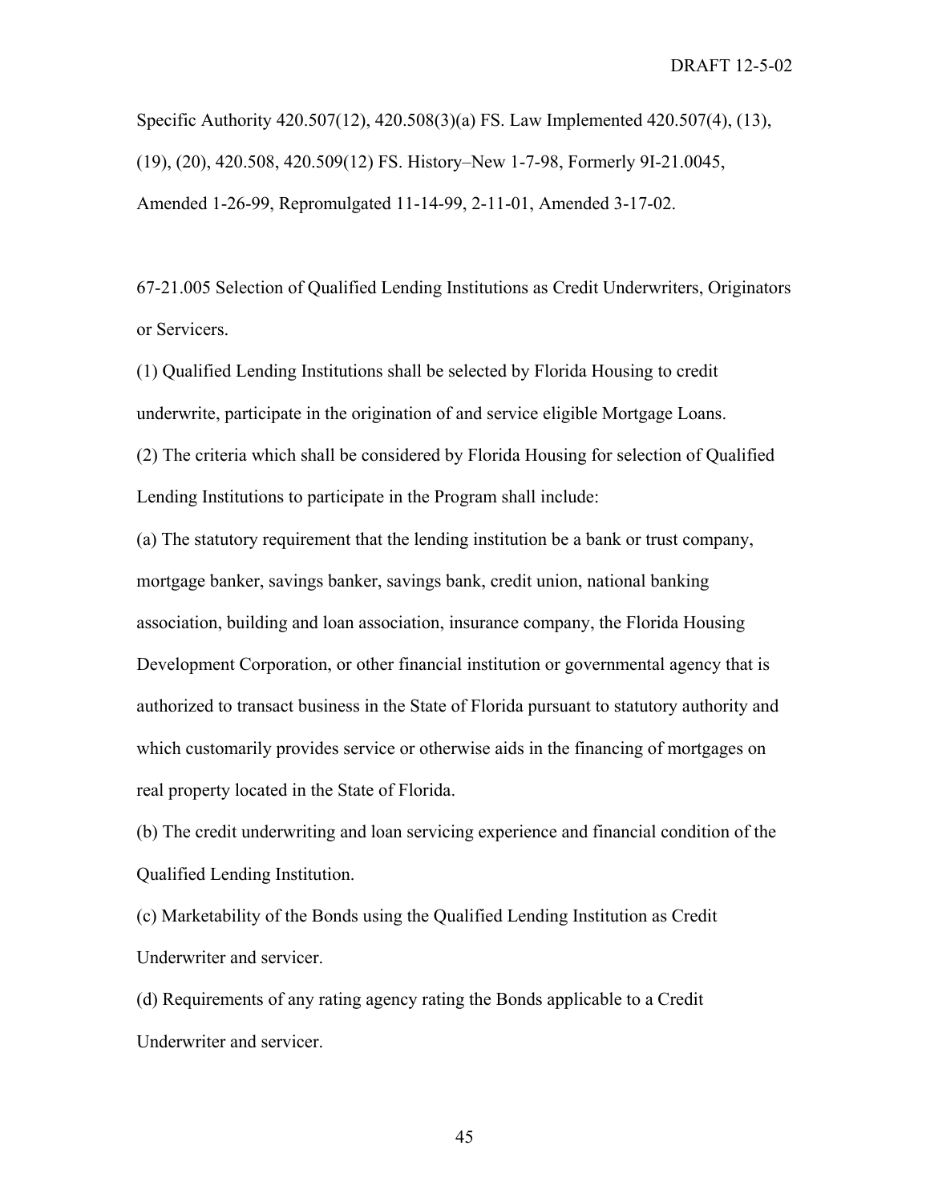Specific Authority 420.507(12), 420.508(3)(a) FS. Law Implemented 420.507(4), (13), (19), (20), 420.508, 420.509(12) FS. History–New 1-7-98, Formerly 9I-21.0045, Amended 1-26-99, Repromulgated 11-14-99, 2-11-01, Amended 3-17-02.

67-21.005 Selection of Qualified Lending Institutions as Credit Underwriters, Originators or Servicers.

(1) Qualified Lending Institutions shall be selected by Florida Housing to credit underwrite, participate in the origination of and service eligible Mortgage Loans.

(2) The criteria which shall be considered by Florida Housing for selection of Qualified Lending Institutions to participate in the Program shall include:

(a) The statutory requirement that the lending institution be a bank or trust company, mortgage banker, savings banker, savings bank, credit union, national banking association, building and loan association, insurance company, the Florida Housing Development Corporation, or other financial institution or governmental agency that is authorized to transact business in the State of Florida pursuant to statutory authority and which customarily provides service or otherwise aids in the financing of mortgages on real property located in the State of Florida.

(b) The credit underwriting and loan servicing experience and financial condition of the Qualified Lending Institution.

(c) Marketability of the Bonds using the Qualified Lending Institution as Credit Underwriter and servicer.

(d) Requirements of any rating agency rating the Bonds applicable to a Credit Underwriter and servicer.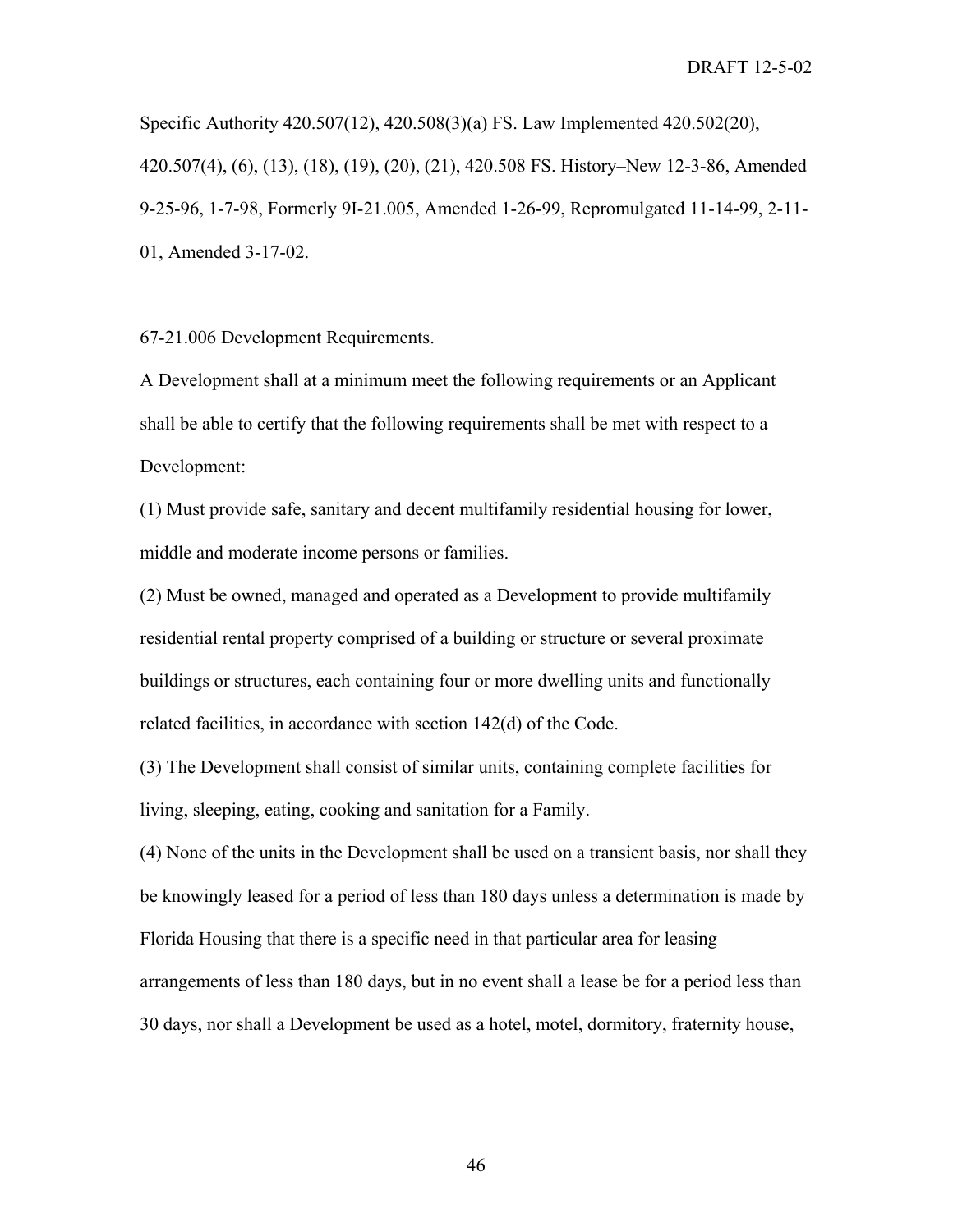Specific Authority 420.507(12), 420.508(3)(a) FS. Law Implemented 420.502(20), 420.507(4), (6), (13), (18), (19), (20), (21), 420.508 FS. History–New 12-3-86, Amended 9-25-96, 1-7-98, Formerly 9I-21.005, Amended 1-26-99, Repromulgated 11-14-99, 2-11-01, Amended 3-17-02.

67-21.006 Development Requirements.

A Development shall at a minimum meet the following requirements or an Applicant shall be able to certify that the following requirements shall be met with respect to a Development:

(1) Must provide safe, sanitary and decent multifamily residential housing for lower, middle and moderate income persons or families.

(2) Must be owned, managed and operated as a Development to provide multifamily residential rental property comprised of a building or structure or several proximate buildings or structures, each containing four or more dwelling units and functionally related facilities, in accordance with section 142(d) of the Code.

(3) The Development shall consist of similar units, containing complete facilities for living, sleeping, eating, cooking and sanitation for a Family.

(4) None of the units in the Development shall be used on a transient basis, nor shall they be knowingly leased for a period of less than 180 days unless a determination is made by Florida Housing that there is a specific need in that particular area for leasing arrangements of less than 180 days, but in no event shall a lease be for a period less than 30 days, nor shall a Development be used as a hotel, motel, dormitory, fraternity house,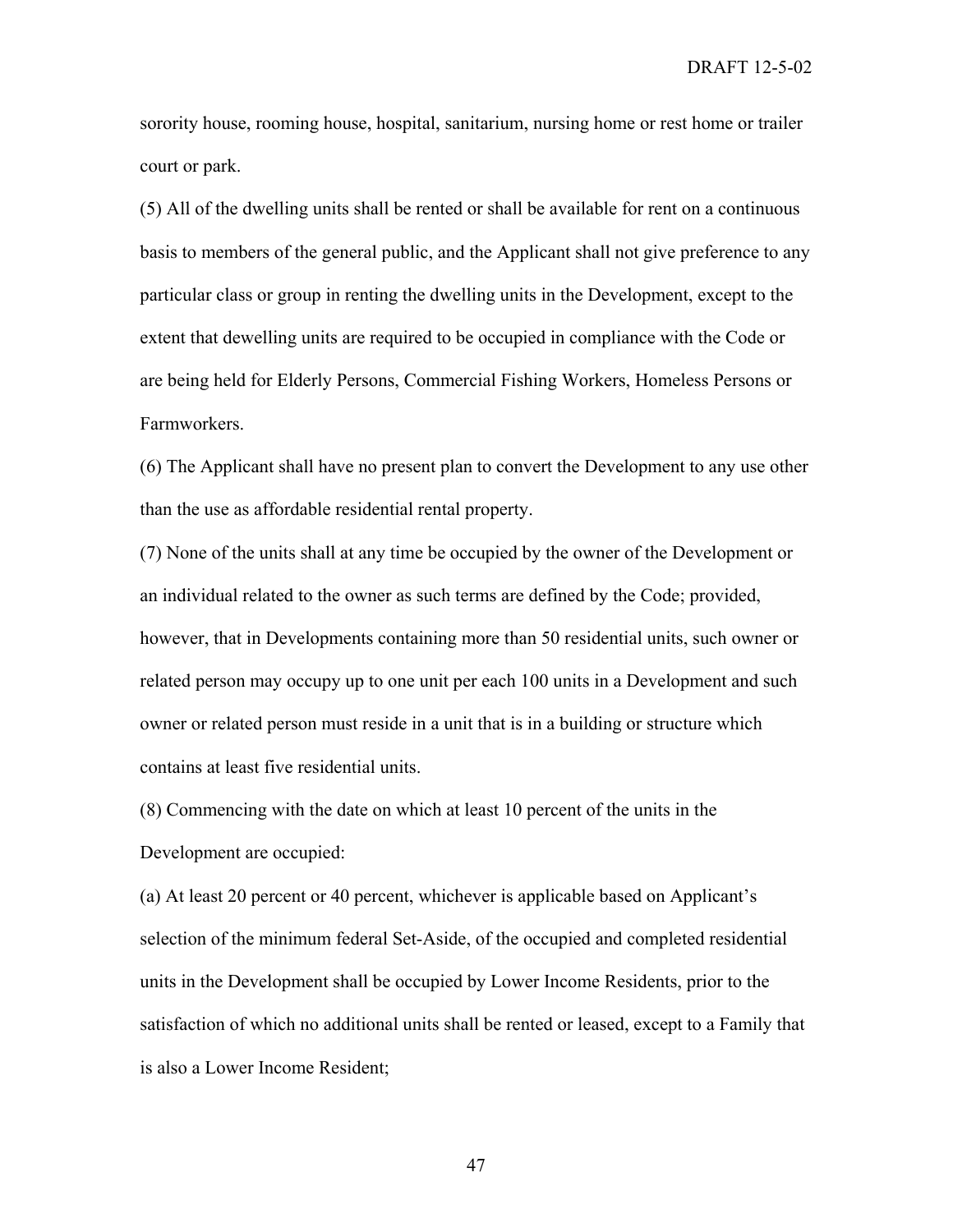sorority house, rooming house, hospital, sanitarium, nursing home or rest home or trailer court or park.

(5) All of the dwelling units shall be rented or shall be available for rent on a continuous basis to members of the general public, and the Applicant shall not give preference to any particular class or group in renting the dwelling units in the Development, except to the extent that dewelling units are required to be occupied in compliance with the Code or are being held for Elderly Persons, Commercial Fishing Workers, Homeless Persons or Farmworkers.

(6) The Applicant shall have no present plan to convert the Development to any use other than the use as affordable residential rental property.

(7) None of the units shall at any time be occupied by the owner of the Development or an individual related to the owner as such terms are defined by the Code; provided, however, that in Developments containing more than 50 residential units, such owner or related person may occupy up to one unit per each 100 units in a Development and such owner or related person must reside in a unit that is in a building or structure which contains at least five residential units.

(8) Commencing with the date on which at least 10 percent of the units in the Development are occupied:

(a) At least 20 percent or 40 percent, whichever is applicable based on Applicant's selection of the minimum federal Set-Aside, of the occupied and completed residential units in the Development shall be occupied by Lower Income Residents, prior to the satisfaction of which no additional units shall be rented or leased, except to a Family that is also a Lower Income Resident;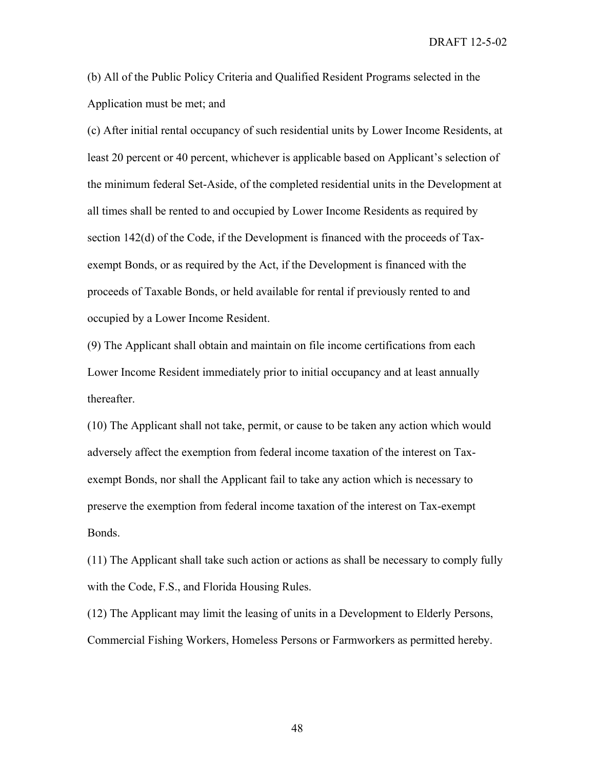(b) All of the Public Policy Criteria and Qualified Resident Programs selected in the Application must be met; and

(c) After initial rental occupancy of such residential units by Lower Income Residents, at least 20 percent or 40 percent, whichever is applicable based on Applicant's selection of the minimum federal Set-Aside, of the completed residential units in the Development at all times shall be rented to and occupied by Lower Income Residents as required by section 142(d) of the Code, if the Development is financed with the proceeds of Tax-exempt Bonds, or as required by the Act, if the Development is financed with the proceeds of Taxable Bonds, or held available for rental if previously rented to and occupied by a Lower Income Resident.

(9) The Applicant shall obtain and maintain on file income certifications from each Lower Income Resident immediately prior to initial occupancy and at least annually thereafter.

(10) The Applicant shall not take, permit, or cause to be taken any action which would adversely affect the exemption from federal income taxation of the interest on Tax-exempt Bonds, nor shall the Applicant fail to take any action which is necessary to preserve the exemption from federal income taxation of the interest on Tax-exempt Bonds.

(11) The Applicant shall take such action or actions as shall be necessary to comply fully with the Code, F.S., and Florida Housing Rules.

(12) The Applicant may limit the leasing of units in a Development to Elderly Persons, Commercial Fishing Workers, Homeless Persons or Farmworkers as permitted hereby.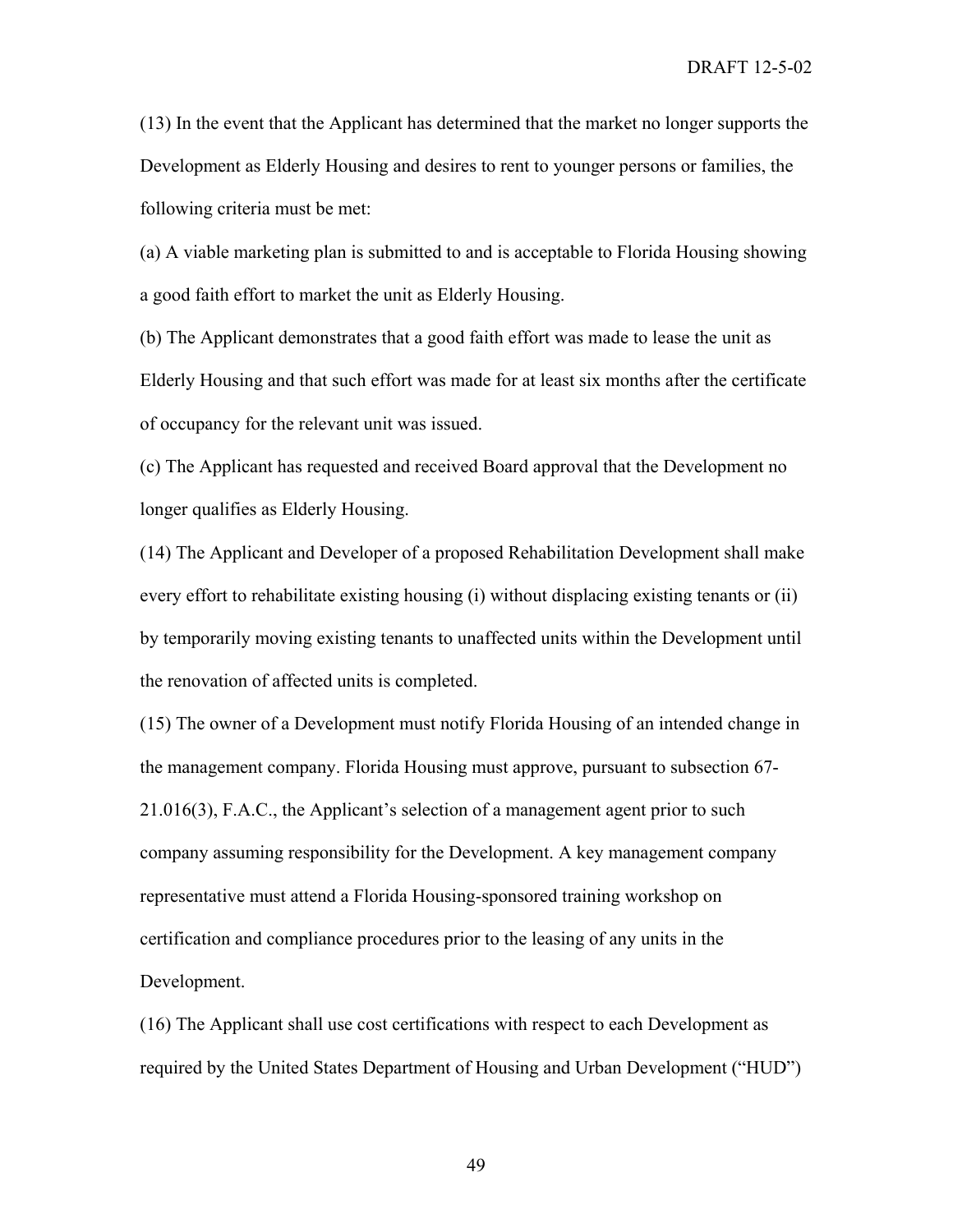(13) In the event that the Applicant has determined that the market no longer supports the Development as Elderly Housing and desires to rent to younger persons or families, the following criteria must be met:

(a) A viable marketing plan is submitted to and is acceptable to Florida Housing showing a good faith effort to market the unit as Elderly Housing.

(b) The Applicant demonstrates that a good faith effort was made to lease the unit as Elderly Housing and that such effort was made for at least six months after the certificate of occupancy for the relevant unit was issued.

(c) The Applicant has requested and received Board approval that the Development no longer qualifies as Elderly Housing.

(14) The Applicant and Developer of a proposed Rehabilitation Development shall make every effort to rehabilitate existing housing (i) without displacing existing tenants or (ii) by temporarily moving existing tenants to unaffected units within the Development until the renovation of affected units is completed.

(15) The owner of a Development must notify Florida Housing of an intended change in the management company. Florida Housing must approve, pursuant to subsection 67-21.016(3), F.A.C., the Applicant's selection of a management agent prior to such company assuming responsibility for the Development. A key management company representative must attend a Florida Housing-sponsored training workshop on certification and compliance procedures prior to the leasing of any units in the Development.

(16) The Applicant shall use cost certifications with respect to each Development as required by the United States Department of Housing and Urban Development ("HUD")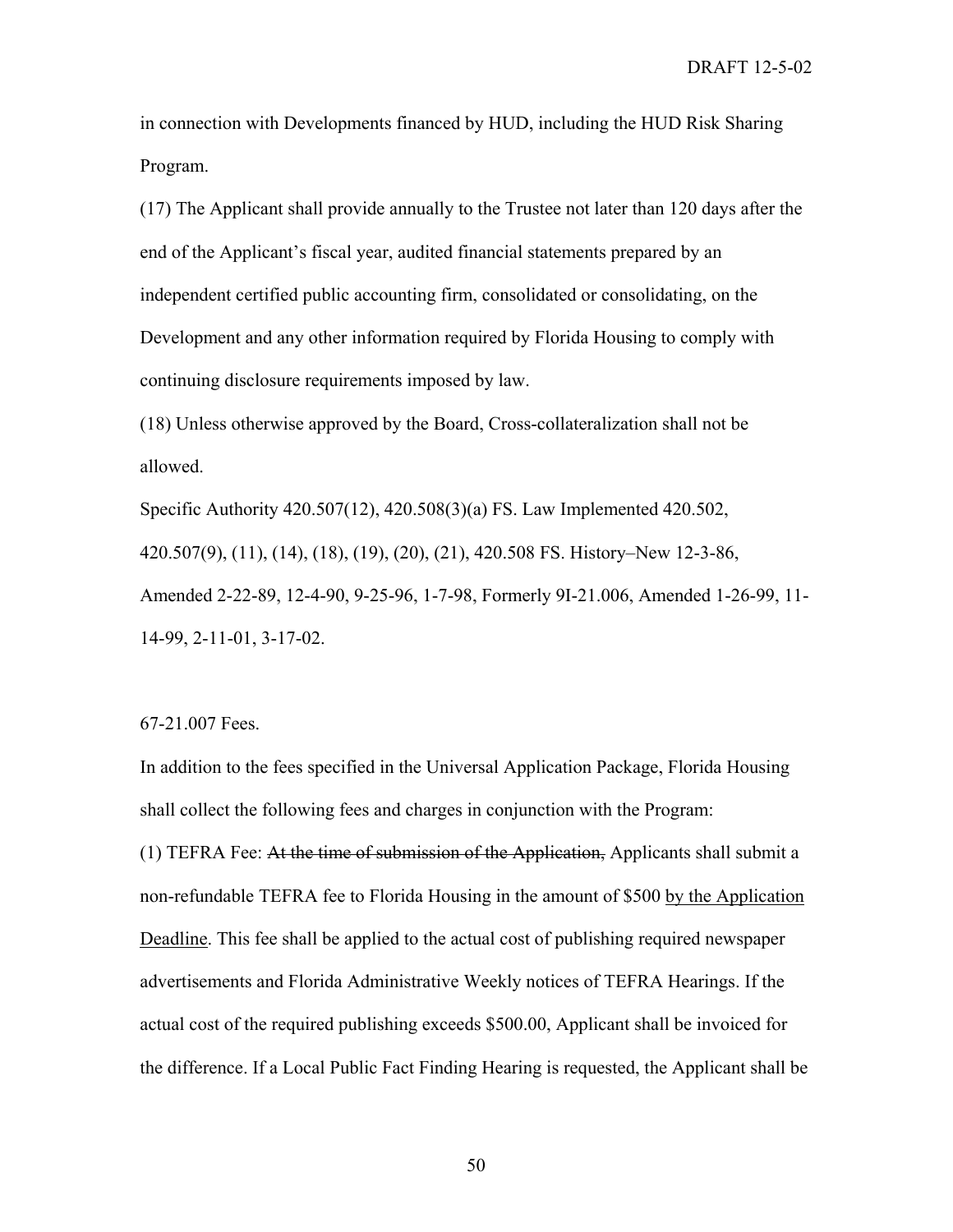in connection with Developments financed by HUD, including the HUD Risk Sharing Program.

(17) The Applicant shall provide annually to the Trustee not later than 120 days after the end of the Applicant's fiscal year, audited financial statements prepared by an independent certified public accounting firm, consolidated or consolidating, on the Development and any other information required by Florida Housing to comply with continuing disclosure requirements imposed by law.

(18) Unless otherwise approved by the Board, Cross-collateralization shall not be allowed.

Specific Authority 420.507(12), 420.508(3)(a) FS. Law Implemented 420.502, 420.507(9), (11), (14), (18), (19), (20), (21), 420.508 FS. History–New 12-3-86, Amended 2-22-89, 12-4-90, 9-25-96, 1-7-98, Formerly 9I-21.006, Amended 1-26-99, 11-14-99, 2-11-01, 3-17-02.

67-21.007 Fees.

In addition to the fees specified in the Universal Application Package, Florida Housing shall collect the following fees and charges in conjunction with the Program:

(1) TEFRA Fee: ~~At the time of submission of the Application,~~ Applicants shall submit a non-refundable TEFRA fee to Florida Housing in the amount of $500 <u>by the Application Deadline</u>. This fee shall be applied to the actual cost of publishing required newspaper advertisements and Florida Administrative Weekly notices of TEFRA Hearings. If the actual cost of the required publishing exceeds $500.00, Applicant shall be invoiced for the difference. If a Local Public Fact Finding Hearing is requested, the Applicant shall be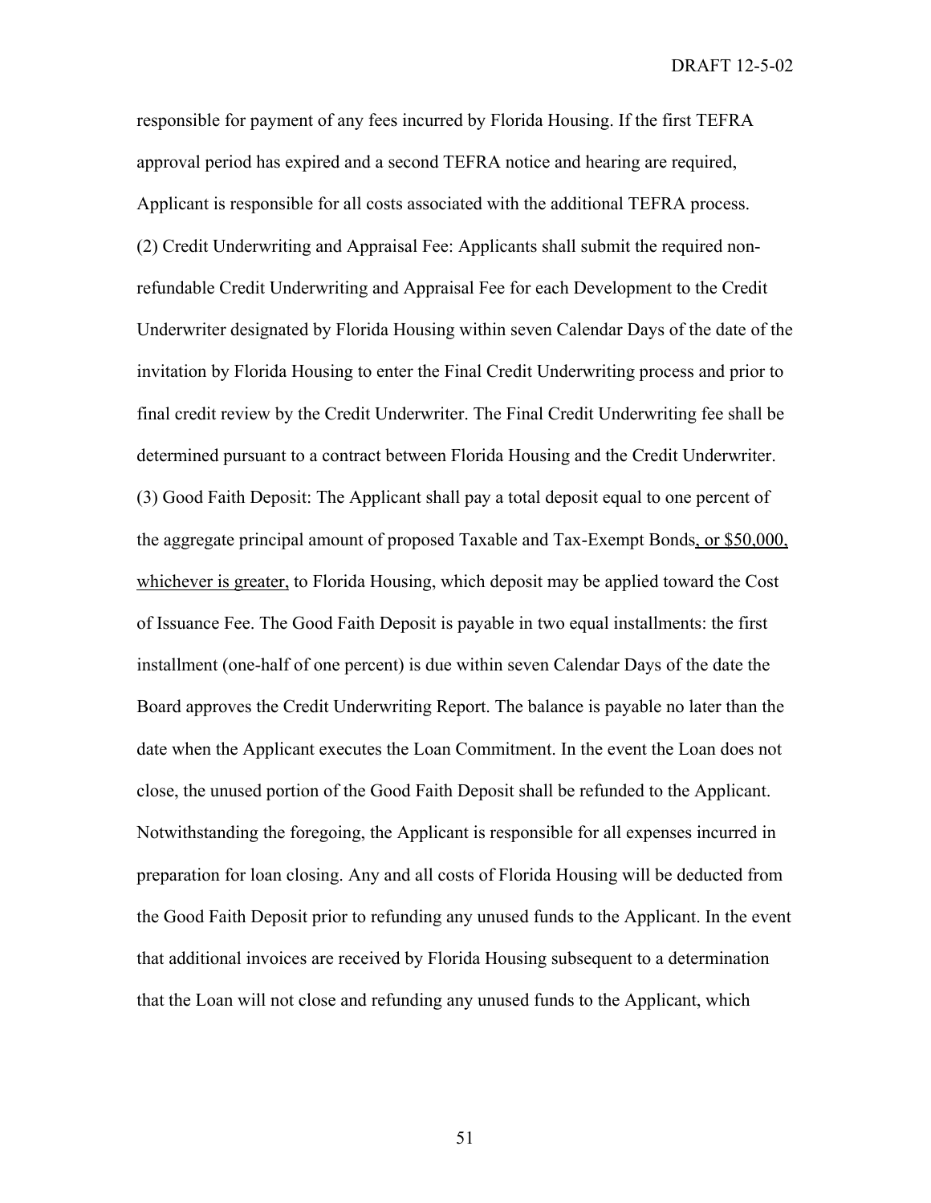responsible for payment of any fees incurred by Florida Housing. If the first TEFRA approval period has expired and a second TEFRA notice and hearing are required, Applicant is responsible for all costs associated with the additional TEFRA process.

(2) Credit Underwriting and Appraisal Fee: Applicants shall submit the required non-refundable Credit Underwriting and Appraisal Fee for each Development to the Credit Underwriter designated by Florida Housing within seven Calendar Days of the date of the invitation by Florida Housing to enter the Final Credit Underwriting process and prior to final credit review by the Credit Underwriter. The Final Credit Underwriting fee shall be determined pursuant to a contract between Florida Housing and the Credit Underwriter.

(3) Good Faith Deposit: The Applicant shall pay a total deposit equal to one percent of the aggregate principal amount of proposed Taxable and Tax-Exempt Bonds<u>, or $50,000, whichever is greater,</u> to Florida Housing, which deposit may be applied toward the Cost of Issuance Fee. The Good Faith Deposit is payable in two equal installments: the first installment (one-half of one percent) is due within seven Calendar Days of the date the Board approves the Credit Underwriting Report. The balance is payable no later than the date when the Applicant executes the Loan Commitment. In the event the Loan does not close, the unused portion of the Good Faith Deposit shall be refunded to the Applicant. Notwithstanding the foregoing, the Applicant is responsible for all expenses incurred in preparation for loan closing. Any and all costs of Florida Housing will be deducted from the Good Faith Deposit prior to refunding any unused funds to the Applicant. In the event that additional invoices are received by Florida Housing subsequent to a determination that the Loan will not close and refunding any unused funds to the Applicant, which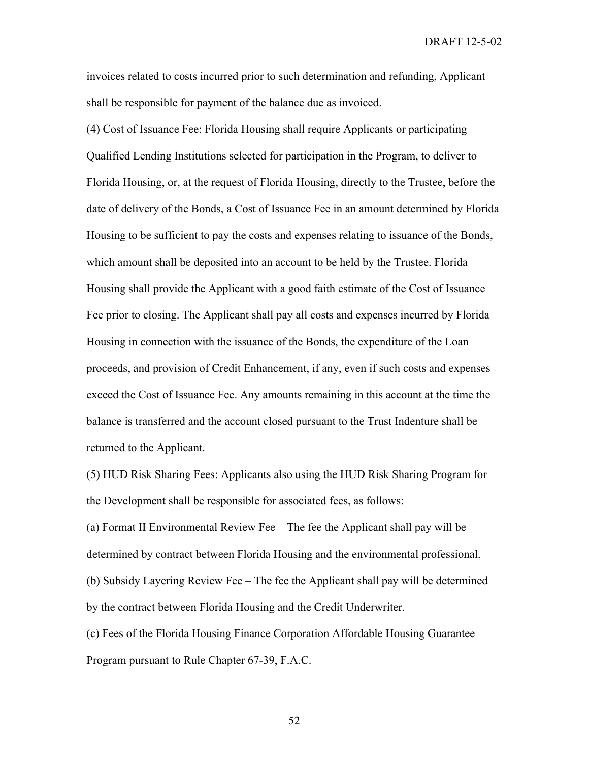invoices related to costs incurred prior to such determination and refunding, Applicant shall be responsible for payment of the balance due as invoiced.

(4) Cost of Issuance Fee: Florida Housing shall require Applicants or participating Qualified Lending Institutions selected for participation in the Program, to deliver to Florida Housing, or, at the request of Florida Housing, directly to the Trustee, before the date of delivery of the Bonds, a Cost of Issuance Fee in an amount determined by Florida Housing to be sufficient to pay the costs and expenses relating to issuance of the Bonds, which amount shall be deposited into an account to be held by the Trustee. Florida Housing shall provide the Applicant with a good faith estimate of the Cost of Issuance Fee prior to closing. The Applicant shall pay all costs and expenses incurred by Florida Housing in connection with the issuance of the Bonds, the expenditure of the Loan proceeds, and provision of Credit Enhancement, if any, even if such costs and expenses exceed the Cost of Issuance Fee. Any amounts remaining in this account at the time the balance is transferred and the account closed pursuant to the Trust Indenture shall be returned to the Applicant.

(5) HUD Risk Sharing Fees: Applicants also using the HUD Risk Sharing Program for the Development shall be responsible for associated fees, as follows:

(a) Format II Environmental Review Fee – The fee the Applicant shall pay will be determined by contract between Florida Housing and the environmental professional.

(b) Subsidy Layering Review Fee – The fee the Applicant shall pay will be determined by the contract between Florida Housing and the Credit Underwriter.

(c) Fees of the Florida Housing Finance Corporation Affordable Housing Guarantee Program pursuant to Rule Chapter 67-39, F.A.C.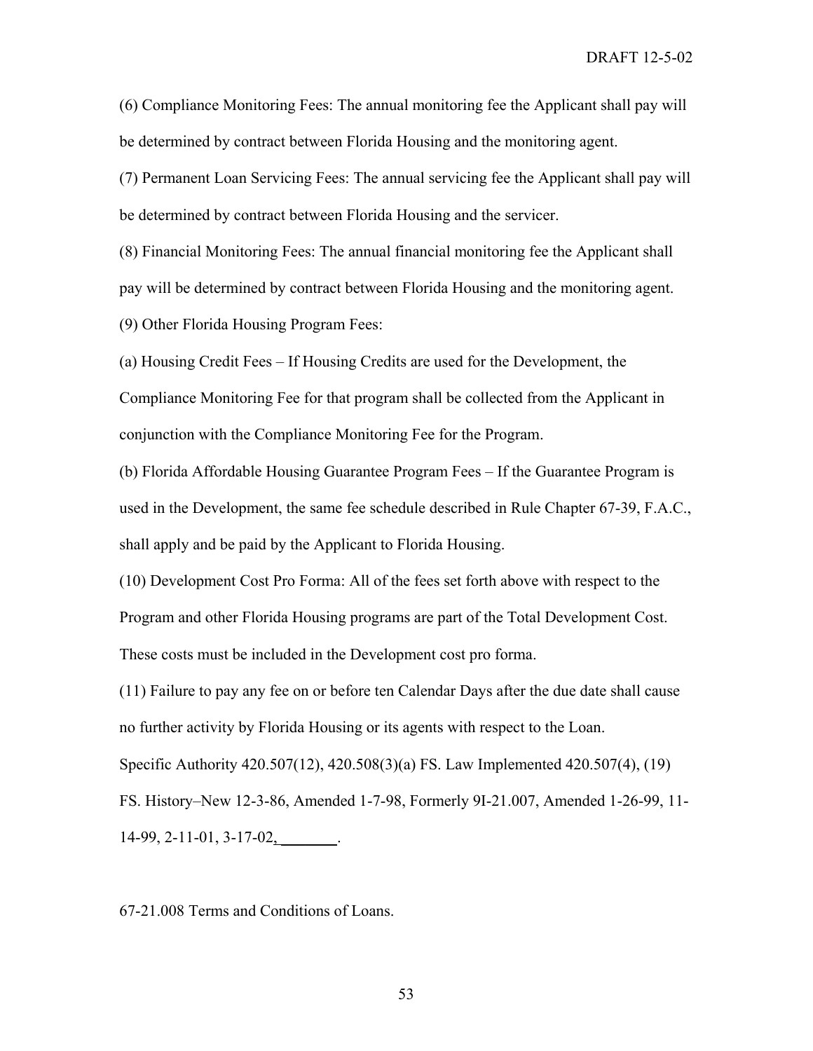(6) Compliance Monitoring Fees: The annual monitoring fee the Applicant shall pay will be determined by contract between Florida Housing and the monitoring agent.

(7) Permanent Loan Servicing Fees: The annual servicing fee the Applicant shall pay will be determined by contract between Florida Housing and the servicer.

(8) Financial Monitoring Fees: The annual financial monitoring fee the Applicant shall pay will be determined by contract between Florida Housing and the monitoring agent.

(9) Other Florida Housing Program Fees:

(a) Housing Credit Fees – If Housing Credits are used for the Development, the Compliance Monitoring Fee for that program shall be collected from the Applicant in conjunction with the Compliance Monitoring Fee for the Program.

(b) Florida Affordable Housing Guarantee Program Fees – If the Guarantee Program is used in the Development, the same fee schedule described in Rule Chapter 67-39, F.A.C., shall apply and be paid by the Applicant to Florida Housing.

(10) Development Cost Pro Forma: All of the fees set forth above with respect to the Program and other Florida Housing programs are part of the Total Development Cost. These costs must be included in the Development cost pro forma.

(11) Failure to pay any fee on or before ten Calendar Days after the due date shall cause no further activity by Florida Housing or its agents with respect to the Loan.

Specific Authority 420.507(12), 420.508(3)(a) FS. Law Implemented 420.507(4), (19) FS. History–New 12-3-86, Amended 1-7-98, Formerly 9I-21.007, Amended 1-26-99, 11-14-99, 2-11-01, 3-17-02, ________.

67-21.008 Terms and Conditions of Loans.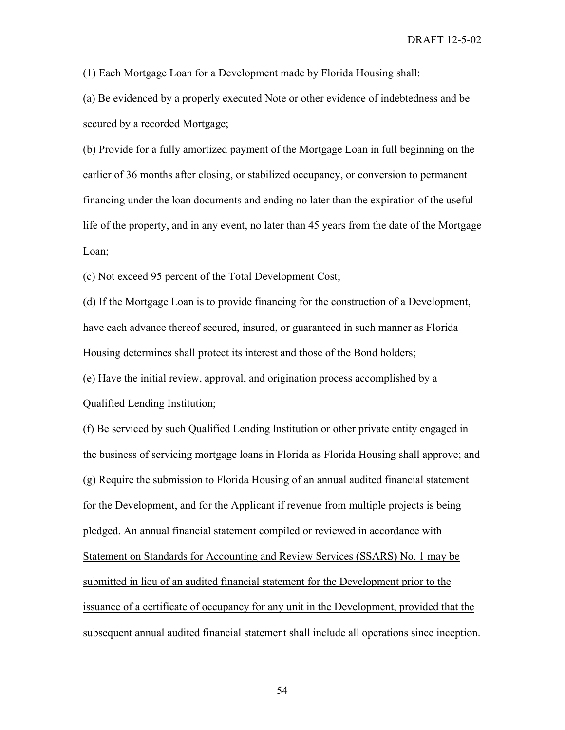(1) Each Mortgage Loan for a Development made by Florida Housing shall:

(a) Be evidenced by a properly executed Note or other evidence of indebtedness and be secured by a recorded Mortgage;

(b) Provide for a fully amortized payment of the Mortgage Loan in full beginning on the earlier of 36 months after closing, or stabilized occupancy, or conversion to permanent financing under the loan documents and ending no later than the expiration of the useful life of the property, and in any event, no later than 45 years from the date of the Mortgage Loan;

(c) Not exceed 95 percent of the Total Development Cost;

(d) If the Mortgage Loan is to provide financing for the construction of a Development, have each advance thereof secured, insured, or guaranteed in such manner as Florida Housing determines shall protect its interest and those of the Bond holders;

(e) Have the initial review, approval, and origination process accomplished by a Qualified Lending Institution;

(f) Be serviced by such Qualified Lending Institution or other private entity engaged in the business of servicing mortgage loans in Florida as Florida Housing shall approve; and

(g) Require the submission to Florida Housing of an annual audited financial statement for the Development, and for the Applicant if revenue from multiple projects is being pledged. <u>An annual financial statement compiled or reviewed in accordance with Statement on Standards for Accounting and Review Services (SSARS) No. 1 may be submitted in lieu of an audited financial statement for the Development prior to the issuance of a certificate of occupancy for any unit in the Development, provided that the subsequent annual audited financial statement shall include all operations since inception.</u>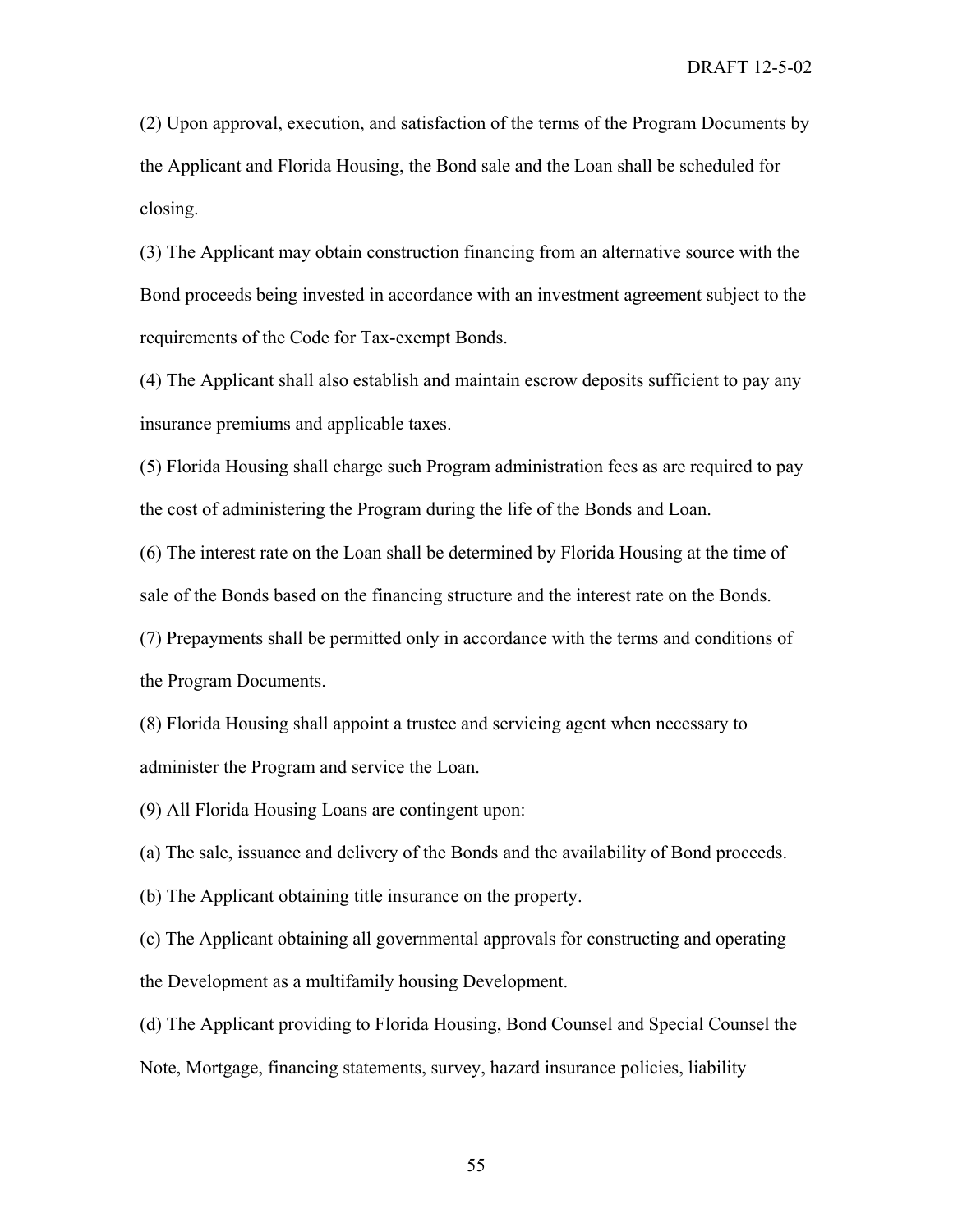(2) Upon approval, execution, and satisfaction of the terms of the Program Documents by the Applicant and Florida Housing, the Bond sale and the Loan shall be scheduled for closing.

(3) The Applicant may obtain construction financing from an alternative source with the Bond proceeds being invested in accordance with an investment agreement subject to the requirements of the Code for Tax-exempt Bonds.

(4) The Applicant shall also establish and maintain escrow deposits sufficient to pay any insurance premiums and applicable taxes.

(5) Florida Housing shall charge such Program administration fees as are required to pay the cost of administering the Program during the life of the Bonds and Loan.

(6) The interest rate on the Loan shall be determined by Florida Housing at the time of sale of the Bonds based on the financing structure and the interest rate on the Bonds.

(7) Prepayments shall be permitted only in accordance with the terms and conditions of the Program Documents.

(8) Florida Housing shall appoint a trustee and servicing agent when necessary to administer the Program and service the Loan.

(9) All Florida Housing Loans are contingent upon:

(a) The sale, issuance and delivery of the Bonds and the availability of Bond proceeds.

(b) The Applicant obtaining title insurance on the property.

(c) The Applicant obtaining all governmental approvals for constructing and operating the Development as a multifamily housing Development.

(d) The Applicant providing to Florida Housing, Bond Counsel and Special Counsel the Note, Mortgage, financing statements, survey, hazard insurance policies, liability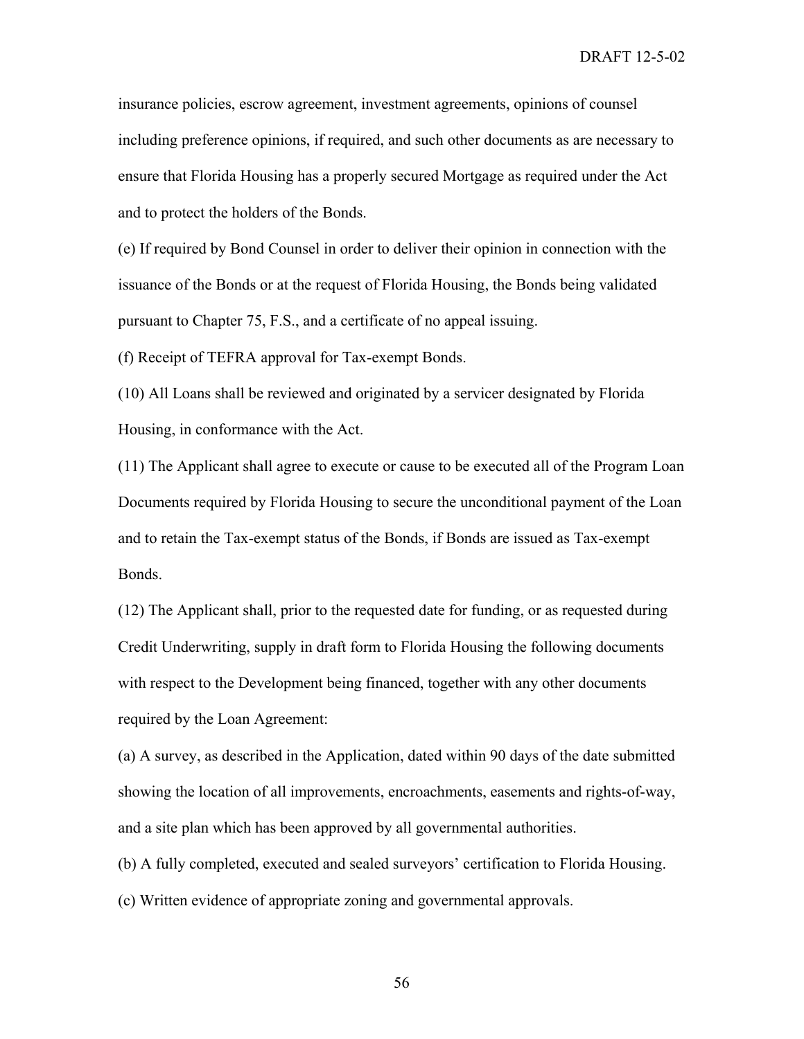insurance policies, escrow agreement, investment agreements, opinions of counsel including preference opinions, if required, and such other documents as are necessary to ensure that Florida Housing has a properly secured Mortgage as required under the Act and to protect the holders of the Bonds.

(e) If required by Bond Counsel in order to deliver their opinion in connection with the issuance of the Bonds or at the request of Florida Housing, the Bonds being validated pursuant to Chapter 75, F.S., and a certificate of no appeal issuing.

(f) Receipt of TEFRA approval for Tax-exempt Bonds.

(10) All Loans shall be reviewed and originated by a servicer designated by Florida Housing, in conformance with the Act.

(11) The Applicant shall agree to execute or cause to be executed all of the Program Loan Documents required by Florida Housing to secure the unconditional payment of the Loan and to retain the Tax-exempt status of the Bonds, if Bonds are issued as Tax-exempt Bonds.

(12) The Applicant shall, prior to the requested date for funding, or as requested during Credit Underwriting, supply in draft form to Florida Housing the following documents with respect to the Development being financed, together with any other documents required by the Loan Agreement:

(a) A survey, as described in the Application, dated within 90 days of the date submitted showing the location of all improvements, encroachments, easements and rights-of-way, and a site plan which has been approved by all governmental authorities.

(b) A fully completed, executed and sealed surveyors' certification to Florida Housing.

(c) Written evidence of appropriate zoning and governmental approvals.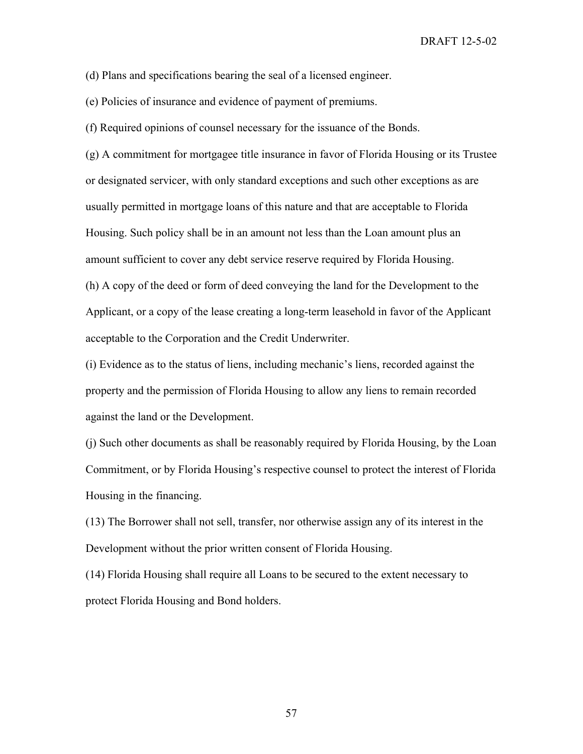(d) Plans and specifications bearing the seal of a licensed engineer.

(e) Policies of insurance and evidence of payment of premiums.

(f) Required opinions of counsel necessary for the issuance of the Bonds.

(g) A commitment for mortgagee title insurance in favor of Florida Housing or its Trustee or designated servicer, with only standard exceptions and such other exceptions as are usually permitted in mortgage loans of this nature and that are acceptable to Florida Housing. Such policy shall be in an amount not less than the Loan amount plus an amount sufficient to cover any debt service reserve required by Florida Housing.

(h) A copy of the deed or form of deed conveying the land for the Development to the Applicant, or a copy of the lease creating a long-term leasehold in favor of the Applicant acceptable to the Corporation and the Credit Underwriter.

(i) Evidence as to the status of liens, including mechanic's liens, recorded against the property and the permission of Florida Housing to allow any liens to remain recorded against the land or the Development.

(j) Such other documents as shall be reasonably required by Florida Housing, by the Loan Commitment, or by Florida Housing's respective counsel to protect the interest of Florida Housing in the financing.

(13) The Borrower shall not sell, transfer, nor otherwise assign any of its interest in the Development without the prior written consent of Florida Housing.

(14) Florida Housing shall require all Loans to be secured to the extent necessary to protect Florida Housing and Bond holders.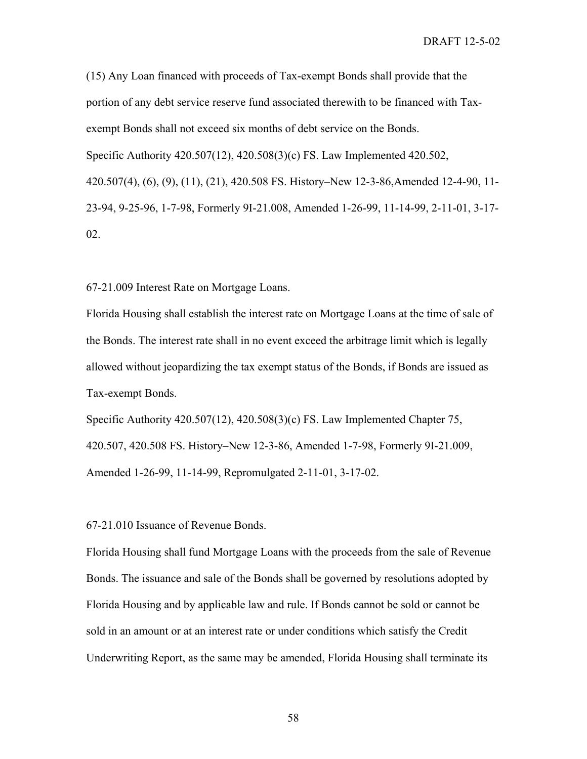(15) Any Loan financed with proceeds of Tax-exempt Bonds shall provide that the portion of any debt service reserve fund associated therewith to be financed with Tax-exempt Bonds shall not exceed six months of debt service on the Bonds.

Specific Authority 420.507(12), 420.508(3)(c) FS. Law Implemented 420.502, 420.507(4), (6), (9), (11), (21), 420.508 FS. History–New 12-3-86,Amended 12-4-90, 11-23-94, 9-25-96, 1-7-98, Formerly 9I-21.008, Amended 1-26-99, 11-14-99, 2-11-01, 3-17-02.

67-21.009 Interest Rate on Mortgage Loans.

Florida Housing shall establish the interest rate on Mortgage Loans at the time of sale of the Bonds. The interest rate shall in no event exceed the arbitrage limit which is legally allowed without jeopardizing the tax exempt status of the Bonds, if Bonds are issued as Tax-exempt Bonds.

Specific Authority 420.507(12), 420.508(3)(c) FS. Law Implemented Chapter 75, 420.507, 420.508 FS. History–New 12-3-86, Amended 1-7-98, Formerly 9I-21.009, Amended 1-26-99, 11-14-99, Repromulgated 2-11-01, 3-17-02.

67-21.010 Issuance of Revenue Bonds.

Florida Housing shall fund Mortgage Loans with the proceeds from the sale of Revenue Bonds. The issuance and sale of the Bonds shall be governed by resolutions adopted by Florida Housing and by applicable law and rule. If Bonds cannot be sold or cannot be sold in an amount or at an interest rate or under conditions which satisfy the Credit Underwriting Report, as the same may be amended, Florida Housing shall terminate its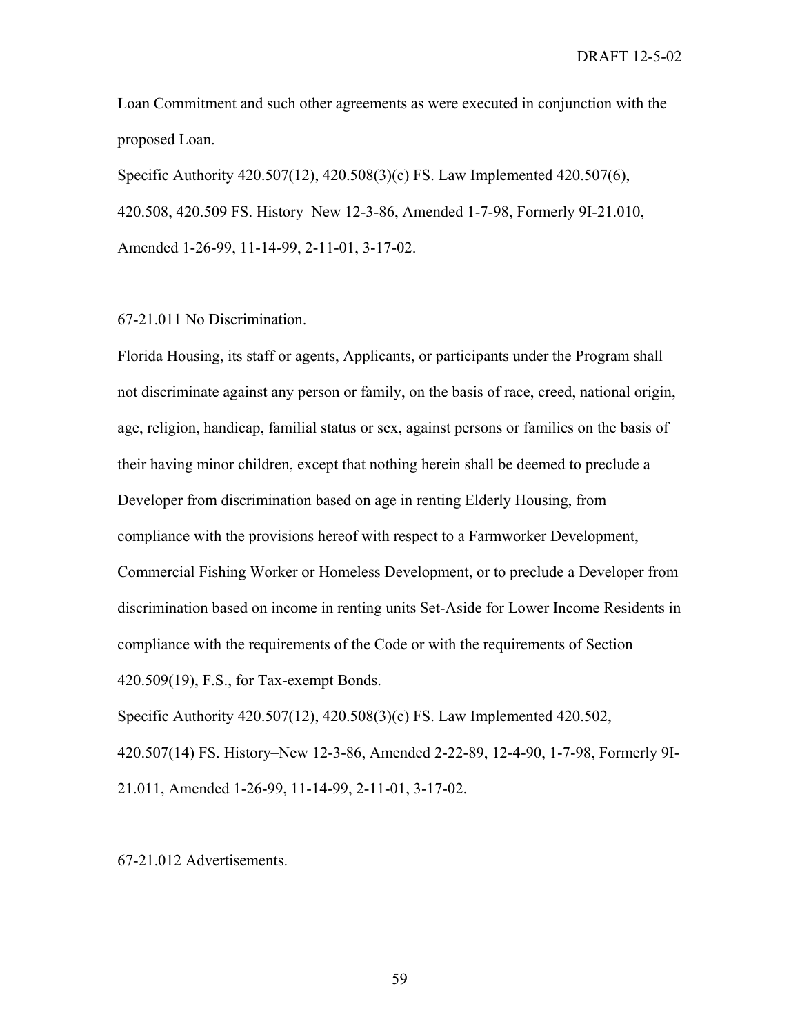Loan Commitment and such other agreements as were executed in conjunction with the proposed Loan.

Specific Authority 420.507(12), 420.508(3)(c) FS. Law Implemented 420.507(6), 420.508, 420.509 FS. History–New 12-3-86, Amended 1-7-98, Formerly 9I-21.010, Amended 1-26-99, 11-14-99, 2-11-01, 3-17-02.

67-21.011 No Discrimination.

Florida Housing, its staff or agents, Applicants, or participants under the Program shall not discriminate against any person or family, on the basis of race, creed, national origin, age, religion, handicap, familial status or sex, against persons or families on the basis of their having minor children, except that nothing herein shall be deemed to preclude a Developer from discrimination based on age in renting Elderly Housing, from compliance with the provisions hereof with respect to a Farmworker Development, Commercial Fishing Worker or Homeless Development, or to preclude a Developer from discrimination based on income in renting units Set-Aside for Lower Income Residents in compliance with the requirements of the Code or with the requirements of Section 420.509(19), F.S., for Tax-exempt Bonds.

Specific Authority 420.507(12), 420.508(3)(c) FS. Law Implemented 420.502, 420.507(14) FS. History–New 12-3-86, Amended 2-22-89, 12-4-90, 1-7-98, Formerly 9I-21.011, Amended 1-26-99, 11-14-99, 2-11-01, 3-17-02.

67-21.012 Advertisements.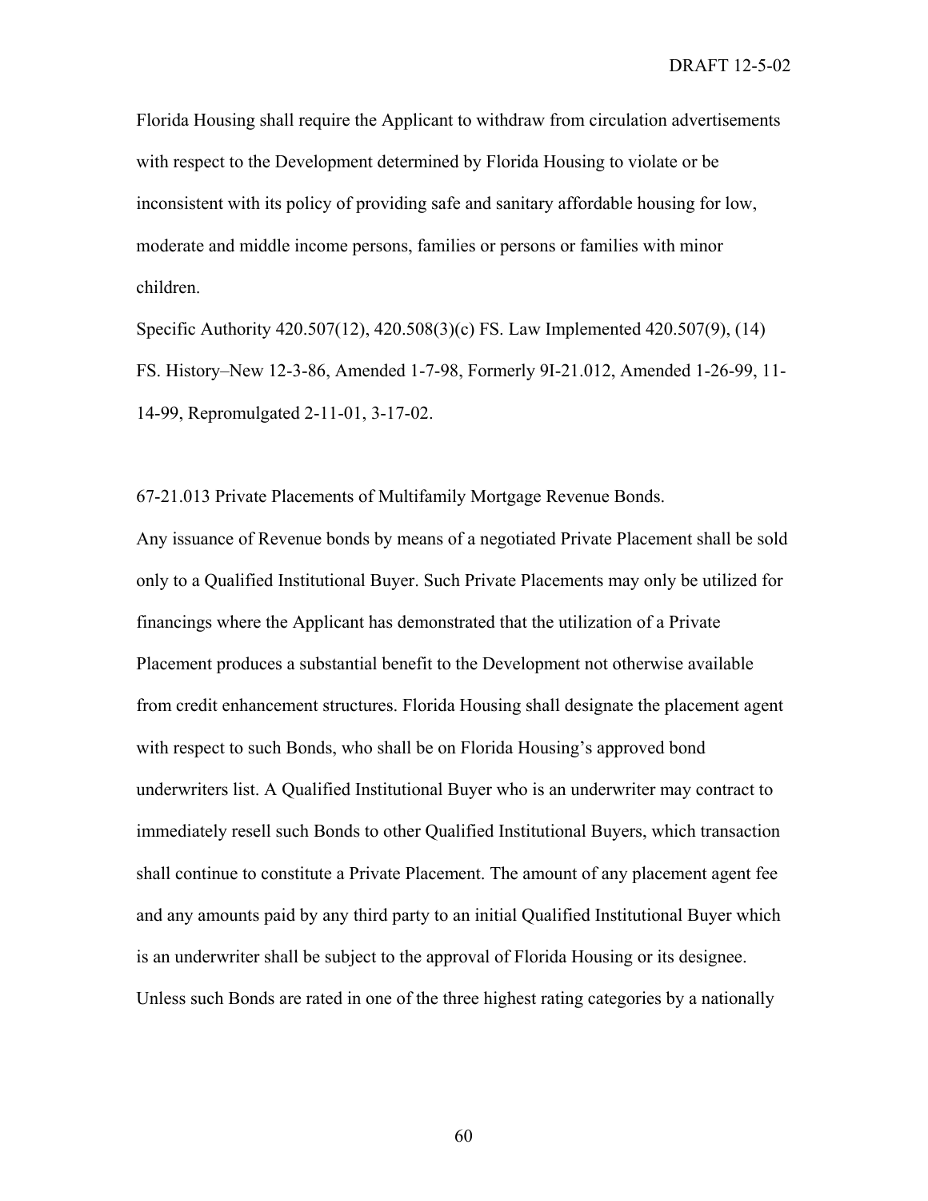Florida Housing shall require the Applicant to withdraw from circulation advertisements with respect to the Development determined by Florida Housing to violate or be inconsistent with its policy of providing safe and sanitary affordable housing for low, moderate and middle income persons, families or persons or families with minor children.

Specific Authority 420.507(12), 420.508(3)(c) FS. Law Implemented 420.507(9), (14) FS. History–New 12-3-86, Amended 1-7-98, Formerly 9I-21.012, Amended 1-26-99, 11-14-99, Repromulgated 2-11-01, 3-17-02.

67-21.013 Private Placements of Multifamily Mortgage Revenue Bonds.

Any issuance of Revenue bonds by means of a negotiated Private Placement shall be sold only to a Qualified Institutional Buyer. Such Private Placements may only be utilized for financings where the Applicant has demonstrated that the utilization of a Private Placement produces a substantial benefit to the Development not otherwise available from credit enhancement structures. Florida Housing shall designate the placement agent with respect to such Bonds, who shall be on Florida Housing's approved bond underwriters list. A Qualified Institutional Buyer who is an underwriter may contract to immediately resell such Bonds to other Qualified Institutional Buyers, which transaction shall continue to constitute a Private Placement. The amount of any placement agent fee and any amounts paid by any third party to an initial Qualified Institutional Buyer which is an underwriter shall be subject to the approval of Florida Housing or its designee. Unless such Bonds are rated in one of the three highest rating categories by a nationally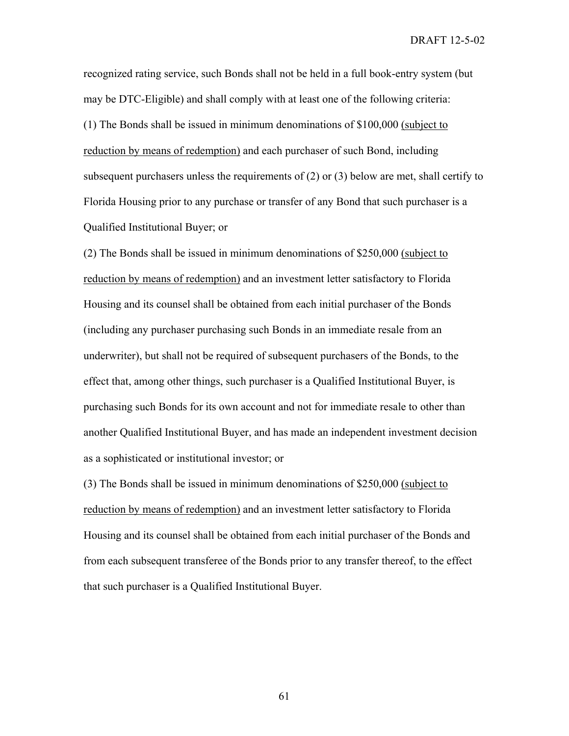recognized rating service, such Bonds shall not be held in a full book-entry system (but may be DTC-Eligible) and shall comply with at least one of the following criteria:

(1) The Bonds shall be issued in minimum denominations of $100,000 <u>(subject to reduction by means of redemption)</u> and each purchaser of such Bond, including subsequent purchasers unless the requirements of (2) or (3) below are met, shall certify to Florida Housing prior to any purchase or transfer of any Bond that such purchaser is a Qualified Institutional Buyer; or

(2) The Bonds shall be issued in minimum denominations of $250,000 <u>(subject to reduction by means of redemption)</u> and an investment letter satisfactory to Florida Housing and its counsel shall be obtained from each initial purchaser of the Bonds (including any purchaser purchasing such Bonds in an immediate resale from an underwriter), but shall not be required of subsequent purchasers of the Bonds, to the effect that, among other things, such purchaser is a Qualified Institutional Buyer, is purchasing such Bonds for its own account and not for immediate resale to other than another Qualified Institutional Buyer, and has made an independent investment decision as a sophisticated or institutional investor; or

(3) The Bonds shall be issued in minimum denominations of $250,000 <u>(subject to reduction by means of redemption)</u> and an investment letter satisfactory to Florida Housing and its counsel shall be obtained from each initial purchaser of the Bonds and from each subsequent transferee of the Bonds prior to any transfer thereof, to the effect that such purchaser is a Qualified Institutional Buyer.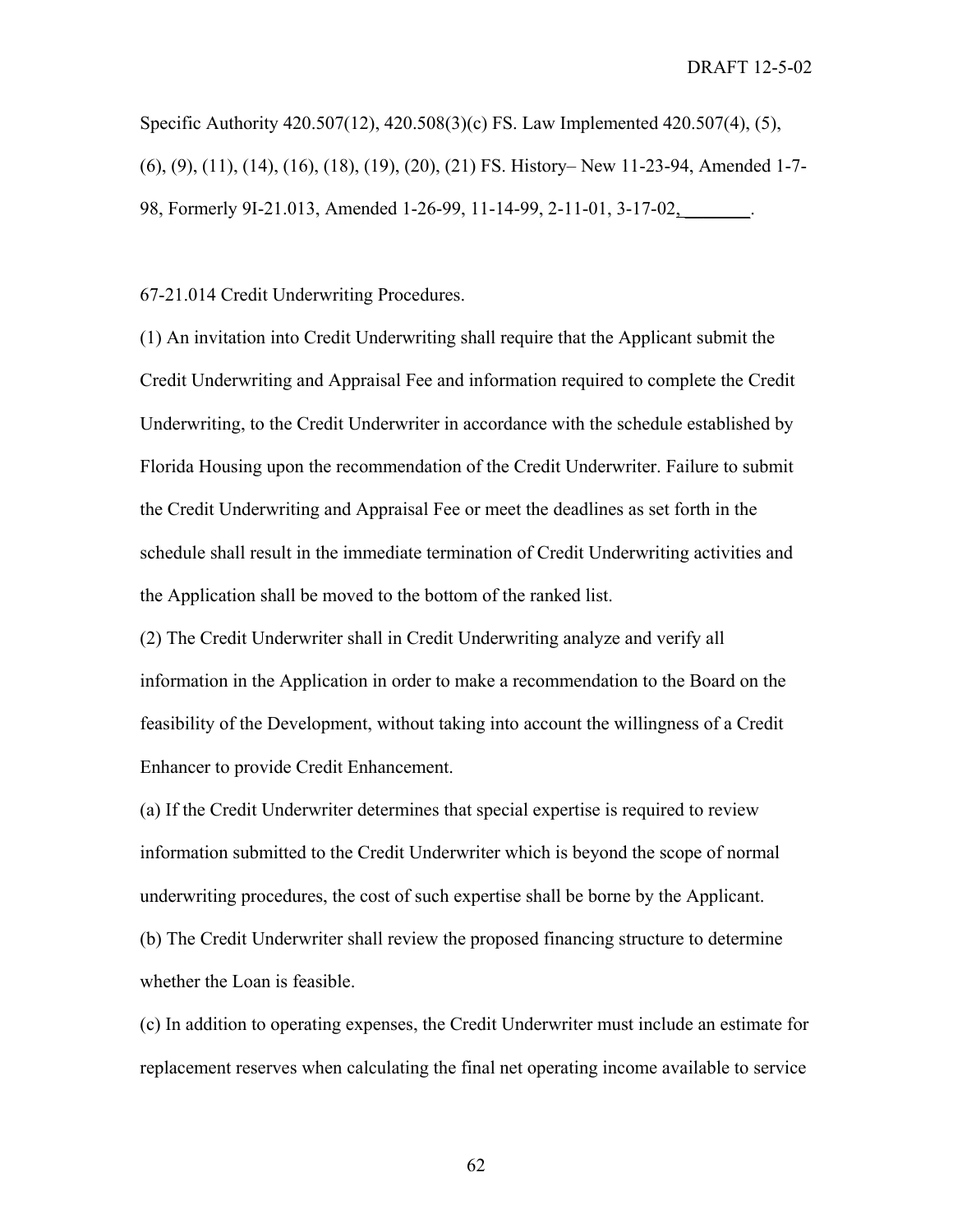Specific Authority 420.507(12), 420.508(3)(c) FS. Law Implemented 420.507(4), (5), (6), (9), (11), (14), (16), (18), (19), (20), (21) FS. History– New 11-23-94, Amended 1-7-98, Formerly 9I-21.013, Amended 1-26-99, 11-14-99, 2-11-01, 3-17-02, _______.

67-21.014 Credit Underwriting Procedures.

(1) An invitation into Credit Underwriting shall require that the Applicant submit the Credit Underwriting and Appraisal Fee and information required to complete the Credit Underwriting, to the Credit Underwriter in accordance with the schedule established by Florida Housing upon the recommendation of the Credit Underwriter. Failure to submit the Credit Underwriting and Appraisal Fee or meet the deadlines as set forth in the schedule shall result in the immediate termination of Credit Underwriting activities and the Application shall be moved to the bottom of the ranked list.

(2) The Credit Underwriter shall in Credit Underwriting analyze and verify all information in the Application in order to make a recommendation to the Board on the feasibility of the Development, without taking into account the willingness of a Credit Enhancer to provide Credit Enhancement.

(a) If the Credit Underwriter determines that special expertise is required to review information submitted to the Credit Underwriter which is beyond the scope of normal underwriting procedures, the cost of such expertise shall be borne by the Applicant.

(b) The Credit Underwriter shall review the proposed financing structure to determine whether the Loan is feasible.

(c) In addition to operating expenses, the Credit Underwriter must include an estimate for replacement reserves when calculating the final net operating income available to service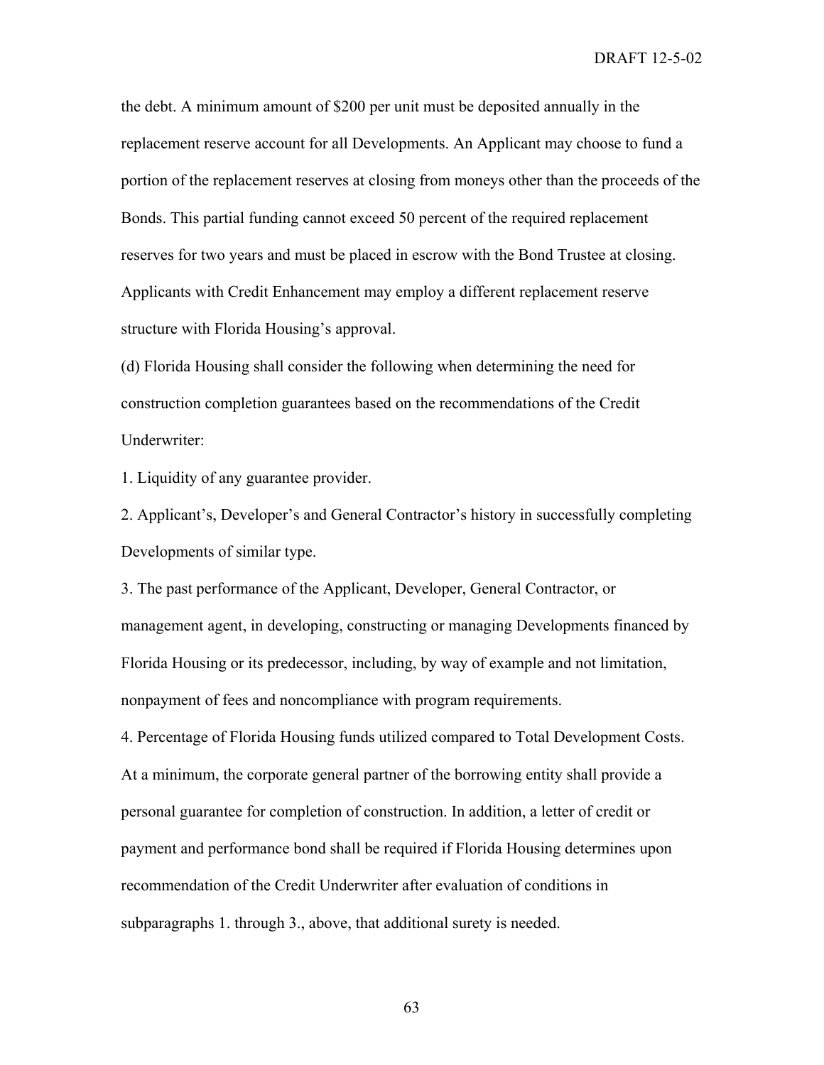the debt. A minimum amount of $200 per unit must be deposited annually in the replacement reserve account for all Developments. An Applicant may choose to fund a portion of the replacement reserves at closing from moneys other than the proceeds of the Bonds. This partial funding cannot exceed 50 percent of the required replacement reserves for two years and must be placed in escrow with the Bond Trustee at closing. Applicants with Credit Enhancement may employ a different replacement reserve structure with Florida Housing's approval.

(d) Florida Housing shall consider the following when determining the need for construction completion guarantees based on the recommendations of the Credit Underwriter:

1. Liquidity of any guarantee provider.

2. Applicant's, Developer's and General Contractor's history in successfully completing Developments of similar type.

3. The past performance of the Applicant, Developer, General Contractor, or management agent, in developing, constructing or managing Developments financed by Florida Housing or its predecessor, including, by way of example and not limitation, nonpayment of fees and noncompliance with program requirements.

4. Percentage of Florida Housing funds utilized compared to Total Development Costs.

At a minimum, the corporate general partner of the borrowing entity shall provide a personal guarantee for completion of construction. In addition, a letter of credit or payment and performance bond shall be required if Florida Housing determines upon recommendation of the Credit Underwriter after evaluation of conditions in subparagraphs 1. through 3., above, that additional surety is needed.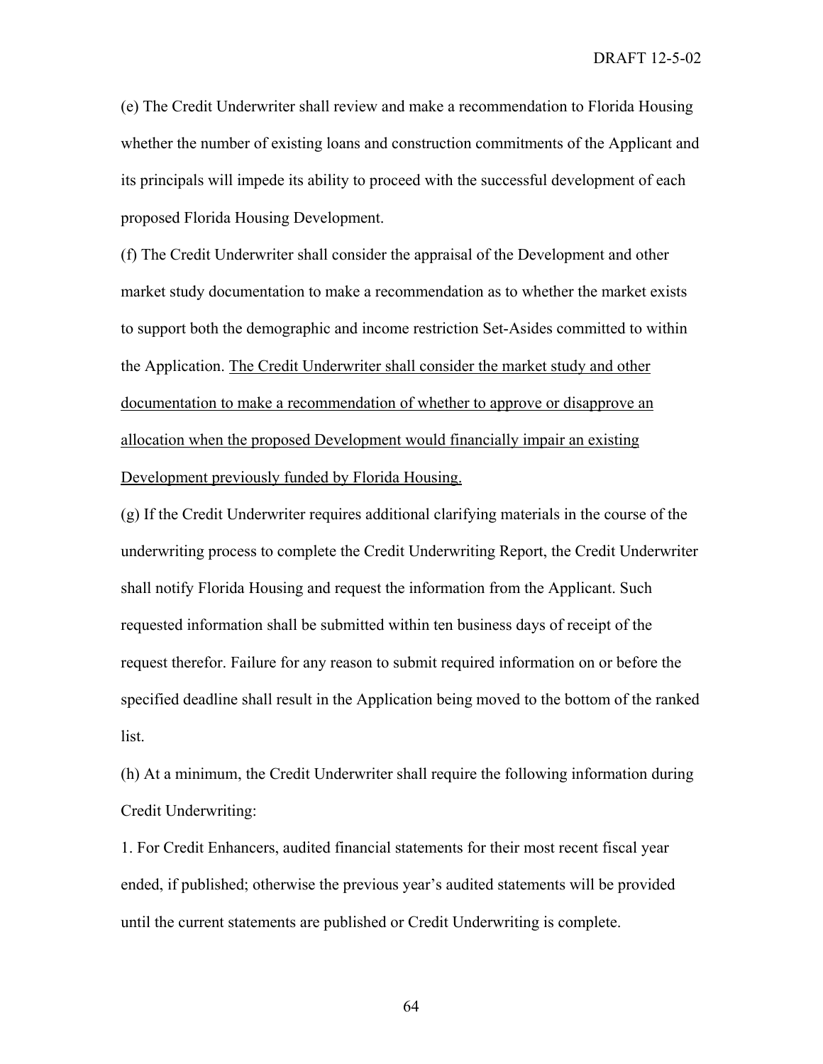(e) The Credit Underwriter shall review and make a recommendation to Florida Housing whether the number of existing loans and construction commitments of the Applicant and its principals will impede its ability to proceed with the successful development of each proposed Florida Housing Development.

(f) The Credit Underwriter shall consider the appraisal of the Development and other market study documentation to make a recommendation as to whether the market exists to support both the demographic and income restriction Set-Asides committed to within the Application. <u>The Credit Underwriter shall consider the market study and other documentation to make a recommendation of whether to approve or disapprove an allocation when the proposed Development would financially impair an existing Development previously funded by Florida Housing.</u>

(g) If the Credit Underwriter requires additional clarifying materials in the course of the underwriting process to complete the Credit Underwriting Report, the Credit Underwriter shall notify Florida Housing and request the information from the Applicant. Such requested information shall be submitted within ten business days of receipt of the request therefor. Failure for any reason to submit required information on or before the specified deadline shall result in the Application being moved to the bottom of the ranked list.

(h) At a minimum, the Credit Underwriter shall require the following information during Credit Underwriting:

1. For Credit Enhancers, audited financial statements for their most recent fiscal year ended, if published; otherwise the previous year's audited statements will be provided until the current statements are published or Credit Underwriting is complete.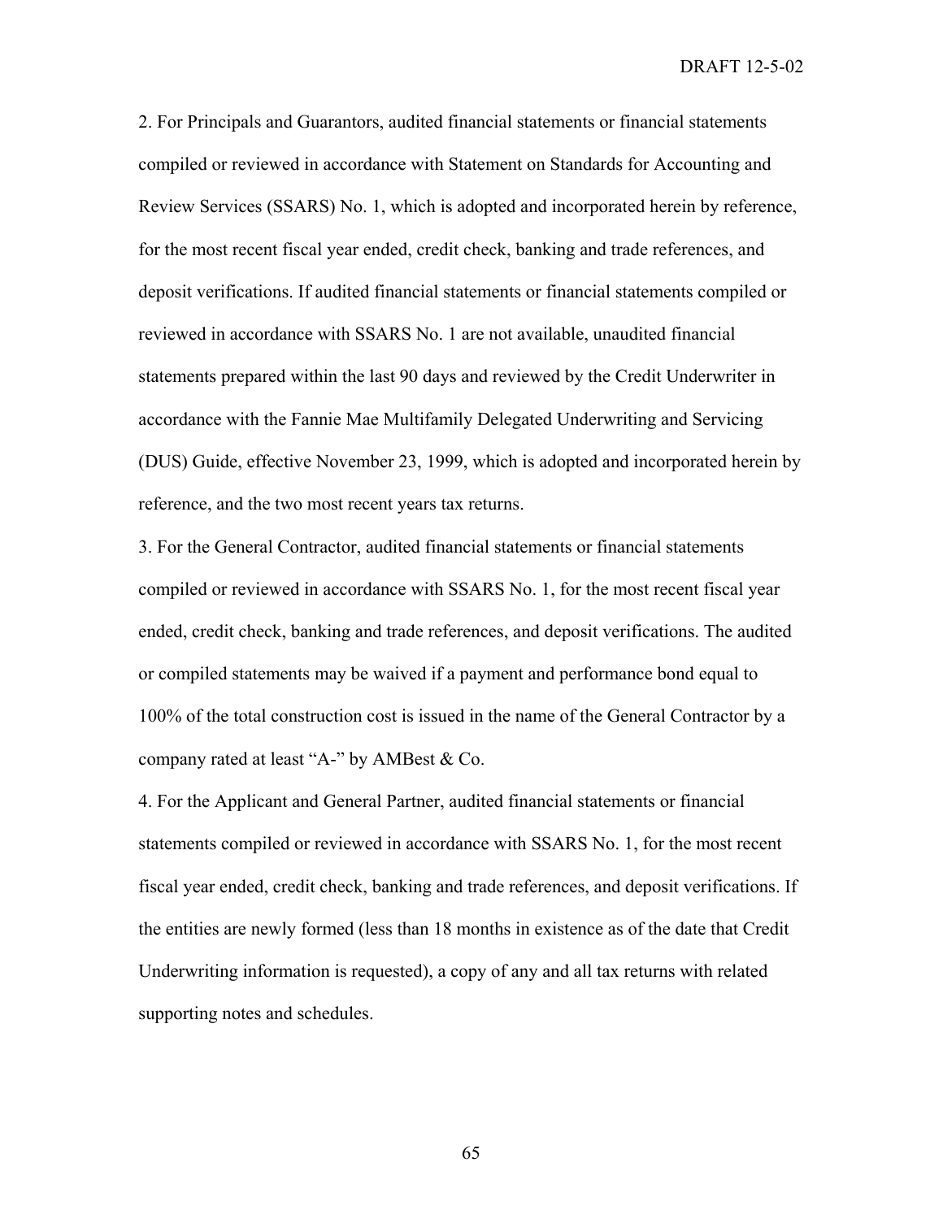2. For Principals and Guarantors, audited financial statements or financial statements compiled or reviewed in accordance with Statement on Standards for Accounting and Review Services (SSARS) No. 1, which is adopted and incorporated herein by reference, for the most recent fiscal year ended, credit check, banking and trade references, and deposit verifications. If audited financial statements or financial statements compiled or reviewed in accordance with SSARS No. 1 are not available, unaudited financial statements prepared within the last 90 days and reviewed by the Credit Underwriter in accordance with the Fannie Mae Multifamily Delegated Underwriting and Servicing (DUS) Guide, effective November 23, 1999, which is adopted and incorporated herein by reference, and the two most recent years tax returns.

3. For the General Contractor, audited financial statements or financial statements compiled or reviewed in accordance with SSARS No. 1, for the most recent fiscal year ended, credit check, banking and trade references, and deposit verifications. The audited or compiled statements may be waived if a payment and performance bond equal to 100% of the total construction cost is issued in the name of the General Contractor by a company rated at least "A-" by AMBest & Co.

4. For the Applicant and General Partner, audited financial statements or financial statements compiled or reviewed in accordance with SSARS No. 1, for the most recent fiscal year ended, credit check, banking and trade references, and deposit verifications. If the entities are newly formed (less than 18 months in existence as of the date that Credit Underwriting information is requested), a copy of any and all tax returns with related supporting notes and schedules.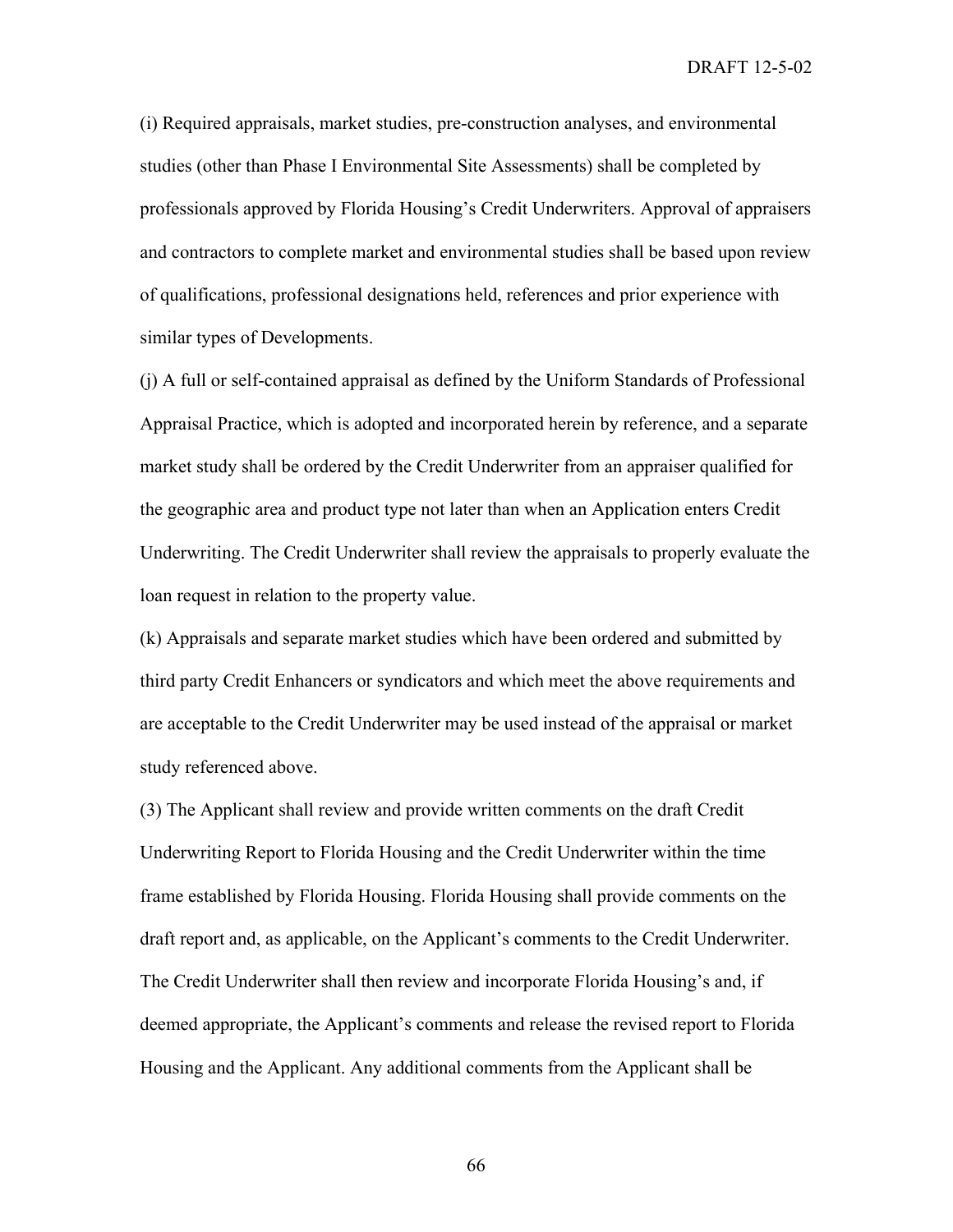(i) Required appraisals, market studies, pre-construction analyses, and environmental studies (other than Phase I Environmental Site Assessments) shall be completed by professionals approved by Florida Housing's Credit Underwriters. Approval of appraisers and contractors to complete market and environmental studies shall be based upon review of qualifications, professional designations held, references and prior experience with similar types of Developments.

(j) A full or self-contained appraisal as defined by the Uniform Standards of Professional Appraisal Practice, which is adopted and incorporated herein by reference, and a separate market study shall be ordered by the Credit Underwriter from an appraiser qualified for the geographic area and product type not later than when an Application enters Credit Underwriting. The Credit Underwriter shall review the appraisals to properly evaluate the loan request in relation to the property value.

(k) Appraisals and separate market studies which have been ordered and submitted by third party Credit Enhancers or syndicators and which meet the above requirements and are acceptable to the Credit Underwriter may be used instead of the appraisal or market study referenced above.

(3) The Applicant shall review and provide written comments on the draft Credit Underwriting Report to Florida Housing and the Credit Underwriter within the time frame established by Florida Housing. Florida Housing shall provide comments on the draft report and, as applicable, on the Applicant's comments to the Credit Underwriter. The Credit Underwriter shall then review and incorporate Florida Housing's and, if deemed appropriate, the Applicant's comments and release the revised report to Florida Housing and the Applicant. Any additional comments from the Applicant shall be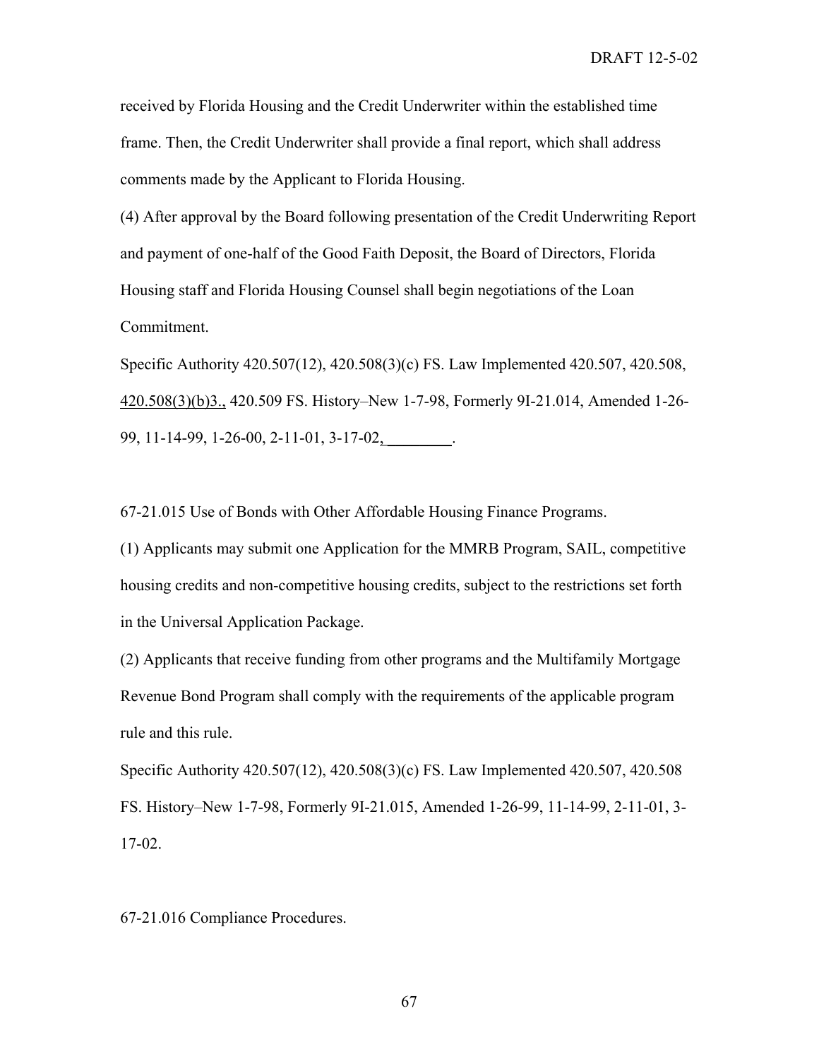received by Florida Housing and the Credit Underwriter within the established time frame. Then, the Credit Underwriter shall provide a final report, which shall address comments made by the Applicant to Florida Housing.

(4) After approval by the Board following presentation of the Credit Underwriting Report and payment of one-half of the Good Faith Deposit, the Board of Directors, Florida Housing staff and Florida Housing Counsel shall begin negotiations of the Loan Commitment.

Specific Authority 420.507(12), 420.508(3)(c) FS. Law Implemented 420.507, 420.508, <u>420.508(3)(b)3.,</u> 420.509 FS. History–New 1-7-98, Formerly 9I-21.014, Amended 1-26-99, 11-14-99, 1-26-00, 2-11-01, 3-17-02<u>, ________</u>.

67-21.015 Use of Bonds with Other Affordable Housing Finance Programs.

(1) Applicants may submit one Application for the MMRB Program, SAIL, competitive housing credits and non-competitive housing credits, subject to the restrictions set forth in the Universal Application Package.

(2) Applicants that receive funding from other programs and the Multifamily Mortgage Revenue Bond Program shall comply with the requirements of the applicable program rule and this rule.

Specific Authority 420.507(12), 420.508(3)(c) FS. Law Implemented 420.507, 420.508 FS. History–New 1-7-98, Formerly 9I-21.015, Amended 1-26-99, 11-14-99, 2-11-01, 3-17-02.

67-21.016 Compliance Procedures.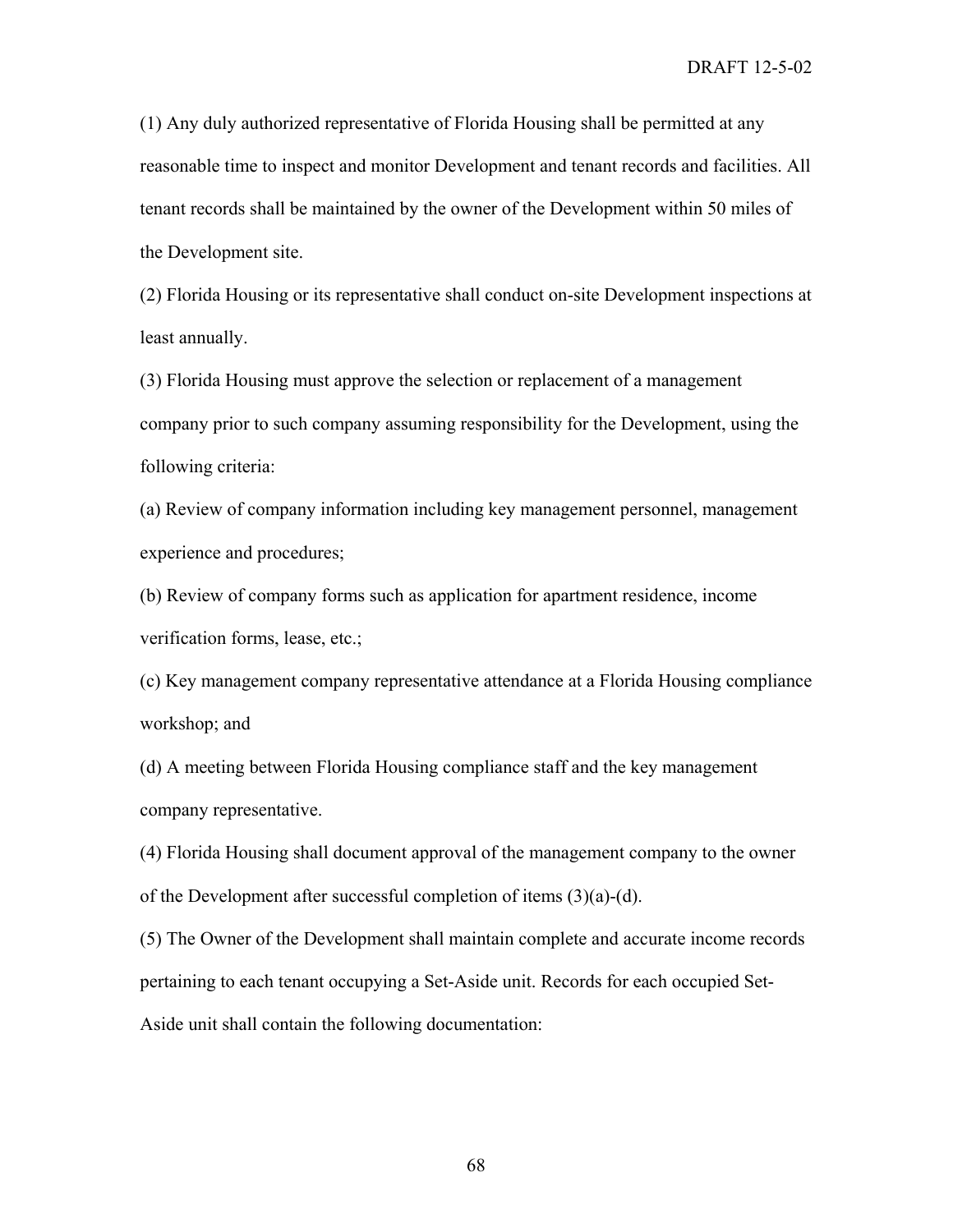(1) Any duly authorized representative of Florida Housing shall be permitted at any reasonable time to inspect and monitor Development and tenant records and facilities. All tenant records shall be maintained by the owner of the Development within 50 miles of the Development site.

(2) Florida Housing or its representative shall conduct on-site Development inspections at least annually.

(3) Florida Housing must approve the selection or replacement of a management company prior to such company assuming responsibility for the Development, using the following criteria:

(a) Review of company information including key management personnel, management experience and procedures;

(b) Review of company forms such as application for apartment residence, income verification forms, lease, etc.;

(c) Key management company representative attendance at a Florida Housing compliance workshop; and

(d) A meeting between Florida Housing compliance staff and the key management company representative.

(4) Florida Housing shall document approval of the management company to the owner of the Development after successful completion of items (3)(a)-(d).

(5) The Owner of the Development shall maintain complete and accurate income records pertaining to each tenant occupying a Set-Aside unit. Records for each occupied Set-Aside unit shall contain the following documentation: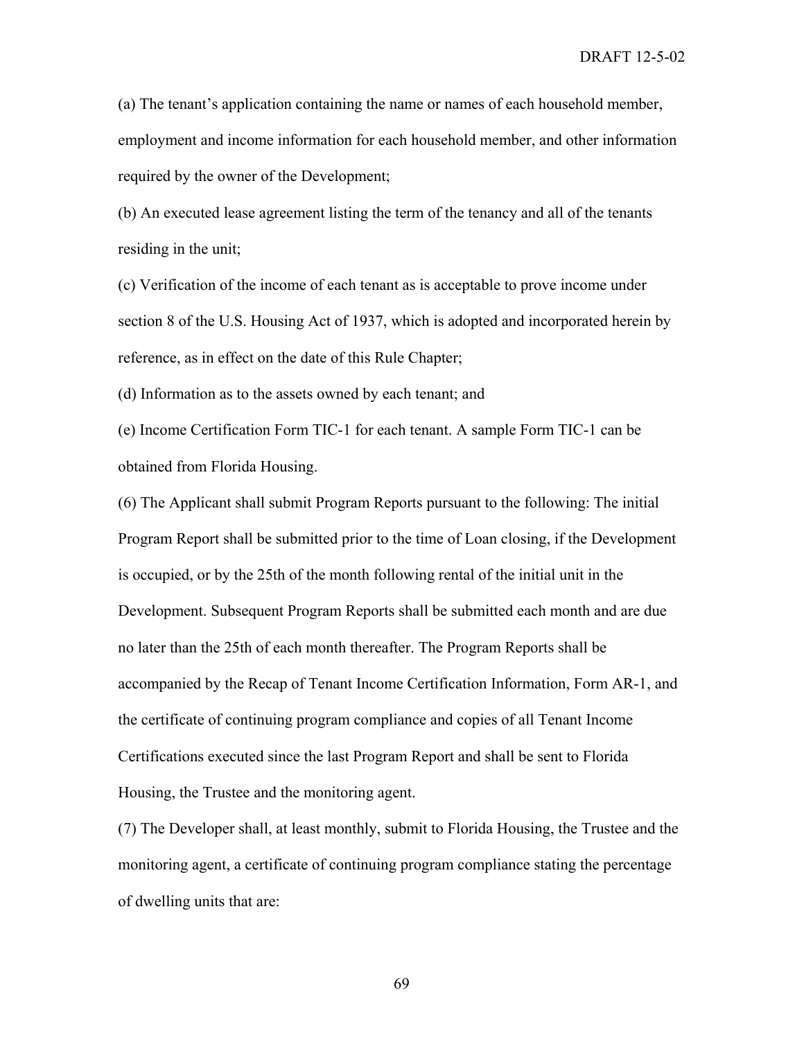(a) The tenant's application containing the name or names of each household member, employment and income information for each household member, and other information required by the owner of the Development;

(b) An executed lease agreement listing the term of the tenancy and all of the tenants residing in the unit;

(c) Verification of the income of each tenant as is acceptable to prove income under section 8 of the U.S. Housing Act of 1937, which is adopted and incorporated herein by reference, as in effect on the date of this Rule Chapter;

(d) Information as to the assets owned by each tenant; and

(e) Income Certification Form TIC-1 for each tenant. A sample Form TIC-1 can be obtained from Florida Housing.

(6) The Applicant shall submit Program Reports pursuant to the following: The initial Program Report shall be submitted prior to the time of Loan closing, if the Development is occupied, or by the 25th of the month following rental of the initial unit in the Development. Subsequent Program Reports shall be submitted each month and are due no later than the 25th of each month thereafter. The Program Reports shall be accompanied by the Recap of Tenant Income Certification Information, Form AR-1, and the certificate of continuing program compliance and copies of all Tenant Income Certifications executed since the last Program Report and shall be sent to Florida Housing, the Trustee and the monitoring agent.

(7) The Developer shall, at least monthly, submit to Florida Housing, the Trustee and the monitoring agent, a certificate of continuing program compliance stating the percentage of dwelling units that are: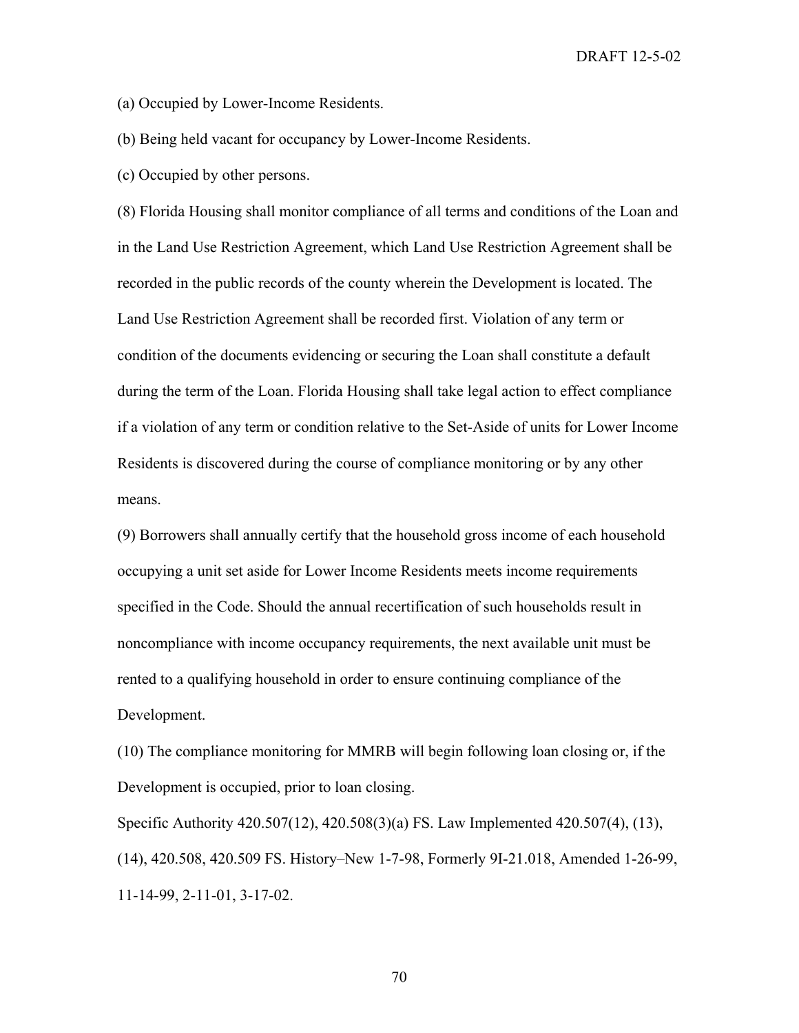(a) Occupied by Lower-Income Residents.

(b) Being held vacant for occupancy by Lower-Income Residents.

(c) Occupied by other persons.

(8) Florida Housing shall monitor compliance of all terms and conditions of the Loan and in the Land Use Restriction Agreement, which Land Use Restriction Agreement shall be recorded in the public records of the county wherein the Development is located. The Land Use Restriction Agreement shall be recorded first. Violation of any term or condition of the documents evidencing or securing the Loan shall constitute a default during the term of the Loan. Florida Housing shall take legal action to effect compliance if a violation of any term or condition relative to the Set-Aside of units for Lower Income Residents is discovered during the course of compliance monitoring or by any other means.

(9) Borrowers shall annually certify that the household gross income of each household occupying a unit set aside for Lower Income Residents meets income requirements specified in the Code. Should the annual recertification of such households result in noncompliance with income occupancy requirements, the next available unit must be rented to a qualifying household in order to ensure continuing compliance of the Development.

(10) The compliance monitoring for MMRB will begin following loan closing or, if the Development is occupied, prior to loan closing.

Specific Authority 420.507(12), 420.508(3)(a) FS. Law Implemented 420.507(4), (13), (14), 420.508, 420.509 FS. History–New 1-7-98, Formerly 9I-21.018, Amended 1-26-99, 11-14-99, 2-11-01, 3-17-02.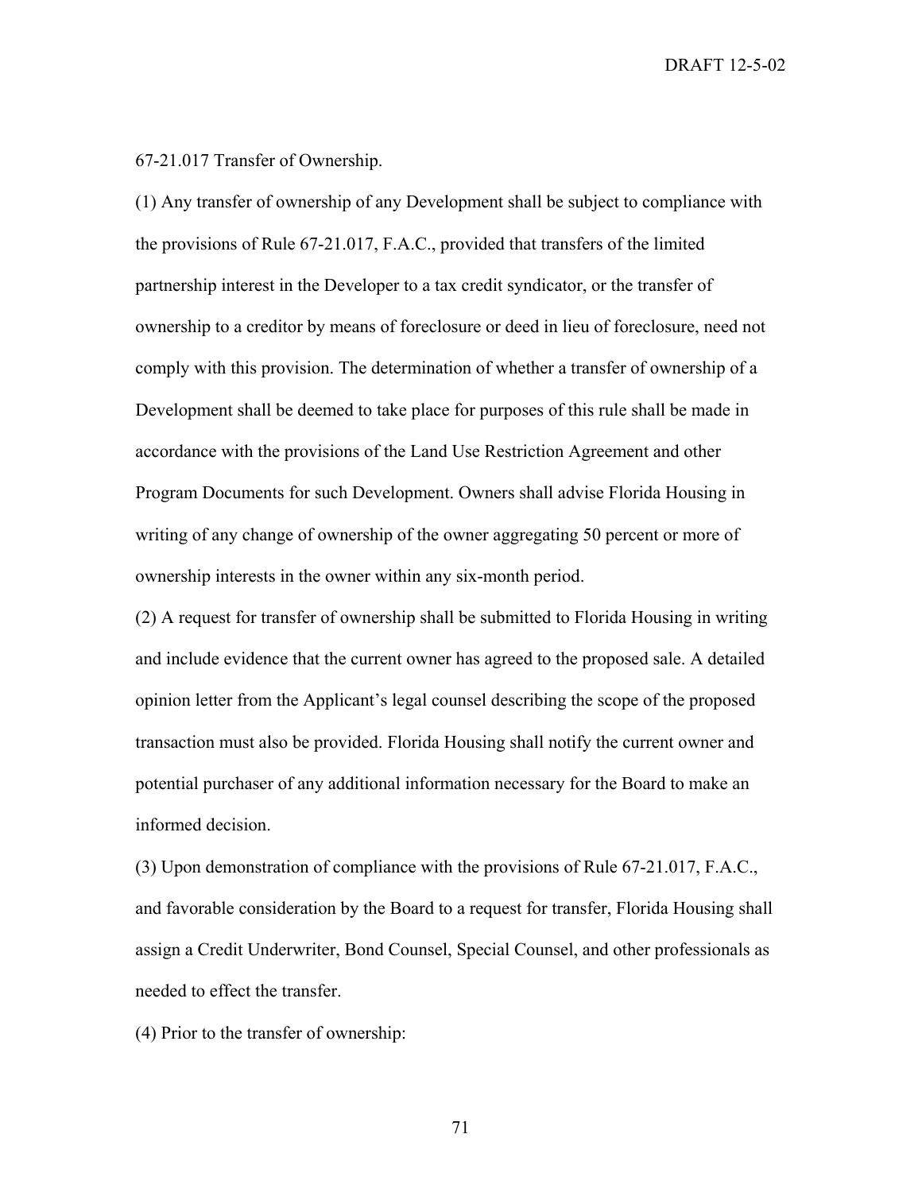67-21.017 Transfer of Ownership.

(1) Any transfer of ownership of any Development shall be subject to compliance with the provisions of Rule 67-21.017, F.A.C., provided that transfers of the limited partnership interest in the Developer to a tax credit syndicator, or the transfer of ownership to a creditor by means of foreclosure or deed in lieu of foreclosure, need not comply with this provision. The determination of whether a transfer of ownership of a Development shall be deemed to take place for purposes of this rule shall be made in accordance with the provisions of the Land Use Restriction Agreement and other Program Documents for such Development. Owners shall advise Florida Housing in writing of any change of ownership of the owner aggregating 50 percent or more of ownership interests in the owner within any six-month period.

(2) A request for transfer of ownership shall be submitted to Florida Housing in writing and include evidence that the current owner has agreed to the proposed sale. A detailed opinion letter from the Applicant's legal counsel describing the scope of the proposed transaction must also be provided. Florida Housing shall notify the current owner and potential purchaser of any additional information necessary for the Board to make an informed decision.

(3) Upon demonstration of compliance with the provisions of Rule 67-21.017, F.A.C., and favorable consideration by the Board to a request for transfer, Florida Housing shall assign a Credit Underwriter, Bond Counsel, Special Counsel, and other professionals as needed to effect the transfer.

(4) Prior to the transfer of ownership: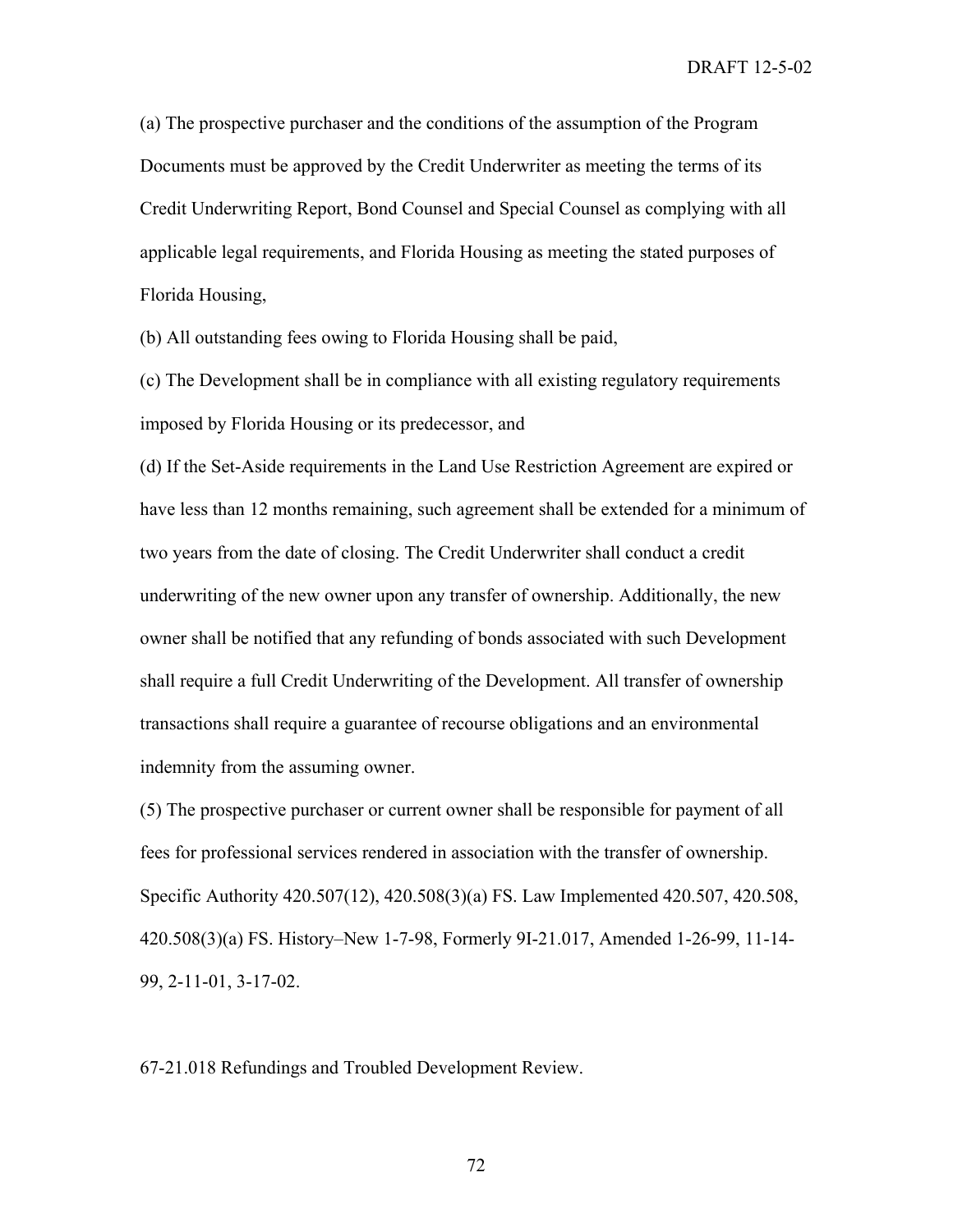(a) The prospective purchaser and the conditions of the assumption of the Program Documents must be approved by the Credit Underwriter as meeting the terms of its Credit Underwriting Report, Bond Counsel and Special Counsel as complying with all applicable legal requirements, and Florida Housing as meeting the stated purposes of Florida Housing,

(b) All outstanding fees owing to Florida Housing shall be paid,

(c) The Development shall be in compliance with all existing regulatory requirements imposed by Florida Housing or its predecessor, and

(d) If the Set-Aside requirements in the Land Use Restriction Agreement are expired or have less than 12 months remaining, such agreement shall be extended for a minimum of two years from the date of closing. The Credit Underwriter shall conduct a credit underwriting of the new owner upon any transfer of ownership. Additionally, the new owner shall be notified that any refunding of bonds associated with such Development shall require a full Credit Underwriting of the Development. All transfer of ownership transactions shall require a guarantee of recourse obligations and an environmental indemnity from the assuming owner.

(5) The prospective purchaser or current owner shall be responsible for payment of all fees for professional services rendered in association with the transfer of ownership. Specific Authority 420.507(12), 420.508(3)(a) FS. Law Implemented 420.507, 420.508, 420.508(3)(a) FS. History–New 1-7-98, Formerly 9I-21.017, Amended 1-26-99, 11-14-99, 2-11-01, 3-17-02.

67-21.018 Refundings and Troubled Development Review.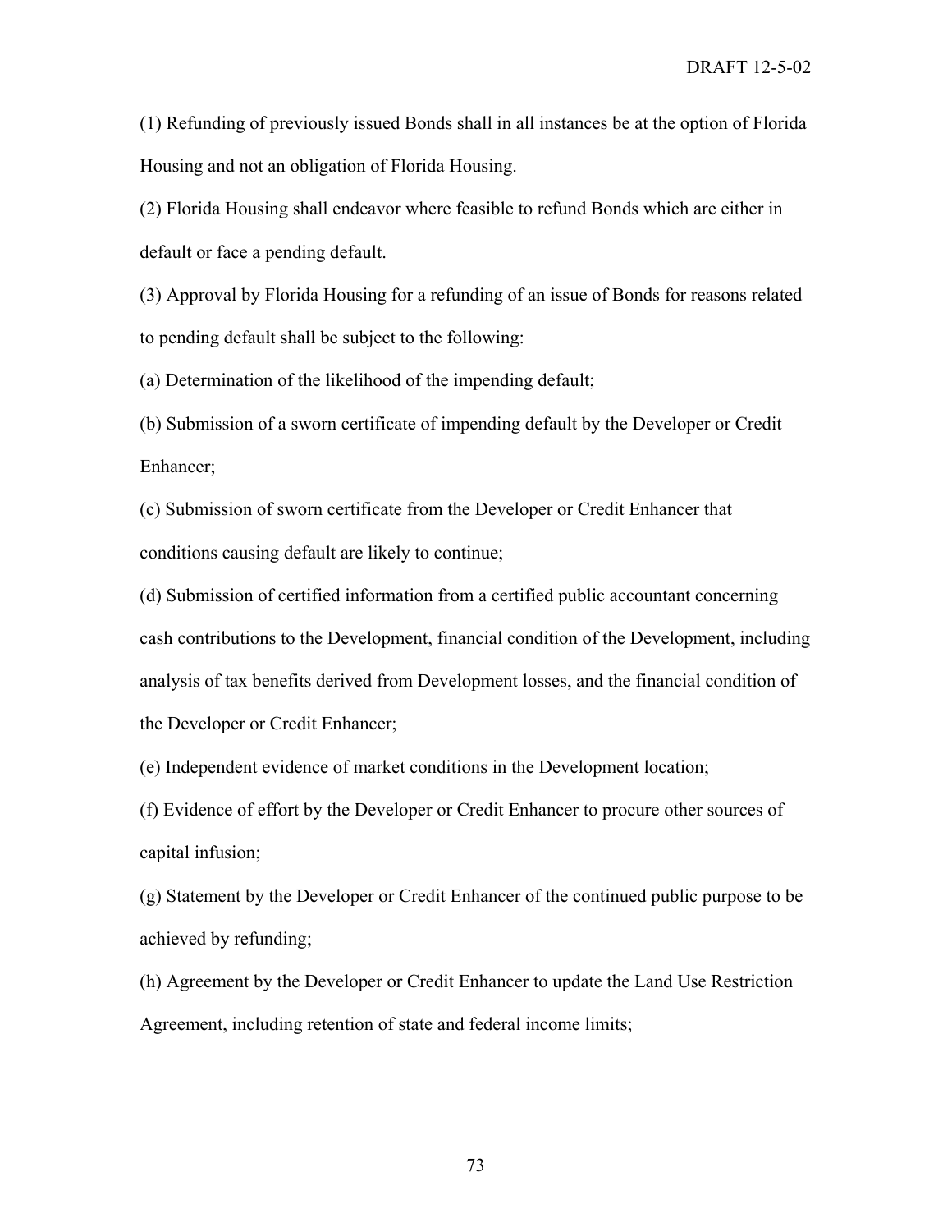(1) Refunding of previously issued Bonds shall in all instances be at the option of Florida Housing and not an obligation of Florida Housing.

(2) Florida Housing shall endeavor where feasible to refund Bonds which are either in default or face a pending default.

(3) Approval by Florida Housing for a refunding of an issue of Bonds for reasons related to pending default shall be subject to the following:

(a) Determination of the likelihood of the impending default;

(b) Submission of a sworn certificate of impending default by the Developer or Credit Enhancer;

(c) Submission of sworn certificate from the Developer or Credit Enhancer that conditions causing default are likely to continue;

(d) Submission of certified information from a certified public accountant concerning cash contributions to the Development, financial condition of the Development, including analysis of tax benefits derived from Development losses, and the financial condition of the Developer or Credit Enhancer;

(e) Independent evidence of market conditions in the Development location;

(f) Evidence of effort by the Developer or Credit Enhancer to procure other sources of capital infusion;

(g) Statement by the Developer or Credit Enhancer of the continued public purpose to be achieved by refunding;

(h) Agreement by the Developer or Credit Enhancer to update the Land Use Restriction Agreement, including retention of state and federal income limits;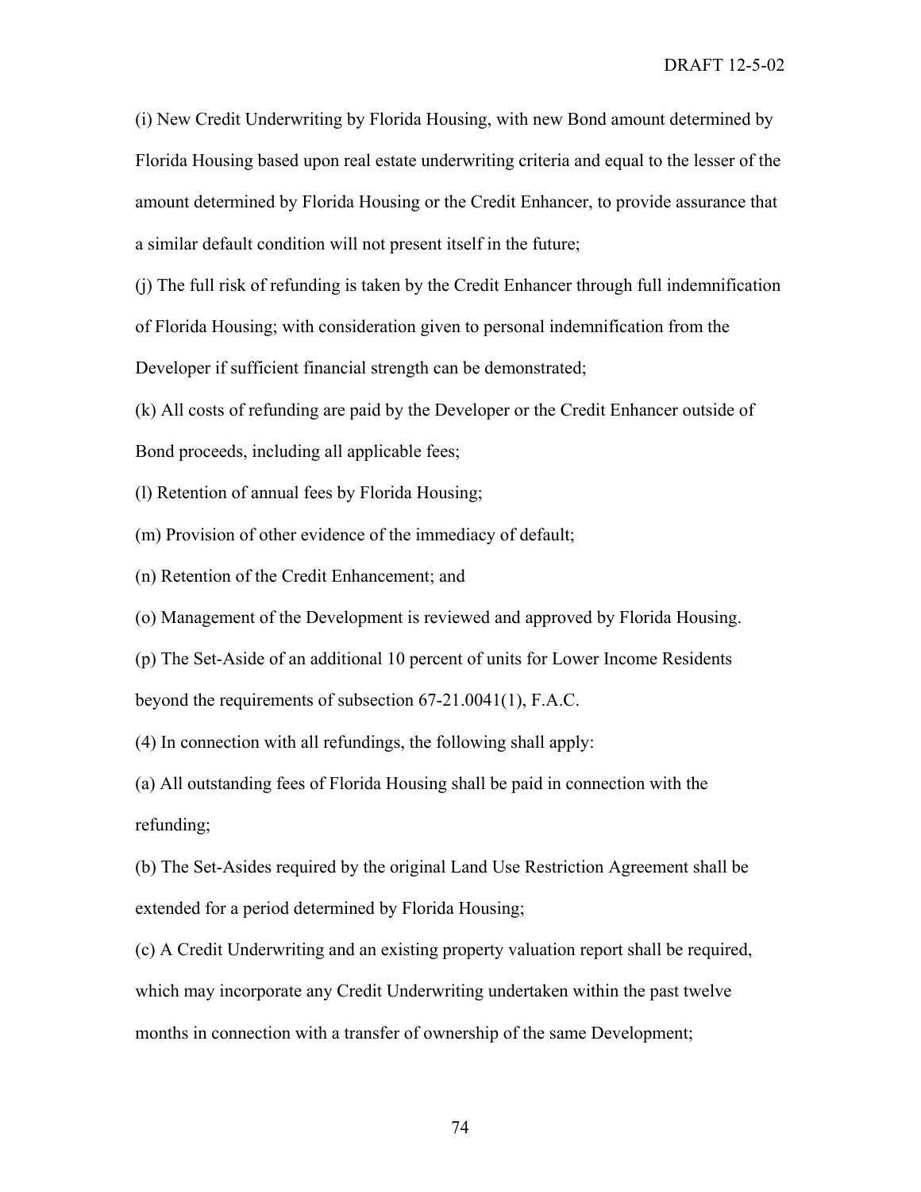(i) New Credit Underwriting by Florida Housing, with new Bond amount determined by Florida Housing based upon real estate underwriting criteria and equal to the lesser of the amount determined by Florida Housing or the Credit Enhancer, to provide assurance that a similar default condition will not present itself in the future;

(j) The full risk of refunding is taken by the Credit Enhancer through full indemnification of Florida Housing; with consideration given to personal indemnification from the Developer if sufficient financial strength can be demonstrated;

(k) All costs of refunding are paid by the Developer or the Credit Enhancer outside of Bond proceeds, including all applicable fees;

(l) Retention of annual fees by Florida Housing;

(m) Provision of other evidence of the immediacy of default;

(n) Retention of the Credit Enhancement; and

(o) Management of the Development is reviewed and approved by Florida Housing.

(p) The Set-Aside of an additional 10 percent of units for Lower Income Residents beyond the requirements of subsection 67-21.0041(1), F.A.C.

(4) In connection with all refundings, the following shall apply:

(a) All outstanding fees of Florida Housing shall be paid in connection with the refunding;

(b) The Set-Asides required by the original Land Use Restriction Agreement shall be extended for a period determined by Florida Housing;

(c) A Credit Underwriting and an existing property valuation report shall be required, which may incorporate any Credit Underwriting undertaken within the past twelve months in connection with a transfer of ownership of the same Development;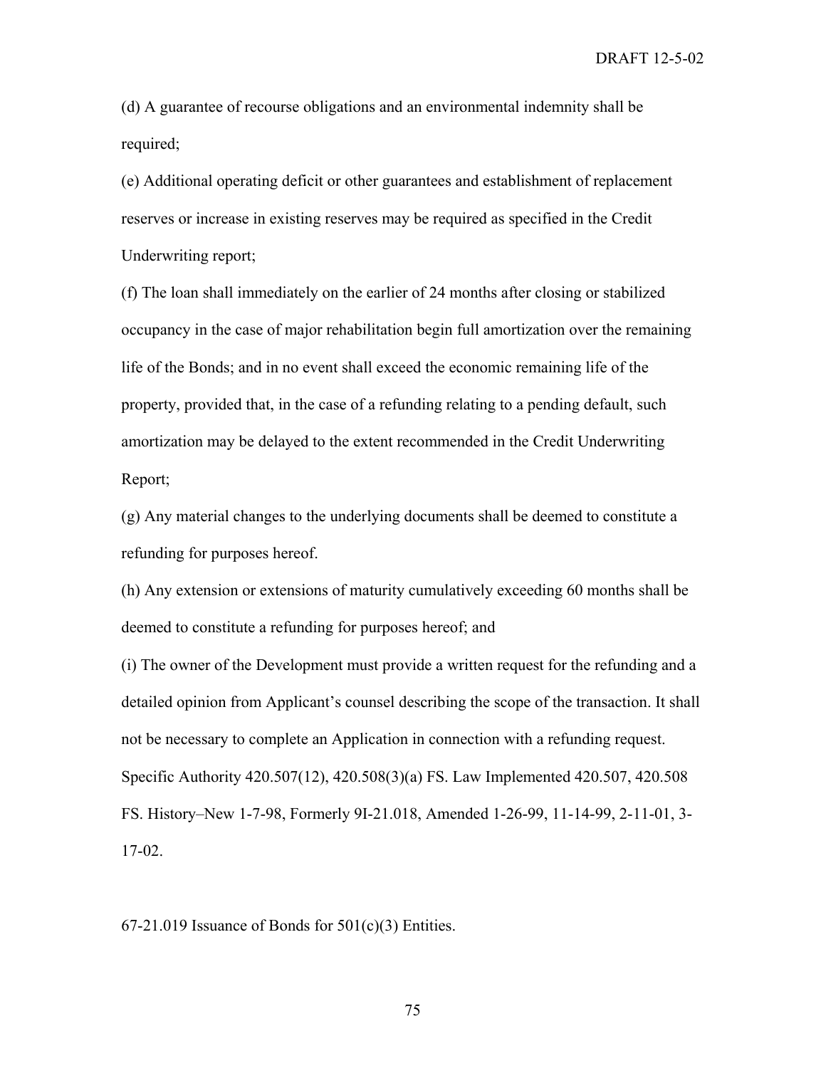(d) A guarantee of recourse obligations and an environmental indemnity shall be required;

(e) Additional operating deficit or other guarantees and establishment of replacement reserves or increase in existing reserves may be required as specified in the Credit Underwriting report;

(f) The loan shall immediately on the earlier of 24 months after closing or stabilized occupancy in the case of major rehabilitation begin full amortization over the remaining life of the Bonds; and in no event shall exceed the economic remaining life of the property, provided that, in the case of a refunding relating to a pending default, such amortization may be delayed to the extent recommended in the Credit Underwriting Report;

(g) Any material changes to the underlying documents shall be deemed to constitute a refunding for purposes hereof.

(h) Any extension or extensions of maturity cumulatively exceeding 60 months shall be deemed to constitute a refunding for purposes hereof; and

(i) The owner of the Development must provide a written request for the refunding and a detailed opinion from Applicant's counsel describing the scope of the transaction. It shall not be necessary to complete an Application in connection with a refunding request.

Specific Authority 420.507(12), 420.508(3)(a) FS. Law Implemented 420.507, 420.508 FS. History–New 1-7-98, Formerly 9I-21.018, Amended 1-26-99, 11-14-99, 2-11-01, 3-17-02.

67-21.019 Issuance of Bonds for 501(c)(3) Entities.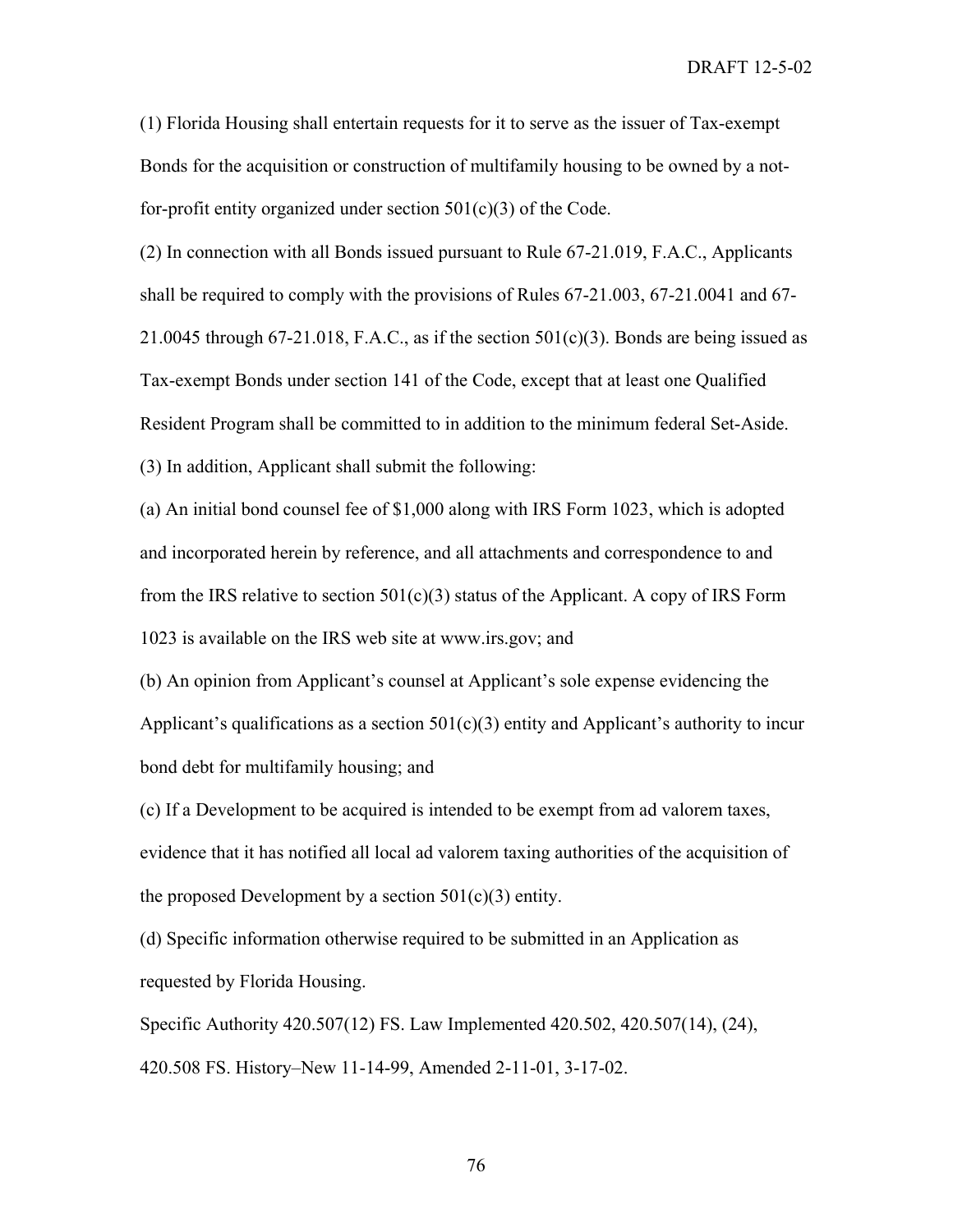(1) Florida Housing shall entertain requests for it to serve as the issuer of Tax-exempt Bonds for the acquisition or construction of multifamily housing to be owned by a not-for-profit entity organized under section 501(c)(3) of the Code.

(2) In connection with all Bonds issued pursuant to Rule 67-21.019, F.A.C., Applicants shall be required to comply with the provisions of Rules 67-21.003, 67-21.0041 and 67-21.0045 through 67-21.018, F.A.C., as if the section 501(c)(3). Bonds are being issued as Tax-exempt Bonds under section 141 of the Code, except that at least one Qualified Resident Program shall be committed to in addition to the minimum federal Set-Aside.

(3) In addition, Applicant shall submit the following:

(a) An initial bond counsel fee of $1,000 along with IRS Form 1023, which is adopted and incorporated herein by reference, and all attachments and correspondence to and from the IRS relative to section 501(c)(3) status of the Applicant. A copy of IRS Form 1023 is available on the IRS web site at www.irs.gov; and

(b) An opinion from Applicant's counsel at Applicant's sole expense evidencing the Applicant's qualifications as a section 501(c)(3) entity and Applicant's authority to incur bond debt for multifamily housing; and

(c) If a Development to be acquired is intended to be exempt from ad valorem taxes, evidence that it has notified all local ad valorem taxing authorities of the acquisition of the proposed Development by a section 501(c)(3) entity.

(d) Specific information otherwise required to be submitted in an Application as requested by Florida Housing.

Specific Authority 420.507(12) FS. Law Implemented 420.502, 420.507(14), (24), 420.508 FS. History–New 11-14-99, Amended 2-11-01, 3-17-02.